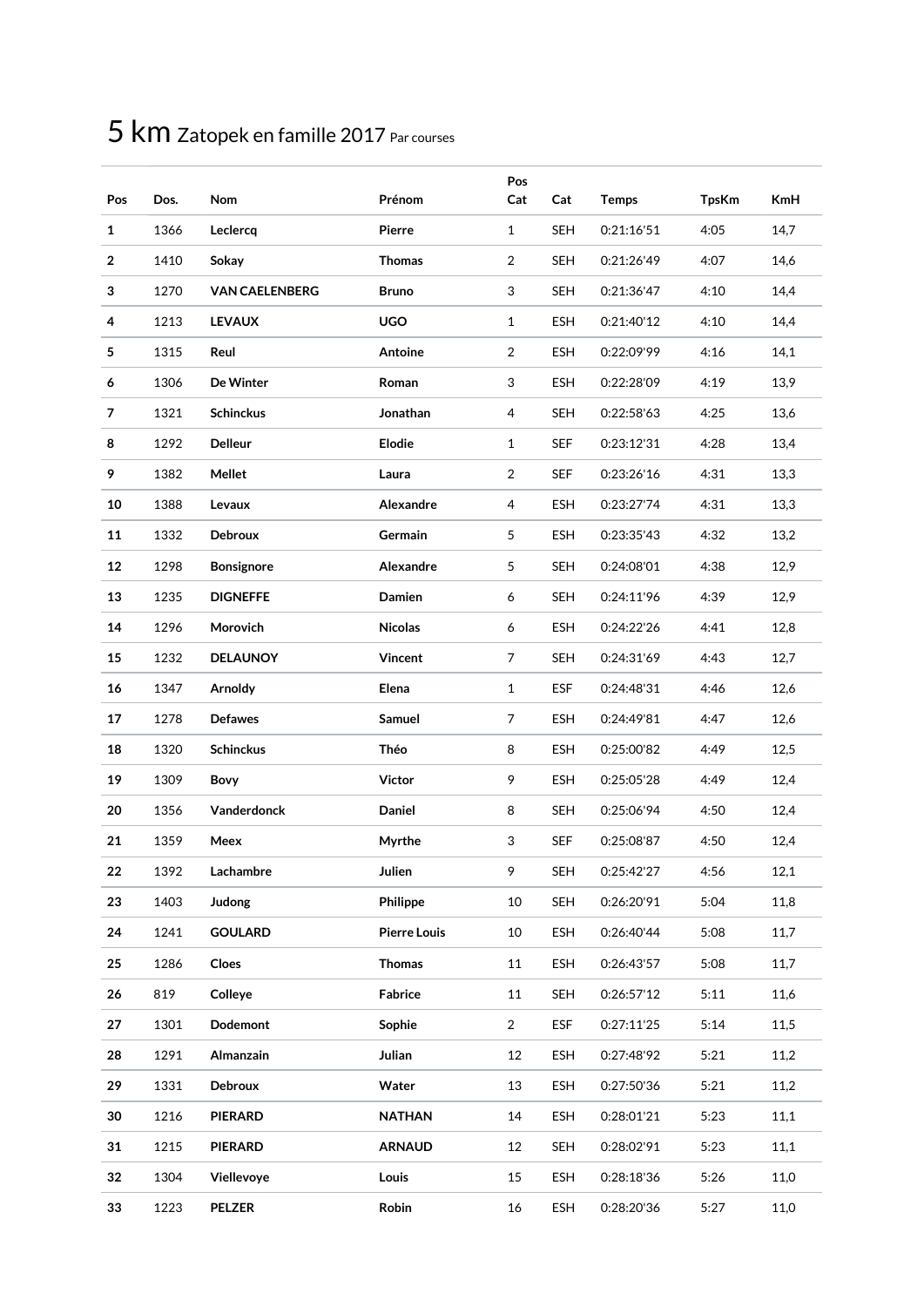# 5 km Zatopek en famille 2017 Par courses

| Pos | Dos. | Nom | Prénom | Pos Cat | Cat | Temps | TpsKm | KmH |
|---|---|---|---|---|---|---|---|---|
| **1** | 1366 | **Leclercq** | **Pierre** | 1 | SEH | 0:21:16'51 | 4:05 | 14,7 |
| **2** | 1410 | **Sokay** | **Thomas** | 2 | SEH | 0:21:26'49 | 4:07 | 14,6 |
| **3** | 1270 | **VAN CAELENBERG** | **Bruno** | 3 | SEH | 0:21:36'47 | 4:10 | 14,4 |
| **4** | 1213 | **LEVAUX** | **UGO** | 1 | ESH | 0:21:40'12 | 4:10 | 14,4 |
| **5** | 1315 | **Reul** | **Antoine** | 2 | ESH | 0:22:09'99 | 4:16 | 14,1 |
| **6** | 1306 | **De Winter** | **Roman** | 3 | ESH | 0:22:28'09 | 4:19 | 13,9 |
| **7** | 1321 | **Schinckus** | **Jonathan** | 4 | SEH | 0:22:58'63 | 4:25 | 13,6 |
| **8** | 1292 | **Delleur** | **Elodie** | 1 | SEF | 0:23:12'31 | 4:28 | 13,4 |
| **9** | 1382 | **Mellet** | **Laura** | 2 | SEF | 0:23:26'16 | 4:31 | 13,3 |
| **10** | 1388 | **Levaux** | **Alexandre** | 4 | ESH | 0:23:27'74 | 4:31 | 13,3 |
| **11** | 1332 | **Debroux** | **Germain** | 5 | ESH | 0:23:35'43 | 4:32 | 13,2 |
| **12** | 1298 | **Bonsignore** | **Alexandre** | 5 | SEH | 0:24:08'01 | 4:38 | 12,9 |
| **13** | 1235 | **DIGNEFFE** | **Damien** | 6 | SEH | 0:24:11'96 | 4:39 | 12,9 |
| **14** | 1296 | **Morovich** | **Nicolas** | 6 | ESH | 0:24:22'26 | 4:41 | 12,8 |
| **15** | 1232 | **DELAUNOY** | **Vincent** | 7 | SEH | 0:24:31'69 | 4:43 | 12,7 |
| **16** | 1347 | **Arnoldy** | **Elena** | 1 | ESF | 0:24:48'31 | 4:46 | 12,6 |
| **17** | 1278 | **Defawes** | **Samuel** | 7 | ESH | 0:24:49'81 | 4:47 | 12,6 |
| **18** | 1320 | **Schinckus** | **Théo** | 8 | ESH | 0:25:00'82 | 4:49 | 12,5 |
| **19** | 1309 | **Bovy** | **Victor** | 9 | ESH | 0:25:05'28 | 4:49 | 12,4 |
| **20** | 1356 | **Vanderdonck** | **Daniel** | 8 | SEH | 0:25:06'94 | 4:50 | 12,4 |
| **21** | 1359 | **Meex** | **Myrthe** | 3 | SEF | 0:25:08'87 | 4:50 | 12,4 |
| **22** | 1392 | **Lachambre** | **Julien** | 9 | SEH | 0:25:42'27 | 4:56 | 12,1 |
| **23** | 1403 | **Judong** | **Philippe** | 10 | SEH | 0:26:20'91 | 5:04 | 11,8 |
| **24** | 1241 | **GOULARD** | **Pierre Louis** | 10 | ESH | 0:26:40'44 | 5:08 | 11,7 |
| **25** | 1286 | **Cloes** | **Thomas** | 11 | ESH | 0:26:43'57 | 5:08 | 11,7 |
| **26** | 819 | **Colleye** | **Fabrice** | 11 | SEH | 0:26:57'12 | 5:11 | 11,6 |
| **27** | 1301 | **Dodemont** | **Sophie** | 2 | ESF | 0:27:11'25 | 5:14 | 11,5 |
| **28** | 1291 | **Almanzain** | **Julian** | 12 | ESH | 0:27:48'92 | 5:21 | 11,2 |
| **29** | 1331 | **Debroux** | **Water** | 13 | ESH | 0:27:50'36 | 5:21 | 11,2 |
| **30** | 1216 | **PIERARD** | **NATHAN** | 14 | ESH | 0:28:01'21 | 5:23 | 11,1 |
| **31** | 1215 | **PIERARD** | **ARNAUD** | 12 | SEH | 0:28:02'91 | 5:23 | 11,1 |
| **32** | 1304 | **Viellevoye** | **Louis** | 15 | ESH | 0:28:18'36 | 5:26 | 11,0 |
| **33** | 1223 | **PELZER** | **Robin** | 16 | ESH | 0:28:20'36 | 5:27 | 11,0 |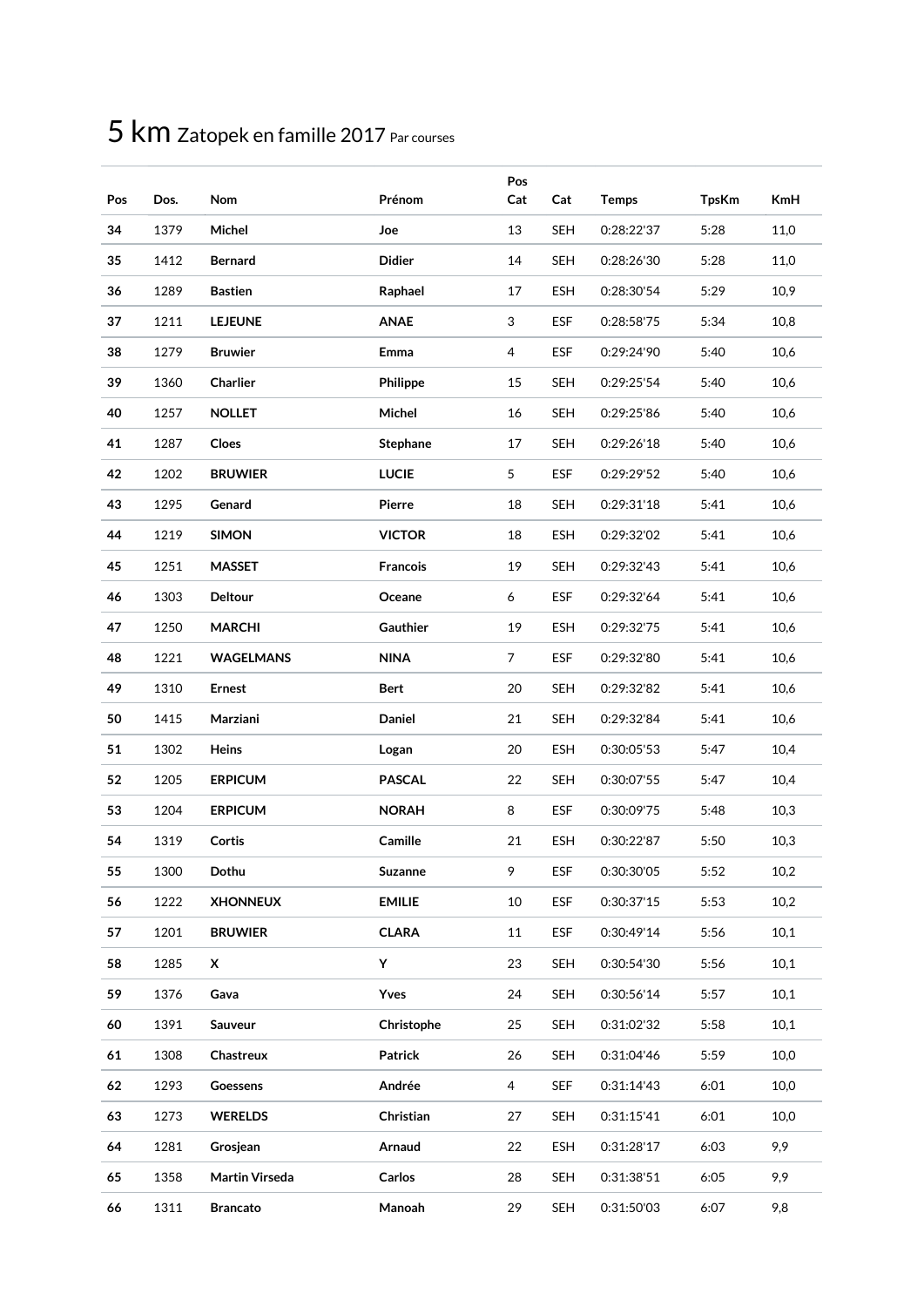# 5 km Zatopek en famille 2017 Par courses

| Pos | Dos. | Nom | Prénom | Pos Cat | Cat | Temps | TpsKm | KmH |
|---|---|---|---|---|---|---|---|---|
| **34** | 1379 | **Michel** | **Joe** | 13 | SEH | 0:28:22'37 | 5:28 | 11,0 |
| **35** | 1412 | **Bernard** | **Didier** | 14 | SEH | 0:28:26'30 | 5:28 | 11,0 |
| **36** | 1289 | **Bastien** | **Raphael** | 17 | ESH | 0:28:30'54 | 5:29 | 10,9 |
| **37** | 1211 | **LEJEUNE** | **ANAE** | 3 | ESF | 0:28:58'75 | 5:34 | 10,8 |
| **38** | 1279 | **Bruwier** | **Emma** | 4 | ESF | 0:29:24'90 | 5:40 | 10,6 |
| **39** | 1360 | **Charlier** | **Philippe** | 15 | SEH | 0:29:25'54 | 5:40 | 10,6 |
| **40** | 1257 | **NOLLET** | **Michel** | 16 | SEH | 0:29:25'86 | 5:40 | 10,6 |
| **41** | 1287 | **Cloes** | **Stephane** | 17 | SEH | 0:29:26'18 | 5:40 | 10,6 |
| **42** | 1202 | **BRUWIER** | **LUCIE** | 5 | ESF | 0:29:29'52 | 5:40 | 10,6 |
| **43** | 1295 | **Genard** | **Pierre** | 18 | SEH | 0:29:31'18 | 5:41 | 10,6 |
| **44** | 1219 | **SIMON** | **VICTOR** | 18 | ESH | 0:29:32'02 | 5:41 | 10,6 |
| **45** | 1251 | **MASSET** | **Francois** | 19 | SEH | 0:29:32'43 | 5:41 | 10,6 |
| **46** | 1303 | **Deltour** | **Oceane** | 6 | ESF | 0:29:32'64 | 5:41 | 10,6 |
| **47** | 1250 | **MARCHI** | **Gauthier** | 19 | ESH | 0:29:32'75 | 5:41 | 10,6 |
| **48** | 1221 | **WAGELMANS** | **NINA** | 7 | ESF | 0:29:32'80 | 5:41 | 10,6 |
| **49** | 1310 | **Ernest** | **Bert** | 20 | SEH | 0:29:32'82 | 5:41 | 10,6 |
| **50** | 1415 | **Marziani** | **Daniel** | 21 | SEH | 0:29:32'84 | 5:41 | 10,6 |
| **51** | 1302 | **Heins** | **Logan** | 20 | ESH | 0:30:05'53 | 5:47 | 10,4 |
| **52** | 1205 | **ERPICUM** | **PASCAL** | 22 | SEH | 0:30:07'55 | 5:47 | 10,4 |
| **53** | 1204 | **ERPICUM** | **NORAH** | 8 | ESF | 0:30:09'75 | 5:48 | 10,3 |
| **54** | 1319 | **Cortis** | **Camille** | 21 | ESH | 0:30:22'87 | 5:50 | 10,3 |
| **55** | 1300 | **Dothu** | **Suzanne** | 9 | ESF | 0:30:30'05 | 5:52 | 10,2 |
| **56** | 1222 | **XHONNEUX** | **EMILIE** | 10 | ESF | 0:30:37'15 | 5:53 | 10,2 |
| **57** | 1201 | **BRUWIER** | **CLARA** | 11 | ESF | 0:30:49'14 | 5:56 | 10,1 |
| **58** | 1285 | **X** | **Y** | 23 | SEH | 0:30:54'30 | 5:56 | 10,1 |
| **59** | 1376 | **Gava** | **Yves** | 24 | SEH | 0:30:56'14 | 5:57 | 10,1 |
| **60** | 1391 | **Sauveur** | **Christophe** | 25 | SEH | 0:31:02'32 | 5:58 | 10,1 |
| **61** | 1308 | **Chastreux** | **Patrick** | 26 | SEH | 0:31:04'46 | 5:59 | 10,0 |
| **62** | 1293 | **Goessens** | **Andrée** | 4 | SEF | 0:31:14'43 | 6:01 | 10,0 |
| **63** | 1273 | **WERELDS** | **Christian** | 27 | SEH | 0:31:15'41 | 6:01 | 10,0 |
| **64** | 1281 | **Grosjean** | **Arnaud** | 22 | ESH | 0:31:28'17 | 6:03 | 9,9 |
| **65** | 1358 | **Martin Virseda** | **Carlos** | 28 | SEH | 0:31:38'51 | 6:05 | 9,9 |
| **66** | 1311 | **Brancato** | **Manoah** | 29 | SEH | 0:31:50'03 | 6:07 | 9,8 |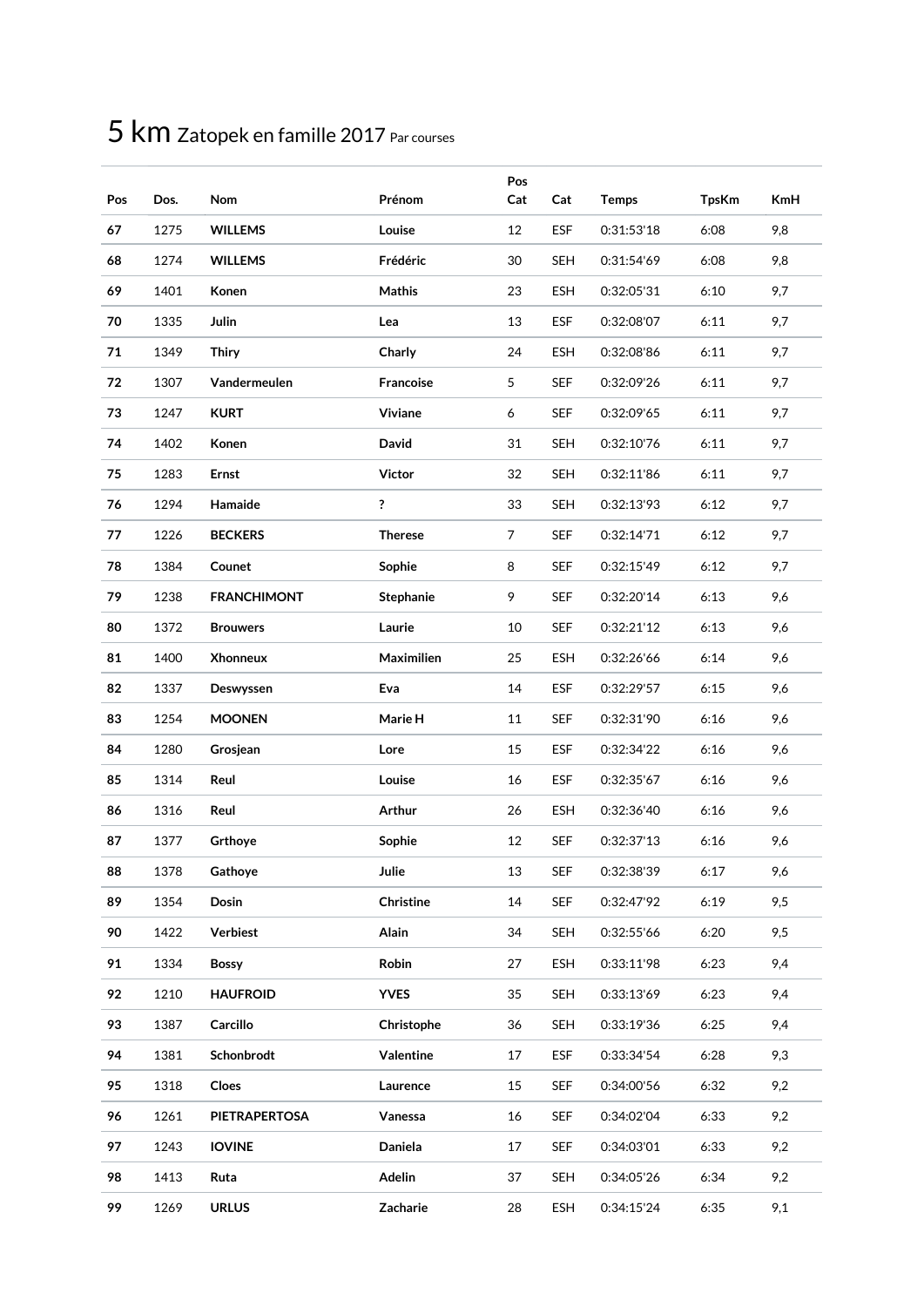# 5 km Zatopek en famille 2017 Par courses

| Pos | Dos. | Nom | Prénom | Pos Cat | Cat | Temps | TpsKm | KmH |
|---|---|---|---|---|---|---|---|---|
| **67** | 1275 | **WILLEMS** | **Louise** | 12 | ESF | 0:31:53'18 | 6:08 | 9,8 |
| **68** | 1274 | **WILLEMS** | **Frédéric** | 30 | SEH | 0:31:54'69 | 6:08 | 9,8 |
| **69** | 1401 | **Konen** | **Mathis** | 23 | ESH | 0:32:05'31 | 6:10 | 9,7 |
| **70** | 1335 | **Julin** | **Lea** | 13 | ESF | 0:32:08'07 | 6:11 | 9,7 |
| **71** | 1349 | **Thiry** | **Charly** | 24 | ESH | 0:32:08'86 | 6:11 | 9,7 |
| **72** | 1307 | **Vandermeulen** | **Francoise** | 5 | SEF | 0:32:09'26 | 6:11 | 9,7 |
| **73** | 1247 | **KURT** | **Viviane** | 6 | SEF | 0:32:09'65 | 6:11 | 9,7 |
| **74** | 1402 | **Konen** | **David** | 31 | SEH | 0:32:10'76 | 6:11 | 9,7 |
| **75** | 1283 | **Ernst** | **Victor** | 32 | SEH | 0:32:11'86 | 6:11 | 9,7 |
| **76** | 1294 | **Hamaide** | **?** | 33 | SEH | 0:32:13'93 | 6:12 | 9,7 |
| **77** | 1226 | **BECKERS** | **Therese** | 7 | SEF | 0:32:14'71 | 6:12 | 9,7 |
| **78** | 1384 | **Counet** | **Sophie** | 8 | SEF | 0:32:15'49 | 6:12 | 9,7 |
| **79** | 1238 | **FRANCHIMONT** | **Stephanie** | 9 | SEF | 0:32:20'14 | 6:13 | 9,6 |
| **80** | 1372 | **Brouwers** | **Laurie** | 10 | SEF | 0:32:21'12 | 6:13 | 9,6 |
| **81** | 1400 | **Xhonneux** | **Maximilien** | 25 | ESH | 0:32:26'66 | 6:14 | 9,6 |
| **82** | 1337 | **Deswyssen** | **Eva** | 14 | ESF | 0:32:29'57 | 6:15 | 9,6 |
| **83** | 1254 | **MOONEN** | **Marie H** | 11 | SEF | 0:32:31'90 | 6:16 | 9,6 |
| **84** | 1280 | **Grosjean** | **Lore** | 15 | ESF | 0:32:34'22 | 6:16 | 9,6 |
| **85** | 1314 | **Reul** | **Louise** | 16 | ESF | 0:32:35'67 | 6:16 | 9,6 |
| **86** | 1316 | **Reul** | **Arthur** | 26 | ESH | 0:32:36'40 | 6:16 | 9,6 |
| **87** | 1377 | **Grthoye** | **Sophie** | 12 | SEF | 0:32:37'13 | 6:16 | 9,6 |
| **88** | 1378 | **Gathoye** | **Julie** | 13 | SEF | 0:32:38'39 | 6:17 | 9,6 |
| **89** | 1354 | **Dosin** | **Christine** | 14 | SEF | 0:32:47'92 | 6:19 | 9,5 |
| **90** | 1422 | **Verbiest** | **Alain** | 34 | SEH | 0:32:55'66 | 6:20 | 9,5 |
| **91** | 1334 | **Bossy** | **Robin** | 27 | ESH | 0:33:11'98 | 6:23 | 9,4 |
| **92** | 1210 | **HAUFROID** | **YVES** | 35 | SEH | 0:33:13'69 | 6:23 | 9,4 |
| **93** | 1387 | **Carcillo** | **Christophe** | 36 | SEH | 0:33:19'36 | 6:25 | 9,4 |
| **94** | 1381 | **Schonbrodt** | **Valentine** | 17 | ESF | 0:33:34'54 | 6:28 | 9,3 |
| **95** | 1318 | **Cloes** | **Laurence** | 15 | SEF | 0:34:00'56 | 6:32 | 9,2 |
| **96** | 1261 | **PIETRAPERTOSA** | **Vanessa** | 16 | SEF | 0:34:02'04 | 6:33 | 9,2 |
| **97** | 1243 | **IOVINE** | **Daniela** | 17 | SEF | 0:34:03'01 | 6:33 | 9,2 |
| **98** | 1413 | **Ruta** | **Adelin** | 37 | SEH | 0:34:05'26 | 6:34 | 9,2 |
| **99** | 1269 | **URLUS** | **Zacharie** | 28 | ESH | 0:34:15'24 | 6:35 | 9,1 |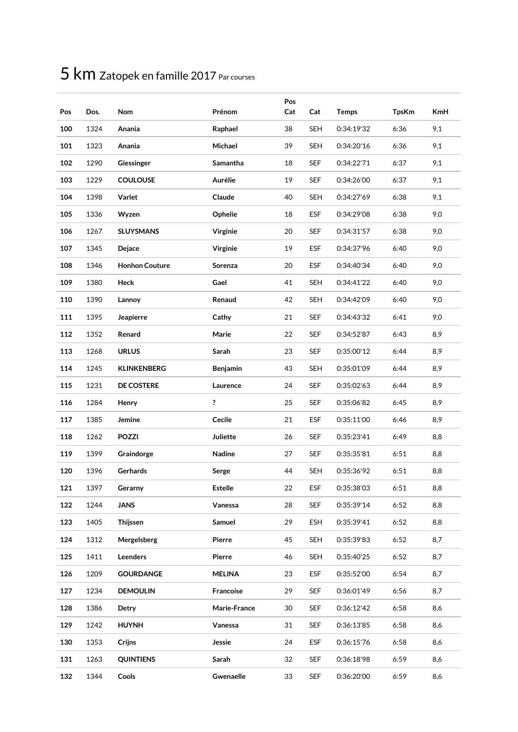# 5 km Zatopek en famille 2017 Par courses

| Pos | Dos. | Nom | Prénom | Pos Cat | Cat | Temps | TpsKm | KmH |
|---|---|---|---|---|---|---|---|---|
| **100** | 1324 | **Anania** | **Raphael** | 38 | SEH | 0:34:19'32 | 6:36 | 9,1 |
| **101** | 1323 | **Anania** | **Michael** | 39 | SEH | 0:34:20'16 | 6:36 | 9,1 |
| **102** | 1290 | **Giessinger** | **Samantha** | 18 | SEF | 0:34:22'71 | 6:37 | 9,1 |
| **103** | 1229 | **COULOUSE** | **Aurélie** | 19 | SEF | 0:34:26'00 | 6:37 | 9,1 |
| **104** | 1398 | **Varlet** | **Claude** | 40 | SEH | 0:34:27'69 | 6:38 | 9,1 |
| **105** | 1336 | **Wyzen** | **Ophelie** | 18 | ESF | 0:34:29'08 | 6:38 | 9,0 |
| **106** | 1267 | **SLUYSMANS** | **Virginie** | 20 | SEF | 0:34:31'57 | 6:38 | 9,0 |
| **107** | 1345 | **Dejace** | **Virginie** | 19 | ESF | 0:34:37'96 | 6:40 | 9,0 |
| **108** | 1346 | **Honhon Couture** | **Sorenza** | 20 | ESF | 0:34:40'34 | 6:40 | 9,0 |
| **109** | 1380 | **Heck** | **Gael** | 41 | SEH | 0:34:41'22 | 6:40 | 9,0 |
| **110** | 1390 | **Lannoy** | **Renaud** | 42 | SEH | 0:34:42'09 | 6:40 | 9,0 |
| **111** | 1395 | **Jeapierre** | **Cathy** | 21 | SEF | 0:34:43'32 | 6:41 | 9,0 |
| **112** | 1352 | **Renard** | **Marie** | 22 | SEF | 0:34:52'87 | 6:43 | 8,9 |
| **113** | 1268 | **URLUS** | **Sarah** | 23 | SEF | 0:35:00'12 | 6:44 | 8,9 |
| **114** | 1245 | **KLINKENBERG** | **Benjamin** | 43 | SEH | 0:35:01'09 | 6:44 | 8,9 |
| **115** | 1231 | **DE COSTERE** | **Laurence** | 24 | SEF | 0:35:02'63 | 6:44 | 8,9 |
| **116** | 1284 | **Henry** | **?** | 25 | SEF | 0:35:06'82 | 6:45 | 8,9 |
| **117** | 1385 | **Jemine** | **Cecile** | 21 | ESF | 0:35:11'00 | 6:46 | 8,9 |
| **118** | 1262 | **POZZI** | **Juliette** | 26 | SEF | 0:35:23'41 | 6:49 | 8,8 |
| **119** | 1399 | **Graindorge** | **Nadine** | 27 | SEF | 0:35:35'81 | 6:51 | 8,8 |
| **120** | 1396 | **Gerhards** | **Serge** | 44 | SEH | 0:35:36'92 | 6:51 | 8,8 |
| **121** | 1397 | **Gerarny** | **Estelle** | 22 | ESF | 0:35:38'03 | 6:51 | 8,8 |
| **122** | 1244 | **JANS** | **Vanessa** | 28 | SEF | 0:35:39'14 | 6:52 | 8,8 |
| **123** | 1405 | **Thijssen** | **Samuel** | 29 | ESH | 0:35:39'41 | 6:52 | 8,8 |
| **124** | 1312 | **Mergelsberg** | **Pierre** | 45 | SEH | 0:35:39'83 | 6:52 | 8,7 |
| **125** | 1411 | **Leenders** | **Pierre** | 46 | SEH | 0:35:40'25 | 6:52 | 8,7 |
| **126** | 1209 | **GOURDANGE** | **MELINA** | 23 | ESF | 0:35:52'00 | 6:54 | 8,7 |
| **127** | 1234 | **DEMOULIN** | **Francoise** | 29 | SEF | 0:36:01'49 | 6:56 | 8,7 |
| **128** | 1386 | **Detry** | **Marie-France** | 30 | SEF | 0:36:12'42 | 6:58 | 8,6 |
| **129** | 1242 | **HUYNH** | **Vanessa** | 31 | SEF | 0:36:13'85 | 6:58 | 8,6 |
| **130** | 1353 | **Crijns** | **Jessie** | 24 | ESF | 0:36:15'76 | 6:58 | 8,6 |
| **131** | 1263 | **QUINTIENS** | **Sarah** | 32 | SEF | 0:36:18'98 | 6:59 | 8,6 |
| **132** | 1344 | **Cools** | **Gwenaelle** | 33 | SEF | 0:36:20'00 | 6:59 | 8,6 |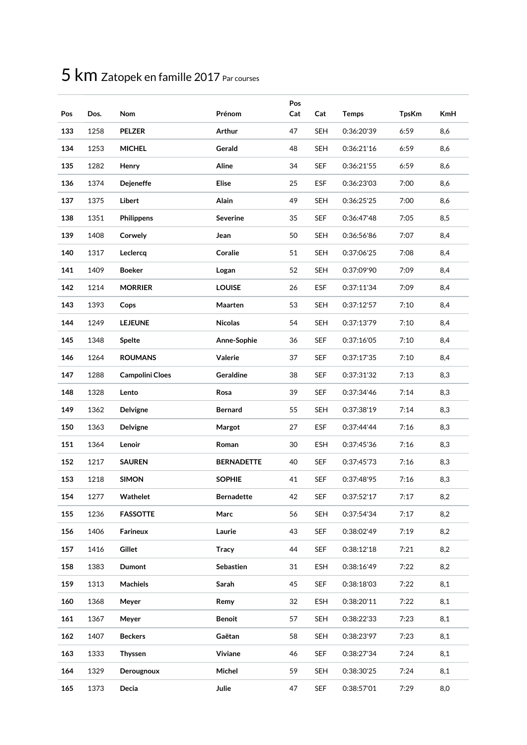# 5 km Zatopek en famille 2017 Par courses

| Pos | Dos. | Nom | Prénom | Pos Cat | Cat | Temps | TpsKm | KmH |
|---|---|---|---|---|---|---|---|---|
| **133** | 1258 | **PELZER** | **Arthur** | 47 | SEH | 0:36:20'39 | 6:59 | 8,6 |
| **134** | 1253 | **MICHEL** | **Gerald** | 48 | SEH | 0:36:21'16 | 6:59 | 8,6 |
| **135** | 1282 | **Henry** | **Aline** | 34 | SEF | 0:36:21'55 | 6:59 | 8,6 |
| **136** | 1374 | **Dejeneffe** | **Elise** | 25 | ESF | 0:36:23'03 | 7:00 | 8,6 |
| **137** | 1375 | **Libert** | **Alain** | 49 | SEH | 0:36:25'25 | 7:00 | 8,6 |
| **138** | 1351 | **Philippens** | **Severine** | 35 | SEF | 0:36:47'48 | 7:05 | 8,5 |
| **139** | 1408 | **Corwely** | **Jean** | 50 | SEH | 0:36:56'86 | 7:07 | 8,4 |
| **140** | 1317 | **Leclercq** | **Coralie** | 51 | SEH | 0:37:06'25 | 7:08 | 8,4 |
| **141** | 1409 | **Boeker** | **Logan** | 52 | SEH | 0:37:09'90 | 7:09 | 8,4 |
| **142** | 1214 | **MORRIER** | **LOUISE** | 26 | ESF | 0:37:11'34 | 7:09 | 8,4 |
| **143** | 1393 | **Cops** | **Maarten** | 53 | SEH | 0:37:12'57 | 7:10 | 8,4 |
| **144** | 1249 | **LEJEUNE** | **Nicolas** | 54 | SEH | 0:37:13'79 | 7:10 | 8,4 |
| **145** | 1348 | **Spelte** | **Anne-Sophie** | 36 | SEF | 0:37:16'05 | 7:10 | 8,4 |
| **146** | 1264 | **ROUMANS** | **Valerie** | 37 | SEF | 0:37:17'35 | 7:10 | 8,4 |
| **147** | 1288 | **Campolini Cloes** | **Geraldine** | 38 | SEF | 0:37:31'32 | 7:13 | 8,3 |
| **148** | 1328 | **Lento** | **Rosa** | 39 | SEF | 0:37:34'46 | 7:14 | 8,3 |
| **149** | 1362 | **Delvigne** | **Bernard** | 55 | SEH | 0:37:38'19 | 7:14 | 8,3 |
| **150** | 1363 | **Delvigne** | **Margot** | 27 | ESF | 0:37:44'44 | 7:16 | 8,3 |
| **151** | 1364 | **Lenoir** | **Roman** | 30 | ESH | 0:37:45'36 | 7:16 | 8,3 |
| **152** | 1217 | **SAUREN** | **BERNADETTE** | 40 | SEF | 0:37:45'73 | 7:16 | 8,3 |
| **153** | 1218 | **SIMON** | **SOPHIE** | 41 | SEF | 0:37:48'95 | 7:16 | 8,3 |
| **154** | 1277 | **Wathelet** | **Bernadette** | 42 | SEF | 0:37:52'17 | 7:17 | 8,2 |
| **155** | 1236 | **FASSOTTE** | **Marc** | 56 | SEH | 0:37:54'34 | 7:17 | 8,2 |
| **156** | 1406 | **Farineux** | **Laurie** | 43 | SEF | 0:38:02'49 | 7:19 | 8,2 |
| **157** | 1416 | **Gillet** | **Tracy** | 44 | SEF | 0:38:12'18 | 7:21 | 8,2 |
| **158** | 1383 | **Dumont** | **Sebastien** | 31 | ESH | 0:38:16'49 | 7:22 | 8,2 |
| **159** | 1313 | **Machiels** | **Sarah** | 45 | SEF | 0:38:18'03 | 7:22 | 8,1 |
| **160** | 1368 | **Meyer** | **Remy** | 32 | ESH | 0:38:20'11 | 7:22 | 8,1 |
| **161** | 1367 | **Meyer** | **Benoit** | 57 | SEH | 0:38:22'33 | 7:23 | 8,1 |
| **162** | 1407 | **Beckers** | **Gaëtan** | 58 | SEH | 0:38:23'97 | 7:23 | 8,1 |
| **163** | 1333 | **Thyssen** | **Viviane** | 46 | SEF | 0:38:27'34 | 7:24 | 8,1 |
| **164** | 1329 | **Derougnoux** | **Michel** | 59 | SEH | 0:38:30'25 | 7:24 | 8,1 |
| **165** | 1373 | **Decia** | **Julie** | 47 | SEF | 0:38:57'01 | 7:29 | 8,0 |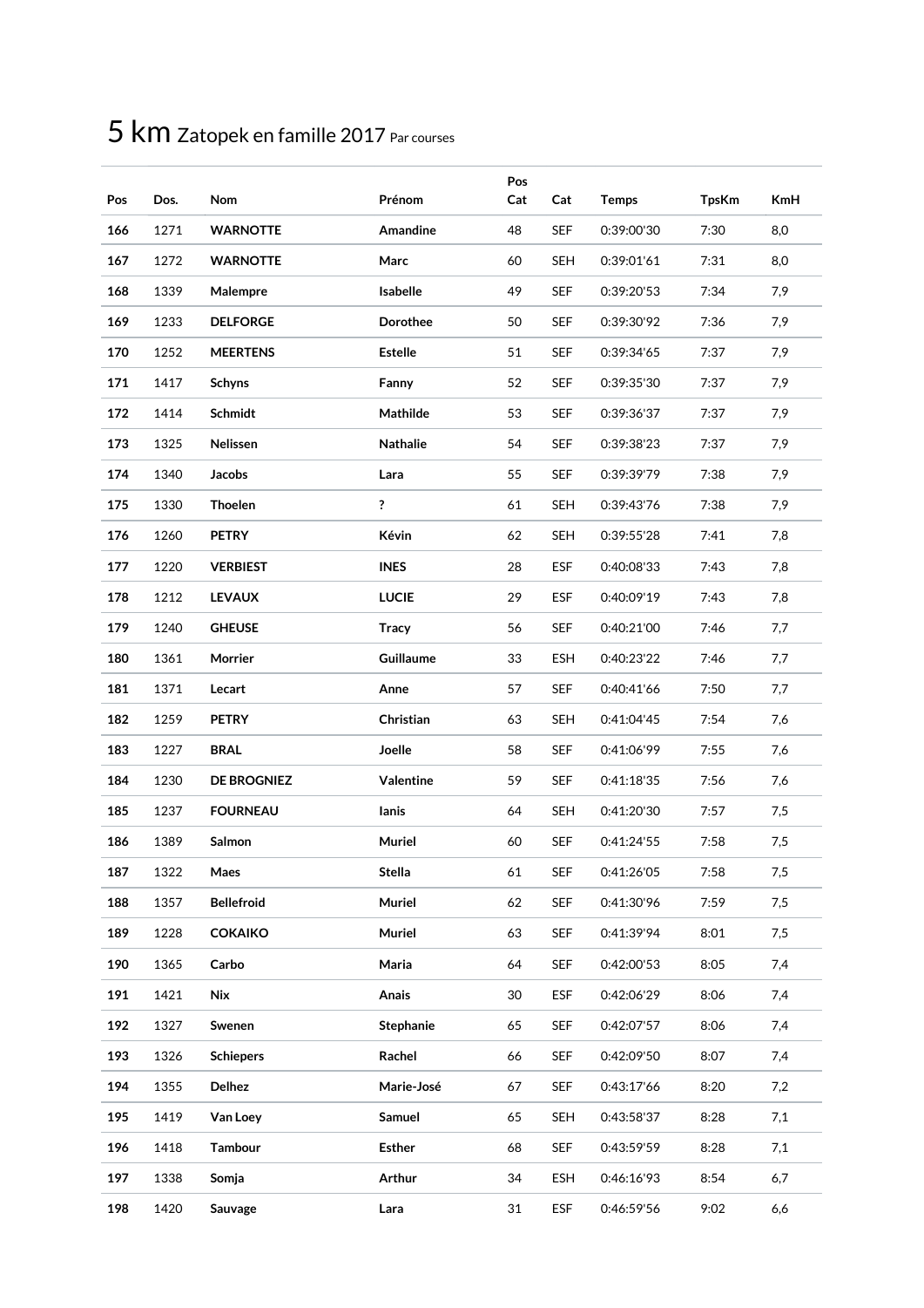# 5 km Zatopek en famille 2017 Par courses

| Pos | Dos. | Nom | Prénom | Pos Cat | Cat | Temps | TpsKm | KmH |
|---|---|---|---|---|---|---|---|---|
| **166** | 1271 | **WARNOTTE** | **Amandine** | 48 | SEF | 0:39:00'30 | 7:30 | 8,0 |
| **167** | 1272 | **WARNOTTE** | **Marc** | 60 | SEH | 0:39:01'61 | 7:31 | 8,0 |
| **168** | 1339 | **Malempre** | **Isabelle** | 49 | SEF | 0:39:20'53 | 7:34 | 7,9 |
| **169** | 1233 | **DELFORGE** | **Dorothee** | 50 | SEF | 0:39:30'92 | 7:36 | 7,9 |
| **170** | 1252 | **MEERTENS** | **Estelle** | 51 | SEF | 0:39:34'65 | 7:37 | 7,9 |
| **171** | 1417 | **Schyns** | **Fanny** | 52 | SEF | 0:39:35'30 | 7:37 | 7,9 |
| **172** | 1414 | **Schmidt** | **Mathilde** | 53 | SEF | 0:39:36'37 | 7:37 | 7,9 |
| **173** | 1325 | **Nelissen** | **Nathalie** | 54 | SEF | 0:39:38'23 | 7:37 | 7,9 |
| **174** | 1340 | **Jacobs** | **Lara** | 55 | SEF | 0:39:39'79 | 7:38 | 7,9 |
| **175** | 1330 | **Thoelen** | **?** | 61 | SEH | 0:39:43'76 | 7:38 | 7,9 |
| **176** | 1260 | **PETRY** | **Kévin** | 62 | SEH | 0:39:55'28 | 7:41 | 7,8 |
| **177** | 1220 | **VERBIEST** | **INES** | 28 | ESF | 0:40:08'33 | 7:43 | 7,8 |
| **178** | 1212 | **LEVAUX** | **LUCIE** | 29 | ESF | 0:40:09'19 | 7:43 | 7,8 |
| **179** | 1240 | **GHEUSE** | **Tracy** | 56 | SEF | 0:40:21'00 | 7:46 | 7,7 |
| **180** | 1361 | **Morrier** | **Guillaume** | 33 | ESH | 0:40:23'22 | 7:46 | 7,7 |
| **181** | 1371 | **Lecart** | **Anne** | 57 | SEF | 0:40:41'66 | 7:50 | 7,7 |
| **182** | 1259 | **PETRY** | **Christian** | 63 | SEH | 0:41:04'45 | 7:54 | 7,6 |
| **183** | 1227 | **BRAL** | **Joelle** | 58 | SEF | 0:41:06'99 | 7:55 | 7,6 |
| **184** | 1230 | **DE BROGNIEZ** | **Valentine** | 59 | SEF | 0:41:18'35 | 7:56 | 7,6 |
| **185** | 1237 | **FOURNEAU** | **Ianis** | 64 | SEH | 0:41:20'30 | 7:57 | 7,5 |
| **186** | 1389 | **Salmon** | **Muriel** | 60 | SEF | 0:41:24'55 | 7:58 | 7,5 |
| **187** | 1322 | **Maes** | **Stella** | 61 | SEF | 0:41:26'05 | 7:58 | 7,5 |
| **188** | 1357 | **Bellefroid** | **Muriel** | 62 | SEF | 0:41:30'96 | 7:59 | 7,5 |
| **189** | 1228 | **COKAIKO** | **Muriel** | 63 | SEF | 0:41:39'94 | 8:01 | 7,5 |
| **190** | 1365 | **Carbo** | **Maria** | 64 | SEF | 0:42:00'53 | 8:05 | 7,4 |
| **191** | 1421 | **Nix** | **Anais** | 30 | ESF | 0:42:06'29 | 8:06 | 7,4 |
| **192** | 1327 | **Swenen** | **Stephanie** | 65 | SEF | 0:42:07'57 | 8:06 | 7,4 |
| **193** | 1326 | **Schiepers** | **Rachel** | 66 | SEF | 0:42:09'50 | 8:07 | 7,4 |
| **194** | 1355 | **Delhez** | **Marie-José** | 67 | SEF | 0:43:17'66 | 8:20 | 7,2 |
| **195** | 1419 | **Van Loey** | **Samuel** | 65 | SEH | 0:43:58'37 | 8:28 | 7,1 |
| **196** | 1418 | **Tambour** | **Esther** | 68 | SEF | 0:43:59'59 | 8:28 | 7,1 |
| **197** | 1338 | **Somja** | **Arthur** | 34 | ESH | 0:46:16'93 | 8:54 | 6,7 |
| **198** | 1420 | **Sauvage** | **Lara** | 31 | ESF | 0:46:59'56 | 9:02 | 6,6 |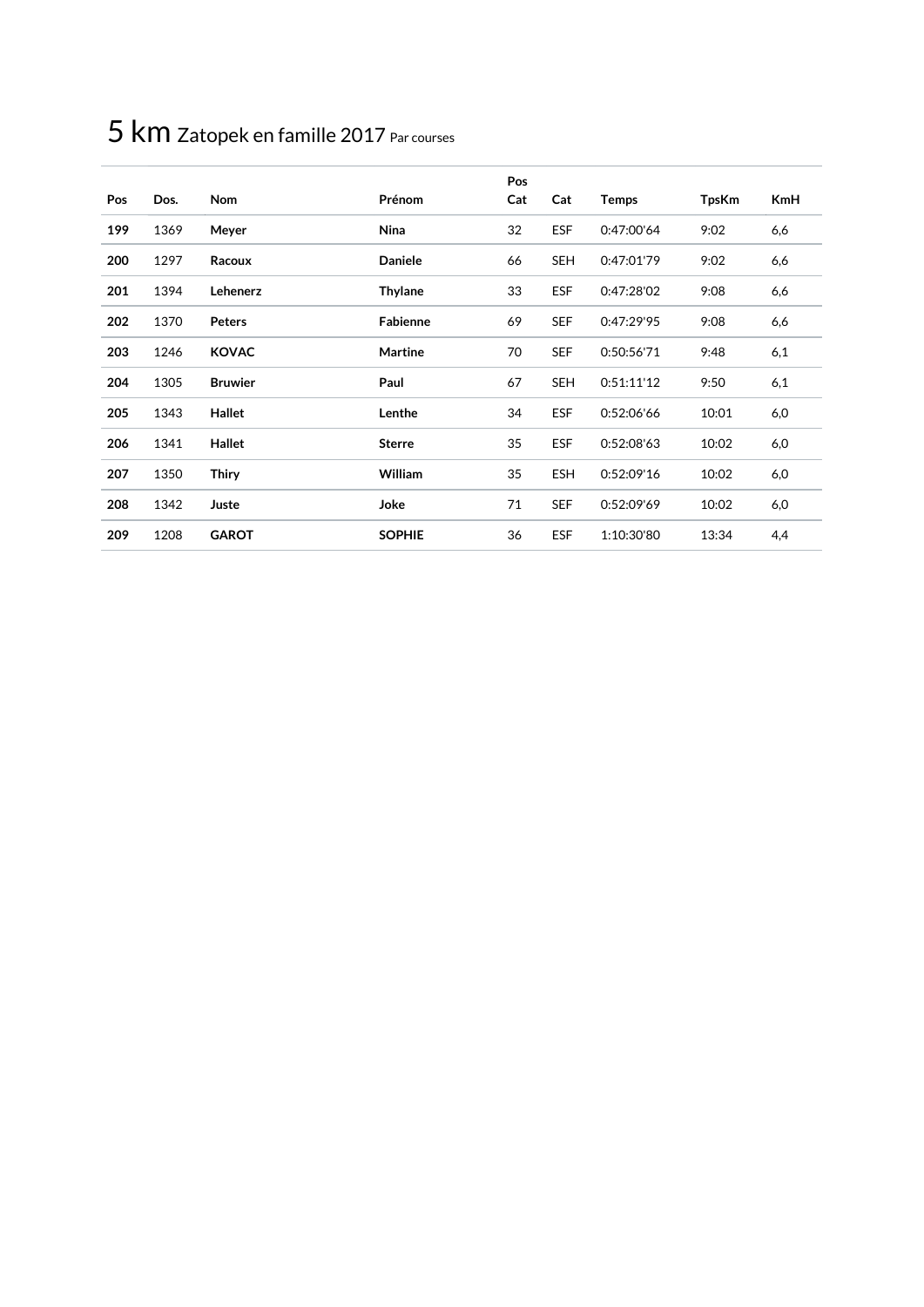# 5 km Zatopek en famille 2017 Par courses

| Pos | Dos. | Nom | Prénom | Pos Cat | Cat | Temps | TpsKm | KmH |
|---|---|---|---|---|---|---|---|---|
| **199** | 1369 | **Meyer** | **Nina** | 32 | ESF | 0:47:00'64 | 9:02 | 6,6 |
| **200** | 1297 | **Racoux** | **Daniele** | 66 | SEH | 0:47:01'79 | 9:02 | 6,6 |
| **201** | 1394 | **Lehenerz** | **Thylane** | 33 | ESF | 0:47:28'02 | 9:08 | 6,6 |
| **202** | 1370 | **Peters** | **Fabienne** | 69 | SEF | 0:47:29'95 | 9:08 | 6,6 |
| **203** | 1246 | **KOVAC** | **Martine** | 70 | SEF | 0:50:56'71 | 9:48 | 6,1 |
| **204** | 1305 | **Bruwier** | **Paul** | 67 | SEH | 0:51:11'12 | 9:50 | 6,1 |
| **205** | 1343 | **Hallet** | **Lenthe** | 34 | ESF | 0:52:06'66 | 10:01 | 6,0 |
| **206** | 1341 | **Hallet** | **Sterre** | 35 | ESF | 0:52:08'63 | 10:02 | 6,0 |
| **207** | 1350 | **Thiry** | **William** | 35 | ESH | 0:52:09'16 | 10:02 | 6,0 |
| **208** | 1342 | **Juste** | **Joke** | 71 | SEF | 0:52:09'69 | 10:02 | 6,0 |
| **209** | 1208 | **GAROT** | **SOPHIE** | 36 | ESF | 1:10:30'80 | 13:34 | 4,4 |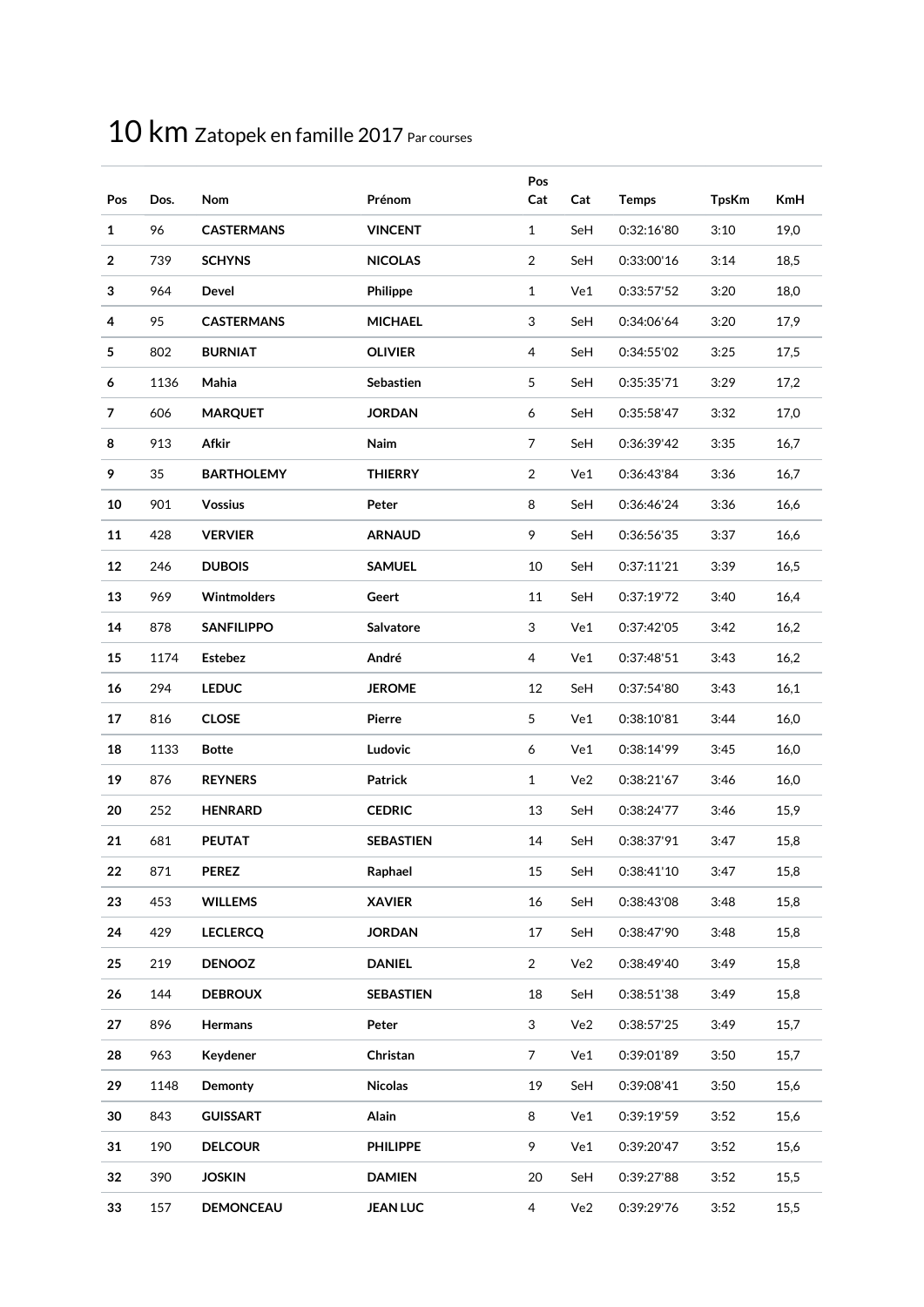# 10 km Zatopek en famille 2017 Par courses

| Pos | Dos. | Nom | Prénom | Pos Cat | Cat | Temps | TpsKm | KmH |
|---|---|---|---|---|---|---|---|---|
| **1** | 96 | **CASTERMANS** | **VINCENT** | 1 | SeH | 0:32:16'80 | 3:10 | 19,0 |
| **2** | 739 | **SCHYNS** | **NICOLAS** | 2 | SeH | 0:33:00'16 | 3:14 | 18,5 |
| **3** | 964 | **Devel** | **Philippe** | 1 | Ve1 | 0:33:57'52 | 3:20 | 18,0 |
| **4** | 95 | **CASTERMANS** | **MICHAEL** | 3 | SeH | 0:34:06'64 | 3:20 | 17,9 |
| **5** | 802 | **BURNIAT** | **OLIVIER** | 4 | SeH | 0:34:55'02 | 3:25 | 17,5 |
| **6** | 1136 | **Mahia** | **Sebastien** | 5 | SeH | 0:35:35'71 | 3:29 | 17,2 |
| **7** | 606 | **MARQUET** | **JORDAN** | 6 | SeH | 0:35:58'47 | 3:32 | 17,0 |
| **8** | 913 | **Afkir** | **Naim** | 7 | SeH | 0:36:39'42 | 3:35 | 16,7 |
| **9** | 35 | **BARTHOLEMY** | **THIERRY** | 2 | Ve1 | 0:36:43'84 | 3:36 | 16,7 |
| **10** | 901 | **Vossius** | **Peter** | 8 | SeH | 0:36:46'24 | 3:36 | 16,6 |
| **11** | 428 | **VERVIER** | **ARNAUD** | 9 | SeH | 0:36:56'35 | 3:37 | 16,6 |
| **12** | 246 | **DUBOIS** | **SAMUEL** | 10 | SeH | 0:37:11'21 | 3:39 | 16,5 |
| **13** | 969 | **Wintmolders** | **Geert** | 11 | SeH | 0:37:19'72 | 3:40 | 16,4 |
| **14** | 878 | **SANFILIPPO** | **Salvatore** | 3 | Ve1 | 0:37:42'05 | 3:42 | 16,2 |
| **15** | 1174 | **Estebez** | **André** | 4 | Ve1 | 0:37:48'51 | 3:43 | 16,2 |
| **16** | 294 | **LEDUC** | **JEROME** | 12 | SeH | 0:37:54'80 | 3:43 | 16,1 |
| **17** | 816 | **CLOSE** | **Pierre** | 5 | Ve1 | 0:38:10'81 | 3:44 | 16,0 |
| **18** | 1133 | **Botte** | **Ludovic** | 6 | Ve1 | 0:38:14'99 | 3:45 | 16,0 |
| **19** | 876 | **REYNERS** | **Patrick** | 1 | Ve2 | 0:38:21'67 | 3:46 | 16,0 |
| **20** | 252 | **HENRARD** | **CEDRIC** | 13 | SeH | 0:38:24'77 | 3:46 | 15,9 |
| **21** | 681 | **PEUTAT** | **SEBASTIEN** | 14 | SeH | 0:38:37'91 | 3:47 | 15,8 |
| **22** | 871 | **PEREZ** | **Raphael** | 15 | SeH | 0:38:41'10 | 3:47 | 15,8 |
| **23** | 453 | **WILLEMS** | **XAVIER** | 16 | SeH | 0:38:43'08 | 3:48 | 15,8 |
| **24** | 429 | **LECLERCQ** | **JORDAN** | 17 | SeH | 0:38:47'90 | 3:48 | 15,8 |
| **25** | 219 | **DENOOZ** | **DANIEL** | 2 | Ve2 | 0:38:49'40 | 3:49 | 15,8 |
| **26** | 144 | **DEBROUX** | **SEBASTIEN** | 18 | SeH | 0:38:51'38 | 3:49 | 15,8 |
| **27** | 896 | **Hermans** | **Peter** | 3 | Ve2 | 0:38:57'25 | 3:49 | 15,7 |
| **28** | 963 | **Keydener** | **Christan** | 7 | Ve1 | 0:39:01'89 | 3:50 | 15,7 |
| **29** | 1148 | **Demonty** | **Nicolas** | 19 | SeH | 0:39:08'41 | 3:50 | 15,6 |
| **30** | 843 | **GUISSART** | **Alain** | 8 | Ve1 | 0:39:19'59 | 3:52 | 15,6 |
| **31** | 190 | **DELCOUR** | **PHILIPPE** | 9 | Ve1 | 0:39:20'47 | 3:52 | 15,6 |
| **32** | 390 | **JOSKIN** | **DAMIEN** | 20 | SeH | 0:39:27'88 | 3:52 | 15,5 |
| **33** | 157 | **DEMONCEAU** | **JEAN LUC** | 4 | Ve2 | 0:39:29'76 | 3:52 | 15,5 |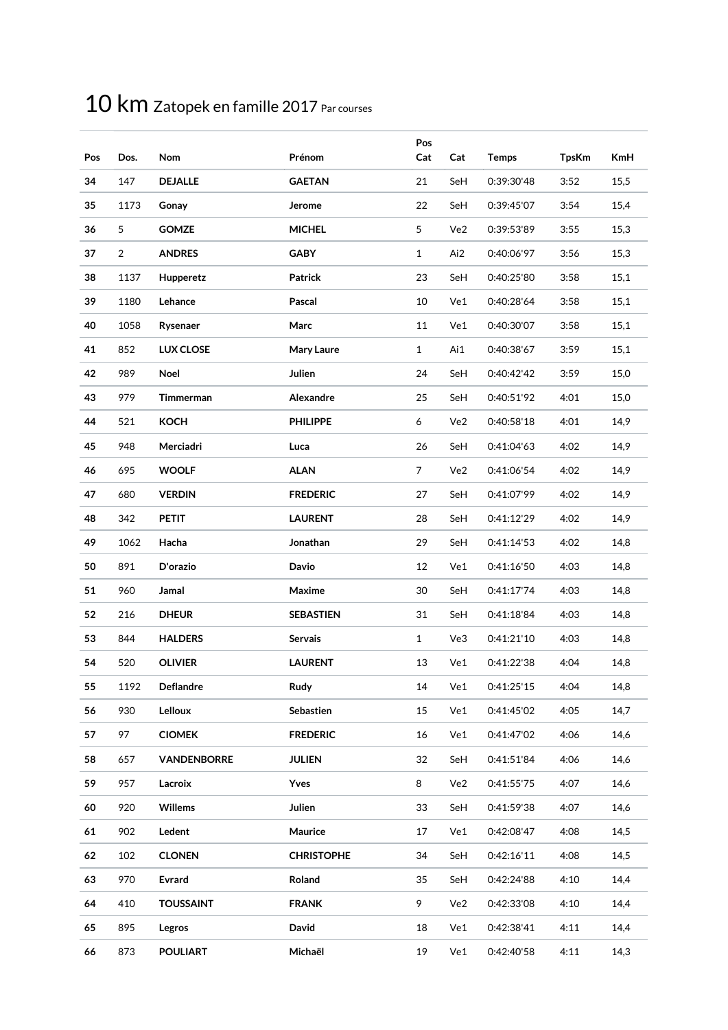# 10 km Zatopek en famille 2017 Par courses

| Pos | Dos. | Nom | Prénom | Pos Cat | Cat | Temps | TpsKm | KmH |
|---|---|---|---|---|---|---|---|---|
| **34** | 147 | **DEJALLE** | **GAETAN** | 21 | SeH | 0:39:30'48 | 3:52 | 15,5 |
| **35** | 1173 | **Gonay** | **Jerome** | 22 | SeH | 0:39:45'07 | 3:54 | 15,4 |
| **36** | 5 | **GOMZE** | **MICHEL** | 5 | Ve2 | 0:39:53'89 | 3:55 | 15,3 |
| **37** | 2 | **ANDRES** | **GABY** | 1 | Ai2 | 0:40:06'97 | 3:56 | 15,3 |
| **38** | 1137 | **Hupperetz** | **Patrick** | 23 | SeH | 0:40:25'80 | 3:58 | 15,1 |
| **39** | 1180 | **Lehance** | **Pascal** | 10 | Ve1 | 0:40:28'64 | 3:58 | 15,1 |
| **40** | 1058 | **Rysenaer** | **Marc** | 11 | Ve1 | 0:40:30'07 | 3:58 | 15,1 |
| **41** | 852 | **LUX CLOSE** | **Mary Laure** | 1 | Ai1 | 0:40:38'67 | 3:59 | 15,1 |
| **42** | 989 | **Noel** | **Julien** | 24 | SeH | 0:40:42'42 | 3:59 | 15,0 |
| **43** | 979 | **Timmerman** | **Alexandre** | 25 | SeH | 0:40:51'92 | 4:01 | 15,0 |
| **44** | 521 | **KOCH** | **PHILIPPE** | 6 | Ve2 | 0:40:58'18 | 4:01 | 14,9 |
| **45** | 948 | **Merciadri** | **Luca** | 26 | SeH | 0:41:04'63 | 4:02 | 14,9 |
| **46** | 695 | **WOOLF** | **ALAN** | 7 | Ve2 | 0:41:06'54 | 4:02 | 14,9 |
| **47** | 680 | **VERDIN** | **FREDERIC** | 27 | SeH | 0:41:07'99 | 4:02 | 14,9 |
| **48** | 342 | **PETIT** | **LAURENT** | 28 | SeH | 0:41:12'29 | 4:02 | 14,9 |
| **49** | 1062 | **Hacha** | **Jonathan** | 29 | SeH | 0:41:14'53 | 4:02 | 14,8 |
| **50** | 891 | **D'orazio** | **Davio** | 12 | Ve1 | 0:41:16'50 | 4:03 | 14,8 |
| **51** | 960 | **Jamal** | **Maxime** | 30 | SeH | 0:41:17'74 | 4:03 | 14,8 |
| **52** | 216 | **DHEUR** | **SEBASTIEN** | 31 | SeH | 0:41:18'84 | 4:03 | 14,8 |
| **53** | 844 | **HALDERS** | **Servais** | 1 | Ve3 | 0:41:21'10 | 4:03 | 14,8 |
| **54** | 520 | **OLIVIER** | **LAURENT** | 13 | Ve1 | 0:41:22'38 | 4:04 | 14,8 |
| **55** | 1192 | **Deflandre** | **Rudy** | 14 | Ve1 | 0:41:25'15 | 4:04 | 14,8 |
| **56** | 930 | **Lelloux** | **Sebastien** | 15 | Ve1 | 0:41:45'02 | 4:05 | 14,7 |
| **57** | 97 | **CIOMEK** | **FREDERIC** | 16 | Ve1 | 0:41:47'02 | 4:06 | 14,6 |
| **58** | 657 | **VANDENBORRE** | **JULIEN** | 32 | SeH | 0:41:51'84 | 4:06 | 14,6 |
| **59** | 957 | **Lacroix** | **Yves** | 8 | Ve2 | 0:41:55'75 | 4:07 | 14,6 |
| **60** | 920 | **Willems** | **Julien** | 33 | SeH | 0:41:59'38 | 4:07 | 14,6 |
| **61** | 902 | **Ledent** | **Maurice** | 17 | Ve1 | 0:42:08'47 | 4:08 | 14,5 |
| **62** | 102 | **CLONEN** | **CHRISTOPHE** | 34 | SeH | 0:42:16'11 | 4:08 | 14,5 |
| **63** | 970 | **Evrard** | **Roland** | 35 | SeH | 0:42:24'88 | 4:10 | 14,4 |
| **64** | 410 | **TOUSSAINT** | **FRANK** | 9 | Ve2 | 0:42:33'08 | 4:10 | 14,4 |
| **65** | 895 | **Legros** | **David** | 18 | Ve1 | 0:42:38'41 | 4:11 | 14,4 |
| **66** | 873 | **POULIART** | **Michaël** | 19 | Ve1 | 0:42:40'58 | 4:11 | 14,3 |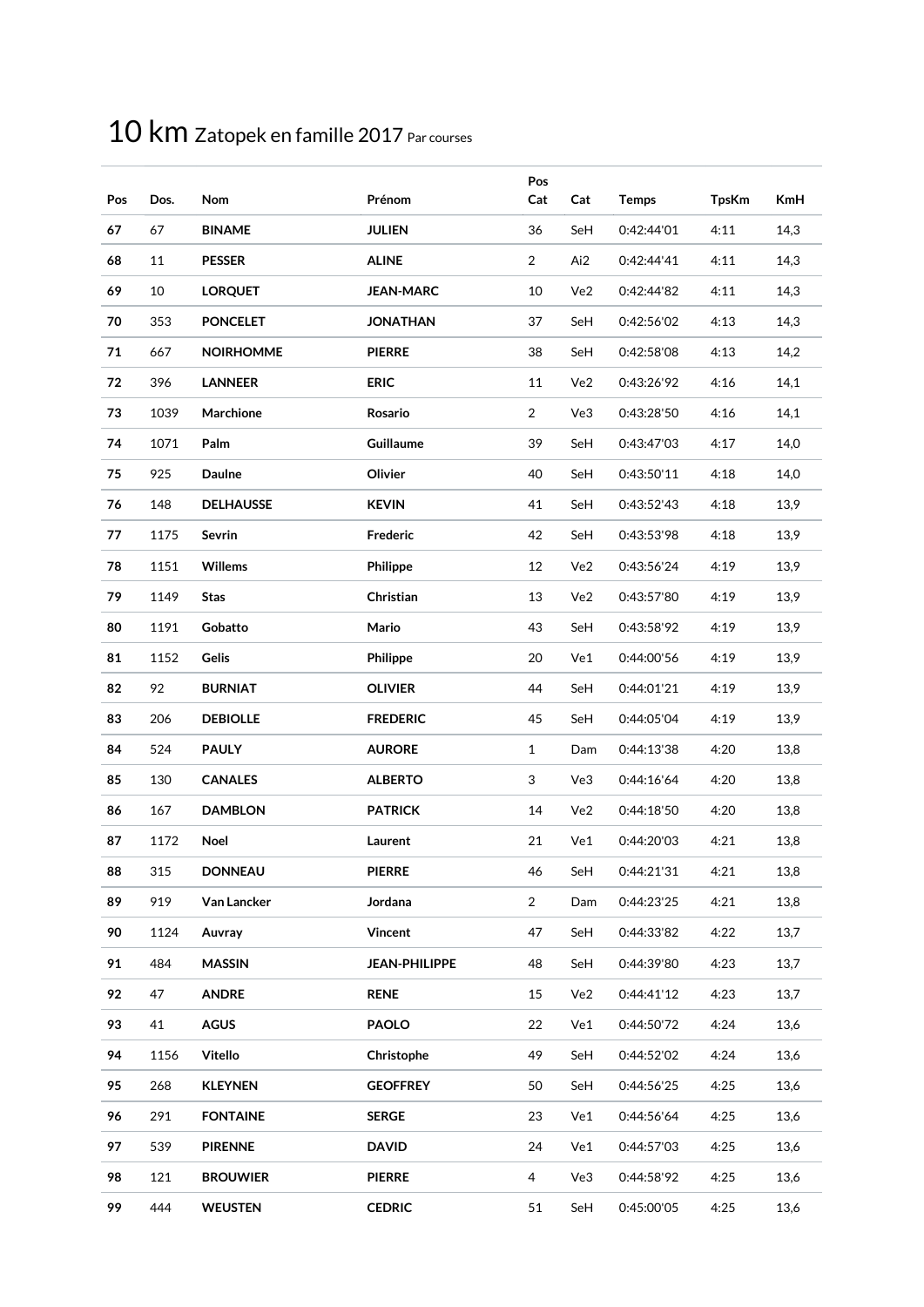# 10 km Zatopek en famille 2017 Par courses

| Pos | Dos. | Nom | Prénom | Pos Cat | Cat | Temps | TpsKm | KmH |
|---|---|---|---|---|---|---|---|---|
| **67** | 67 | **BINAME** | **JULIEN** | 36 | SeH | 0:42:44'01 | 4:11 | 14,3 |
| **68** | 11 | **PESSER** | **ALINE** | 2 | Ai2 | 0:42:44'41 | 4:11 | 14,3 |
| **69** | 10 | **LORQUET** | **JEAN-MARC** | 10 | Ve2 | 0:42:44'82 | 4:11 | 14,3 |
| **70** | 353 | **PONCELET** | **JONATHAN** | 37 | SeH | 0:42:56'02 | 4:13 | 14,3 |
| **71** | 667 | **NOIRHOMME** | **PIERRE** | 38 | SeH | 0:42:58'08 | 4:13 | 14,2 |
| **72** | 396 | **LANNEER** | **ERIC** | 11 | Ve2 | 0:43:26'92 | 4:16 | 14,1 |
| **73** | 1039 | **Marchione** | **Rosario** | 2 | Ve3 | 0:43:28'50 | 4:16 | 14,1 |
| **74** | 1071 | **Palm** | **Guillaume** | 39 | SeH | 0:43:47'03 | 4:17 | 14,0 |
| **75** | 925 | **Daulne** | **Olivier** | 40 | SeH | 0:43:50'11 | 4:18 | 14,0 |
| **76** | 148 | **DELHAUSSE** | **KEVIN** | 41 | SeH | 0:43:52'43 | 4:18 | 13,9 |
| **77** | 1175 | **Sevrin** | **Frederic** | 42 | SeH | 0:43:53'98 | 4:18 | 13,9 |
| **78** | 1151 | **Willems** | **Philippe** | 12 | Ve2 | 0:43:56'24 | 4:19 | 13,9 |
| **79** | 1149 | **Stas** | **Christian** | 13 | Ve2 | 0:43:57'80 | 4:19 | 13,9 |
| **80** | 1191 | **Gobatto** | **Mario** | 43 | SeH | 0:43:58'92 | 4:19 | 13,9 |
| **81** | 1152 | **Gelis** | **Philippe** | 20 | Ve1 | 0:44:00'56 | 4:19 | 13,9 |
| **82** | 92 | **BURNIAT** | **OLIVIER** | 44 | SeH | 0:44:01'21 | 4:19 | 13,9 |
| **83** | 206 | **DEBIOLLE** | **FREDERIC** | 45 | SeH | 0:44:05'04 | 4:19 | 13,9 |
| **84** | 524 | **PAULY** | **AURORE** | 1 | Dam | 0:44:13'38 | 4:20 | 13,8 |
| **85** | 130 | **CANALES** | **ALBERTO** | 3 | Ve3 | 0:44:16'64 | 4:20 | 13,8 |
| **86** | 167 | **DAMBLON** | **PATRICK** | 14 | Ve2 | 0:44:18'50 | 4:20 | 13,8 |
| **87** | 1172 | **Noel** | **Laurent** | 21 | Ve1 | 0:44:20'03 | 4:21 | 13,8 |
| **88** | 315 | **DONNEAU** | **PIERRE** | 46 | SeH | 0:44:21'31 | 4:21 | 13,8 |
| **89** | 919 | **Van Lancker** | **Jordana** | 2 | Dam | 0:44:23'25 | 4:21 | 13,8 |
| **90** | 1124 | **Auvray** | **Vincent** | 47 | SeH | 0:44:33'82 | 4:22 | 13,7 |
| **91** | 484 | **MASSIN** | **JEAN-PHILIPPE** | 48 | SeH | 0:44:39'80 | 4:23 | 13,7 |
| **92** | 47 | **ANDRE** | **RENE** | 15 | Ve2 | 0:44:41'12 | 4:23 | 13,7 |
| **93** | 41 | **AGUS** | **PAOLO** | 22 | Ve1 | 0:44:50'72 | 4:24 | 13,6 |
| **94** | 1156 | **Vitello** | **Christophe** | 49 | SeH | 0:44:52'02 | 4:24 | 13,6 |
| **95** | 268 | **KLEYNEN** | **GEOFFREY** | 50 | SeH | 0:44:56'25 | 4:25 | 13,6 |
| **96** | 291 | **FONTAINE** | **SERGE** | 23 | Ve1 | 0:44:56'64 | 4:25 | 13,6 |
| **97** | 539 | **PIRENNE** | **DAVID** | 24 | Ve1 | 0:44:57'03 | 4:25 | 13,6 |
| **98** | 121 | **BROUWIER** | **PIERRE** | 4 | Ve3 | 0:44:58'92 | 4:25 | 13,6 |
| **99** | 444 | **WEUSTEN** | **CEDRIC** | 51 | SeH | 0:45:00'05 | 4:25 | 13,6 |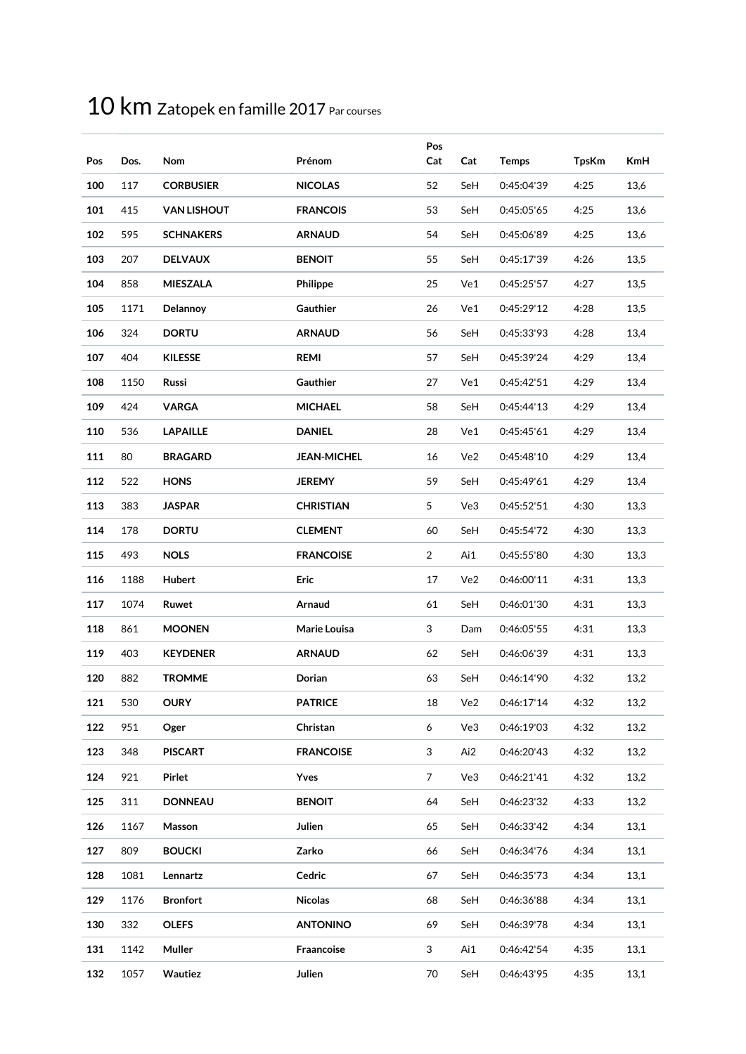# 10 km Zatopek en famille 2017 Par courses

| Pos | Dos. | Nom | Prénom | Pos Cat | Cat | Temps | TpsKm | KmH |
|---|---|---|---|---|---|---|---|---|
| **100** | 117 | **CORBUSIER** | **NICOLAS** | 52 | SeH | 0:45:04'39 | 4:25 | 13,6 |
| **101** | 415 | **VAN LISHOUT** | **FRANCOIS** | 53 | SeH | 0:45:05'65 | 4:25 | 13,6 |
| **102** | 595 | **SCHNAKERS** | **ARNAUD** | 54 | SeH | 0:45:06'89 | 4:25 | 13,6 |
| **103** | 207 | **DELVAUX** | **BENOIT** | 55 | SeH | 0:45:17'39 | 4:26 | 13,5 |
| **104** | 858 | **MIESZALA** | **Philippe** | 25 | Ve1 | 0:45:25'57 | 4:27 | 13,5 |
| **105** | 1171 | **Delannoy** | **Gauthier** | 26 | Ve1 | 0:45:29'12 | 4:28 | 13,5 |
| **106** | 324 | **DORTU** | **ARNAUD** | 56 | SeH | 0:45:33'93 | 4:28 | 13,4 |
| **107** | 404 | **KILESSE** | **REMI** | 57 | SeH | 0:45:39'24 | 4:29 | 13,4 |
| **108** | 1150 | **Russi** | **Gauthier** | 27 | Ve1 | 0:45:42'51 | 4:29 | 13,4 |
| **109** | 424 | **VARGA** | **MICHAEL** | 58 | SeH | 0:45:44'13 | 4:29 | 13,4 |
| **110** | 536 | **LAPAILLE** | **DANIEL** | 28 | Ve1 | 0:45:45'61 | 4:29 | 13,4 |
| **111** | 80 | **BRAGARD** | **JEAN-MICHEL** | 16 | Ve2 | 0:45:48'10 | 4:29 | 13,4 |
| **112** | 522 | **HONS** | **JEREMY** | 59 | SeH | 0:45:49'61 | 4:29 | 13,4 |
| **113** | 383 | **JASPAR** | **CHRISTIAN** | 5 | Ve3 | 0:45:52'51 | 4:30 | 13,3 |
| **114** | 178 | **DORTU** | **CLEMENT** | 60 | SeH | 0:45:54'72 | 4:30 | 13,3 |
| **115** | 493 | **NOLS** | **FRANCOISE** | 2 | Ai1 | 0:45:55'80 | 4:30 | 13,3 |
| **116** | 1188 | **Hubert** | **Eric** | 17 | Ve2 | 0:46:00'11 | 4:31 | 13,3 |
| **117** | 1074 | **Ruwet** | **Arnaud** | 61 | SeH | 0:46:01'30 | 4:31 | 13,3 |
| **118** | 861 | **MOONEN** | **Marie Louisa** | 3 | Dam | 0:46:05'55 | 4:31 | 13,3 |
| **119** | 403 | **KEYDENER** | **ARNAUD** | 62 | SeH | 0:46:06'39 | 4:31 | 13,3 |
| **120** | 882 | **TROMME** | **Dorian** | 63 | SeH | 0:46:14'90 | 4:32 | 13,2 |
| **121** | 530 | **OURY** | **PATRICE** | 18 | Ve2 | 0:46:17'14 | 4:32 | 13,2 |
| **122** | 951 | **Oger** | **Christan** | 6 | Ve3 | 0:46:19'03 | 4:32 | 13,2 |
| **123** | 348 | **PISCART** | **FRANCOISE** | 3 | Ai2 | 0:46:20'43 | 4:32 | 13,2 |
| **124** | 921 | **Pirlet** | **Yves** | 7 | Ve3 | 0:46:21'41 | 4:32 | 13,2 |
| **125** | 311 | **DONNEAU** | **BENOIT** | 64 | SeH | 0:46:23'32 | 4:33 | 13,2 |
| **126** | 1167 | **Masson** | **Julien** | 65 | SeH | 0:46:33'42 | 4:34 | 13,1 |
| **127** | 809 | **BOUCKI** | **Zarko** | 66 | SeH | 0:46:34'76 | 4:34 | 13,1 |
| **128** | 1081 | **Lennartz** | **Cedric** | 67 | SeH | 0:46:35'73 | 4:34 | 13,1 |
| **129** | 1176 | **Bronfort** | **Nicolas** | 68 | SeH | 0:46:36'88 | 4:34 | 13,1 |
| **130** | 332 | **OLEFS** | **ANTONINO** | 69 | SeH | 0:46:39'78 | 4:34 | 13,1 |
| **131** | 1142 | **Muller** | **Fraancoise** | 3 | Ai1 | 0:46:42'54 | 4:35 | 13,1 |
| **132** | 1057 | **Wautiez** | **Julien** | 70 | SeH | 0:46:43'95 | 4:35 | 13,1 |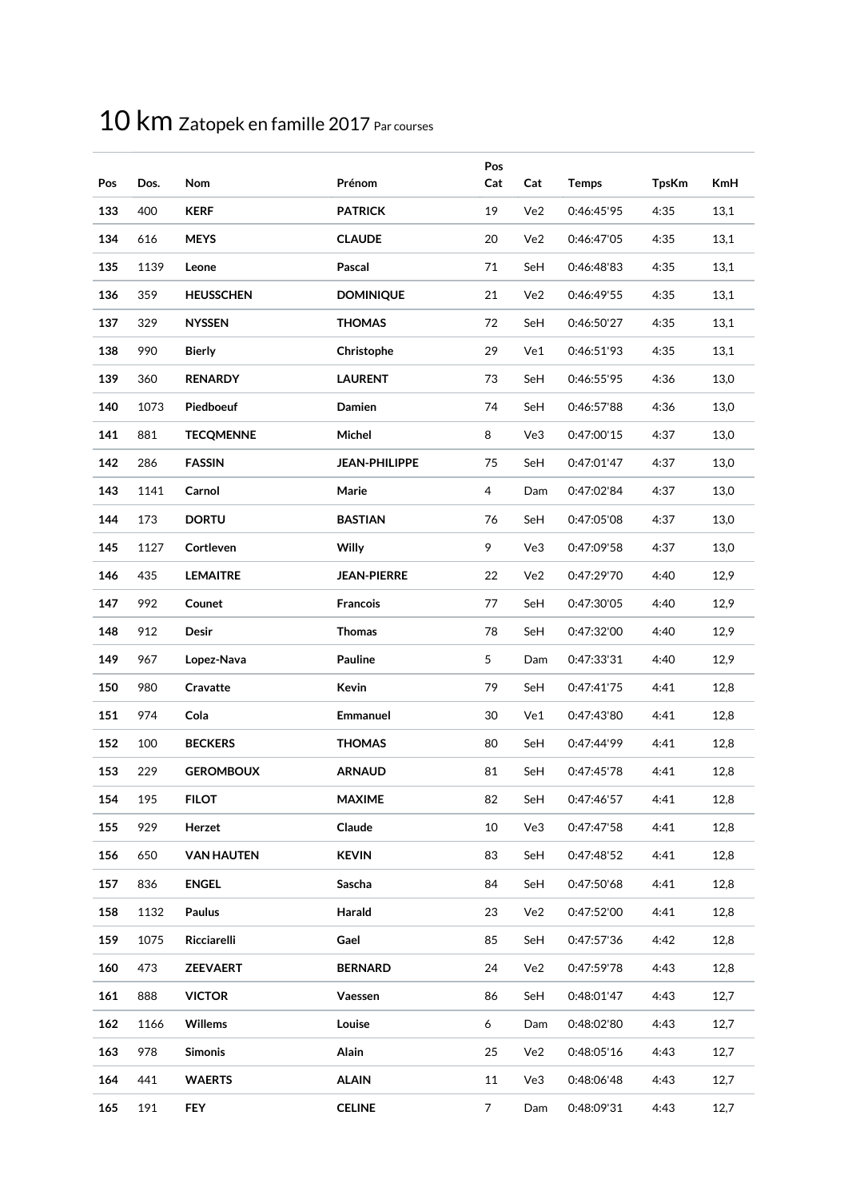# 10 km Zatopek en famille 2017 Par courses

| Pos | Dos. | Nom | Prénom | Pos Cat | Cat | Temps | TpsKm | KmH |
|---|---|---|---|---|---|---|---|---|
| **133** | 400 | **KERF** | **PATRICK** | 19 | Ve2 | 0:46:45'95 | 4:35 | 13,1 |
| **134** | 616 | **MEYS** | **CLAUDE** | 20 | Ve2 | 0:46:47'05 | 4:35 | 13,1 |
| **135** | 1139 | **Leone** | **Pascal** | 71 | SeH | 0:46:48'83 | 4:35 | 13,1 |
| **136** | 359 | **HEUSSCHEN** | **DOMINIQUE** | 21 | Ve2 | 0:46:49'55 | 4:35 | 13,1 |
| **137** | 329 | **NYSSEN** | **THOMAS** | 72 | SeH | 0:46:50'27 | 4:35 | 13,1 |
| **138** | 990 | **Bierly** | **Christophe** | 29 | Ve1 | 0:46:51'93 | 4:35 | 13,1 |
| **139** | 360 | **RENARDY** | **LAURENT** | 73 | SeH | 0:46:55'95 | 4:36 | 13,0 |
| **140** | 1073 | **Piedboeuf** | **Damien** | 74 | SeH | 0:46:57'88 | 4:36 | 13,0 |
| **141** | 881 | **TECQMENNE** | **Michel** | 8 | Ve3 | 0:47:00'15 | 4:37 | 13,0 |
| **142** | 286 | **FASSIN** | **JEAN-PHILIPPE** | 75 | SeH | 0:47:01'47 | 4:37 | 13,0 |
| **143** | 1141 | **Carnol** | **Marie** | 4 | Dam | 0:47:02'84 | 4:37 | 13,0 |
| **144** | 173 | **DORTU** | **BASTIAN** | 76 | SeH | 0:47:05'08 | 4:37 | 13,0 |
| **145** | 1127 | **Cortleven** | **Willy** | 9 | Ve3 | 0:47:09'58 | 4:37 | 13,0 |
| **146** | 435 | **LEMAITRE** | **JEAN-PIERRE** | 22 | Ve2 | 0:47:29'70 | 4:40 | 12,9 |
| **147** | 992 | **Counet** | **Francois** | 77 | SeH | 0:47:30'05 | 4:40 | 12,9 |
| **148** | 912 | **Desir** | **Thomas** | 78 | SeH | 0:47:32'00 | 4:40 | 12,9 |
| **149** | 967 | **Lopez-Nava** | **Pauline** | 5 | Dam | 0:47:33'31 | 4:40 | 12,9 |
| **150** | 980 | **Cravatte** | **Kevin** | 79 | SeH | 0:47:41'75 | 4:41 | 12,8 |
| **151** | 974 | **Cola** | **Emmanuel** | 30 | Ve1 | 0:47:43'80 | 4:41 | 12,8 |
| **152** | 100 | **BECKERS** | **THOMAS** | 80 | SeH | 0:47:44'99 | 4:41 | 12,8 |
| **153** | 229 | **GEROMBOUX** | **ARNAUD** | 81 | SeH | 0:47:45'78 | 4:41 | 12,8 |
| **154** | 195 | **FILOT** | **MAXIME** | 82 | SeH | 0:47:46'57 | 4:41 | 12,8 |
| **155** | 929 | **Herzet** | **Claude** | 10 | Ve3 | 0:47:47'58 | 4:41 | 12,8 |
| **156** | 650 | **VAN HAUTEN** | **KEVIN** | 83 | SeH | 0:47:48'52 | 4:41 | 12,8 |
| **157** | 836 | **ENGEL** | **Sascha** | 84 | SeH | 0:47:50'68 | 4:41 | 12,8 |
| **158** | 1132 | **Paulus** | **Harald** | 23 | Ve2 | 0:47:52'00 | 4:41 | 12,8 |
| **159** | 1075 | **Ricciarelli** | **Gael** | 85 | SeH | 0:47:57'36 | 4:42 | 12,8 |
| **160** | 473 | **ZEEVAERT** | **BERNARD** | 24 | Ve2 | 0:47:59'78 | 4:43 | 12,8 |
| **161** | 888 | **VICTOR** | **Vaessen** | 86 | SeH | 0:48:01'47 | 4:43 | 12,7 |
| **162** | 1166 | **Willems** | **Louise** | 6 | Dam | 0:48:02'80 | 4:43 | 12,7 |
| **163** | 978 | **Simonis** | **Alain** | 25 | Ve2 | 0:48:05'16 | 4:43 | 12,7 |
| **164** | 441 | **WAERTS** | **ALAIN** | 11 | Ve3 | 0:48:06'48 | 4:43 | 12,7 |
| **165** | 191 | **FEY** | **CELINE** | 7 | Dam | 0:48:09'31 | 4:43 | 12,7 |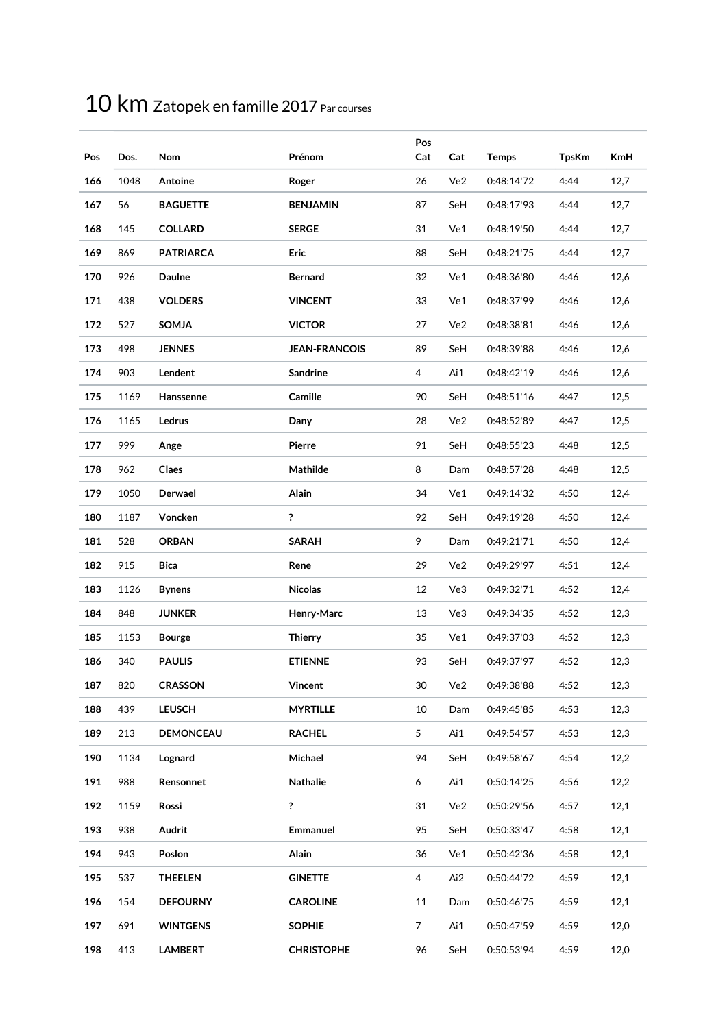# 10 km Zatopek en famille 2017 Par courses

| Pos | Dos. | Nom | Prénom | Pos Cat | Cat | Temps | TpsKm | KmH |
|---|---|---|---|---|---|---|---|---|
| **166** | 1048 | **Antoine** | **Roger** | 26 | Ve2 | 0:48:14'72 | 4:44 | 12,7 |
| **167** | 56 | **BAGUETTE** | **BENJAMIN** | 87 | SeH | 0:48:17'93 | 4:44 | 12,7 |
| **168** | 145 | **COLLARD** | **SERGE** | 31 | Ve1 | 0:48:19'50 | 4:44 | 12,7 |
| **169** | 869 | **PATRIARCA** | **Eric** | 88 | SeH | 0:48:21'75 | 4:44 | 12,7 |
| **170** | 926 | **Daulne** | **Bernard** | 32 | Ve1 | 0:48:36'80 | 4:46 | 12,6 |
| **171** | 438 | **VOLDERS** | **VINCENT** | 33 | Ve1 | 0:48:37'99 | 4:46 | 12,6 |
| **172** | 527 | **SOMJA** | **VICTOR** | 27 | Ve2 | 0:48:38'81 | 4:46 | 12,6 |
| **173** | 498 | **JENNES** | **JEAN-FRANCOIS** | 89 | SeH | 0:48:39'88 | 4:46 | 12,6 |
| **174** | 903 | **Lendent** | **Sandrine** | 4 | Ai1 | 0:48:42'19 | 4:46 | 12,6 |
| **175** | 1169 | **Hanssenne** | **Camille** | 90 | SeH | 0:48:51'16 | 4:47 | 12,5 |
| **176** | 1165 | **Ledrus** | **Dany** | 28 | Ve2 | 0:48:52'89 | 4:47 | 12,5 |
| **177** | 999 | **Ange** | **Pierre** | 91 | SeH | 0:48:55'23 | 4:48 | 12,5 |
| **178** | 962 | **Claes** | **Mathilde** | 8 | Dam | 0:48:57'28 | 4:48 | 12,5 |
| **179** | 1050 | **Derwael** | **Alain** | 34 | Ve1 | 0:49:14'32 | 4:50 | 12,4 |
| **180** | 1187 | **Voncken** | **?** | 92 | SeH | 0:49:19'28 | 4:50 | 12,4 |
| **181** | 528 | **ORBAN** | **SARAH** | 9 | Dam | 0:49:21'71 | 4:50 | 12,4 |
| **182** | 915 | **Bica** | **Rene** | 29 | Ve2 | 0:49:29'97 | 4:51 | 12,4 |
| **183** | 1126 | **Bynens** | **Nicolas** | 12 | Ve3 | 0:49:32'71 | 4:52 | 12,4 |
| **184** | 848 | **JUNKER** | **Henry-Marc** | 13 | Ve3 | 0:49:34'35 | 4:52 | 12,3 |
| **185** | 1153 | **Bourge** | **Thierry** | 35 | Ve1 | 0:49:37'03 | 4:52 | 12,3 |
| **186** | 340 | **PAULIS** | **ETIENNE** | 93 | SeH | 0:49:37'97 | 4:52 | 12,3 |
| **187** | 820 | **CRASSON** | **Vincent** | 30 | Ve2 | 0:49:38'88 | 4:52 | 12,3 |
| **188** | 439 | **LEUSCH** | **MYRTILLE** | 10 | Dam | 0:49:45'85 | 4:53 | 12,3 |
| **189** | 213 | **DEMONCEAU** | **RACHEL** | 5 | Ai1 | 0:49:54'57 | 4:53 | 12,3 |
| **190** | 1134 | **Lognard** | **Michael** | 94 | SeH | 0:49:58'67 | 4:54 | 12,2 |
| **191** | 988 | **Rensonnet** | **Nathalie** | 6 | Ai1 | 0:50:14'25 | 4:56 | 12,2 |
| **192** | 1159 | **Rossi** | **?** | 31 | Ve2 | 0:50:29'56 | 4:57 | 12,1 |
| **193** | 938 | **Audrit** | **Emmanuel** | 95 | SeH | 0:50:33'47 | 4:58 | 12,1 |
| **194** | 943 | **Poslon** | **Alain** | 36 | Ve1 | 0:50:42'36 | 4:58 | 12,1 |
| **195** | 537 | **THEELEN** | **GINETTE** | 4 | Ai2 | 0:50:44'72 | 4:59 | 12,1 |
| **196** | 154 | **DEFOURNY** | **CAROLINE** | 11 | Dam | 0:50:46'75 | 4:59 | 12,1 |
| **197** | 691 | **WINTGENS** | **SOPHIE** | 7 | Ai1 | 0:50:47'59 | 4:59 | 12,0 |
| **198** | 413 | **LAMBERT** | **CHRISTOPHE** | 96 | SeH | 0:50:53'94 | 4:59 | 12,0 |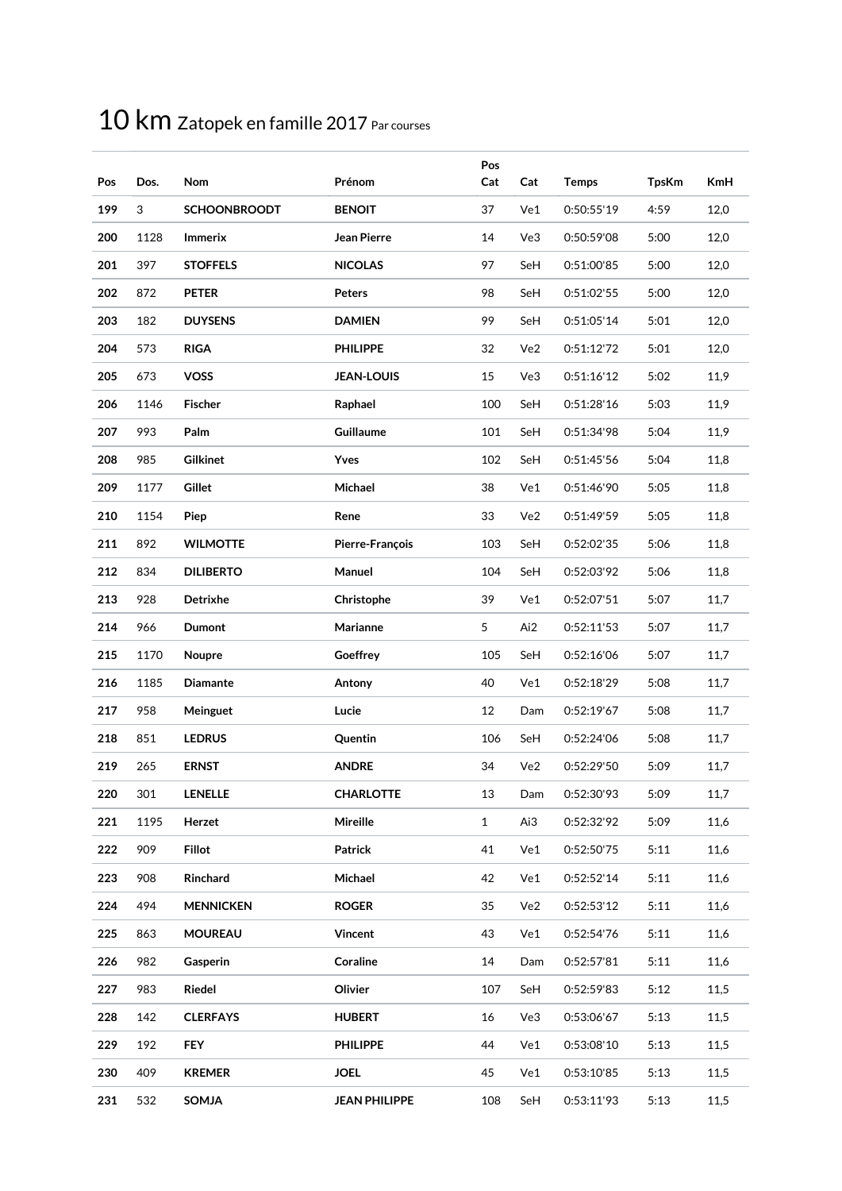# 10 km Zatopek en famille 2017 Par courses

| Pos | Dos. | Nom | Prénom | Pos Cat | Cat | Temps | TpsKm | KmH |
|---|---|---|---|---|---|---|---|---|
| **199** | 3 | **SCHOONBROODT** | **BENOIT** | 37 | Ve1 | 0:50:55'19 | 4:59 | 12,0 |
| **200** | 1128 | **Immerix** | **Jean Pierre** | 14 | Ve3 | 0:50:59'08 | 5:00 | 12,0 |
| **201** | 397 | **STOFFELS** | **NICOLAS** | 97 | SeH | 0:51:00'85 | 5:00 | 12,0 |
| **202** | 872 | **PETER** | **Peters** | 98 | SeH | 0:51:02'55 | 5:00 | 12,0 |
| **203** | 182 | **DUYSENS** | **DAMIEN** | 99 | SeH | 0:51:05'14 | 5:01 | 12,0 |
| **204** | 573 | **RIGA** | **PHILIPPE** | 32 | Ve2 | 0:51:12'72 | 5:01 | 12,0 |
| **205** | 673 | **VOSS** | **JEAN-LOUIS** | 15 | Ve3 | 0:51:16'12 | 5:02 | 11,9 |
| **206** | 1146 | **Fischer** | **Raphael** | 100 | SeH | 0:51:28'16 | 5:03 | 11,9 |
| **207** | 993 | **Palm** | **Guillaume** | 101 | SeH | 0:51:34'98 | 5:04 | 11,9 |
| **208** | 985 | **Gilkinet** | **Yves** | 102 | SeH | 0:51:45'56 | 5:04 | 11,8 |
| **209** | 1177 | **Gillet** | **Michael** | 38 | Ve1 | 0:51:46'90 | 5:05 | 11,8 |
| **210** | 1154 | **Piep** | **Rene** | 33 | Ve2 | 0:51:49'59 | 5:05 | 11,8 |
| **211** | 892 | **WILMOTTE** | **Pierre-François** | 103 | SeH | 0:52:02'35 | 5:06 | 11,8 |
| **212** | 834 | **DILIBERTO** | **Manuel** | 104 | SeH | 0:52:03'92 | 5:06 | 11,8 |
| **213** | 928 | **Detrixhe** | **Christophe** | 39 | Ve1 | 0:52:07'51 | 5:07 | 11,7 |
| **214** | 966 | **Dumont** | **Marianne** | 5 | Ai2 | 0:52:11'53 | 5:07 | 11,7 |
| **215** | 1170 | **Noupre** | **Goeffrey** | 105 | SeH | 0:52:16'06 | 5:07 | 11,7 |
| **216** | 1185 | **Diamante** | **Antony** | 40 | Ve1 | 0:52:18'29 | 5:08 | 11,7 |
| **217** | 958 | **Meinguet** | **Lucie** | 12 | Dam | 0:52:19'67 | 5:08 | 11,7 |
| **218** | 851 | **LEDRUS** | **Quentin** | 106 | SeH | 0:52:24'06 | 5:08 | 11,7 |
| **219** | 265 | **ERNST** | **ANDRE** | 34 | Ve2 | 0:52:29'50 | 5:09 | 11,7 |
| **220** | 301 | **LENELLE** | **CHARLOTTE** | 13 | Dam | 0:52:30'93 | 5:09 | 11,7 |
| **221** | 1195 | **Herzet** | **Mireille** | 1 | Ai3 | 0:52:32'92 | 5:09 | 11,6 |
| **222** | 909 | **Fillot** | **Patrick** | 41 | Ve1 | 0:52:50'75 | 5:11 | 11,6 |
| **223** | 908 | **Rinchard** | **Michael** | 42 | Ve1 | 0:52:52'14 | 5:11 | 11,6 |
| **224** | 494 | **MENNICKEN** | **ROGER** | 35 | Ve2 | 0:52:53'12 | 5:11 | 11,6 |
| **225** | 863 | **MOUREAU** | **Vincent** | 43 | Ve1 | 0:52:54'76 | 5:11 | 11,6 |
| **226** | 982 | **Gasperin** | **Coraline** | 14 | Dam | 0:52:57'81 | 5:11 | 11,6 |
| **227** | 983 | **Riedel** | **Olivier** | 107 | SeH | 0:52:59'83 | 5:12 | 11,5 |
| **228** | 142 | **CLERFAYS** | **HUBERT** | 16 | Ve3 | 0:53:06'67 | 5:13 | 11,5 |
| **229** | 192 | **FEY** | **PHILIPPE** | 44 | Ve1 | 0:53:08'10 | 5:13 | 11,5 |
| **230** | 409 | **KREMER** | **JOEL** | 45 | Ve1 | 0:53:10'85 | 5:13 | 11,5 |
| **231** | 532 | **SOMJA** | **JEAN PHILIPPE** | 108 | SeH | 0:53:11'93 | 5:13 | 11,5 |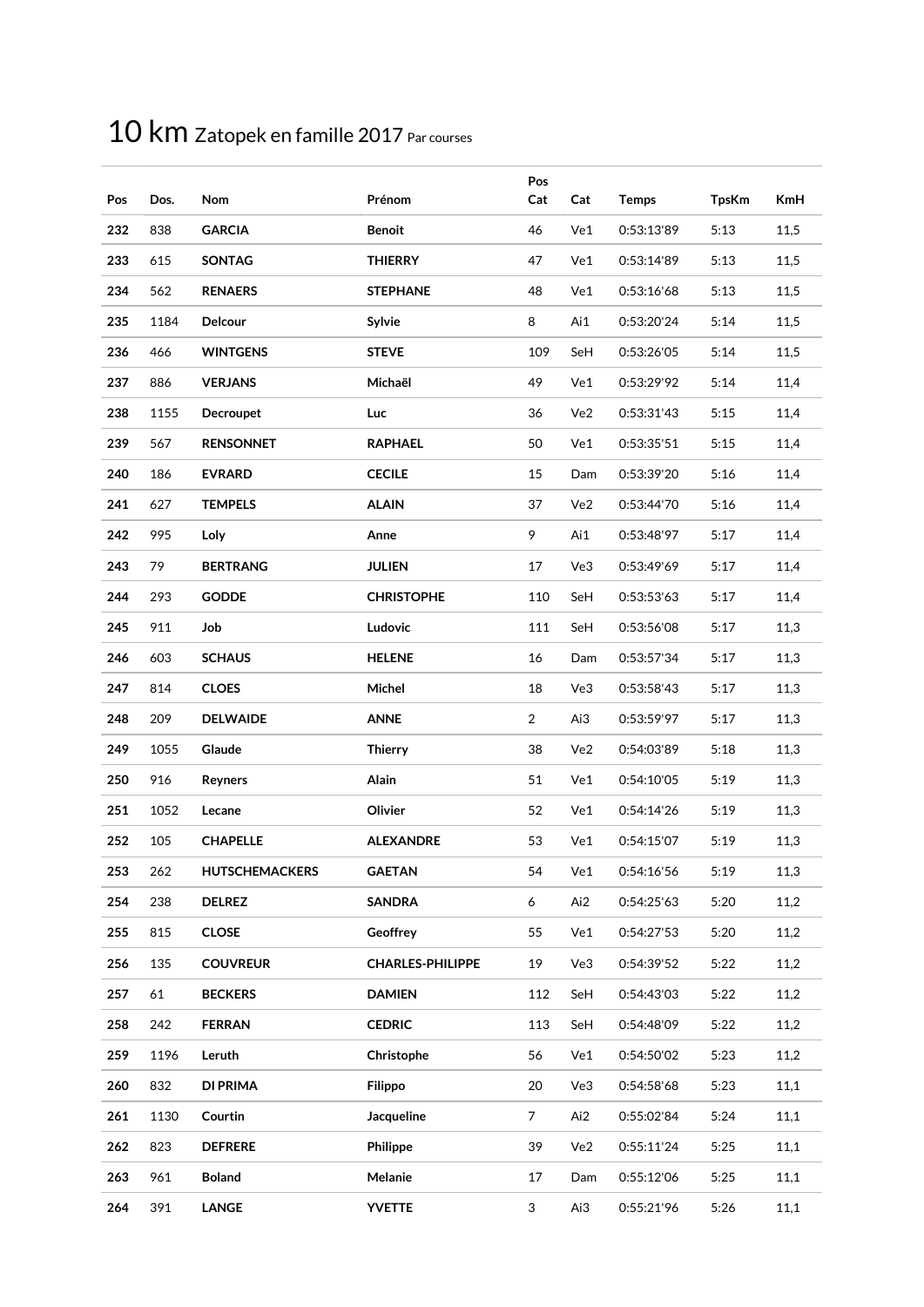# 10 km Zatopek en famille 2017 Par courses

| Pos | Dos. | Nom | Prénom | Pos Cat | Cat | Temps | TpsKm | KmH |
|---|---|---|---|---|---|---|---|---|
| 232 | 838 | GARCIA | Benoit | 46 | Ve1 | 0:53:13'89 | 5:13 | 11,5 |
| 233 | 615 | SONTAG | THIERRY | 47 | Ve1 | 0:53:14'89 | 5:13 | 11,5 |
| 234 | 562 | RENAERS | STEPHANE | 48 | Ve1 | 0:53:16'68 | 5:13 | 11,5 |
| 235 | 1184 | Delcour | Sylvie | 8 | Ai1 | 0:53:20'24 | 5:14 | 11,5 |
| 236 | 466 | WINTGENS | STEVE | 109 | SeH | 0:53:26'05 | 5:14 | 11,5 |
| 237 | 886 | VERJANS | Michaël | 49 | Ve1 | 0:53:29'92 | 5:14 | 11,4 |
| 238 | 1155 | Decroupet | Luc | 36 | Ve2 | 0:53:31'43 | 5:15 | 11,4 |
| 239 | 567 | RENSONNET | RAPHAEL | 50 | Ve1 | 0:53:35'51 | 5:15 | 11,4 |
| 240 | 186 | EVRARD | CECILE | 15 | Dam | 0:53:39'20 | 5:16 | 11,4 |
| 241 | 627 | TEMPELS | ALAIN | 37 | Ve2 | 0:53:44'70 | 5:16 | 11,4 |
| 242 | 995 | Loly | Anne | 9 | Ai1 | 0:53:48'97 | 5:17 | 11,4 |
| 243 | 79 | BERTRANG | JULIEN | 17 | Ve3 | 0:53:49'69 | 5:17 | 11,4 |
| 244 | 293 | GODDE | CHRISTOPHE | 110 | SeH | 0:53:53'63 | 5:17 | 11,4 |
| 245 | 911 | Job | Ludovic | 111 | SeH | 0:53:56'08 | 5:17 | 11,3 |
| 246 | 603 | SCHAUS | HELENE | 16 | Dam | 0:53:57'34 | 5:17 | 11,3 |
| 247 | 814 | CLOES | Michel | 18 | Ve3 | 0:53:58'43 | 5:17 | 11,3 |
| 248 | 209 | DELWAIDE | ANNE | 2 | Ai3 | 0:53:59'97 | 5:17 | 11,3 |
| 249 | 1055 | Glaude | Thierry | 38 | Ve2 | 0:54:03'89 | 5:18 | 11,3 |
| 250 | 916 | Reyners | Alain | 51 | Ve1 | 0:54:10'05 | 5:19 | 11,3 |
| 251 | 1052 | Lecane | Olivier | 52 | Ve1 | 0:54:14'26 | 5:19 | 11,3 |
| 252 | 105 | CHAPELLE | ALEXANDRE | 53 | Ve1 | 0:54:15'07 | 5:19 | 11,3 |
| 253 | 262 | HUTSCHEMACKERS | GAETAN | 54 | Ve1 | 0:54:16'56 | 5:19 | 11,3 |
| 254 | 238 | DELREZ | SANDRA | 6 | Ai2 | 0:54:25'63 | 5:20 | 11,2 |
| 255 | 815 | CLOSE | Geoffrey | 55 | Ve1 | 0:54:27'53 | 5:20 | 11,2 |
| 256 | 135 | COUVREUR | CHARLES-PHILIPPE | 19 | Ve3 | 0:54:39'52 | 5:22 | 11,2 |
| 257 | 61 | BECKERS | DAMIEN | 112 | SeH | 0:54:43'03 | 5:22 | 11,2 |
| 258 | 242 | FERRAN | CEDRIC | 113 | SeH | 0:54:48'09 | 5:22 | 11,2 |
| 259 | 1196 | Leruth | Christophe | 56 | Ve1 | 0:54:50'02 | 5:23 | 11,2 |
| 260 | 832 | DI PRIMA | Filippo | 20 | Ve3 | 0:54:58'68 | 5:23 | 11,1 |
| 261 | 1130 | Courtin | Jacqueline | 7 | Ai2 | 0:55:02'84 | 5:24 | 11,1 |
| 262 | 823 | DEFRERE | Philippe | 39 | Ve2 | 0:55:11'24 | 5:25 | 11,1 |
| 263 | 961 | Boland | Melanie | 17 | Dam | 0:55:12'06 | 5:25 | 11,1 |
| 264 | 391 | LANGE | YVETTE | 3 | Ai3 | 0:55:21'96 | 5:26 | 11,1 |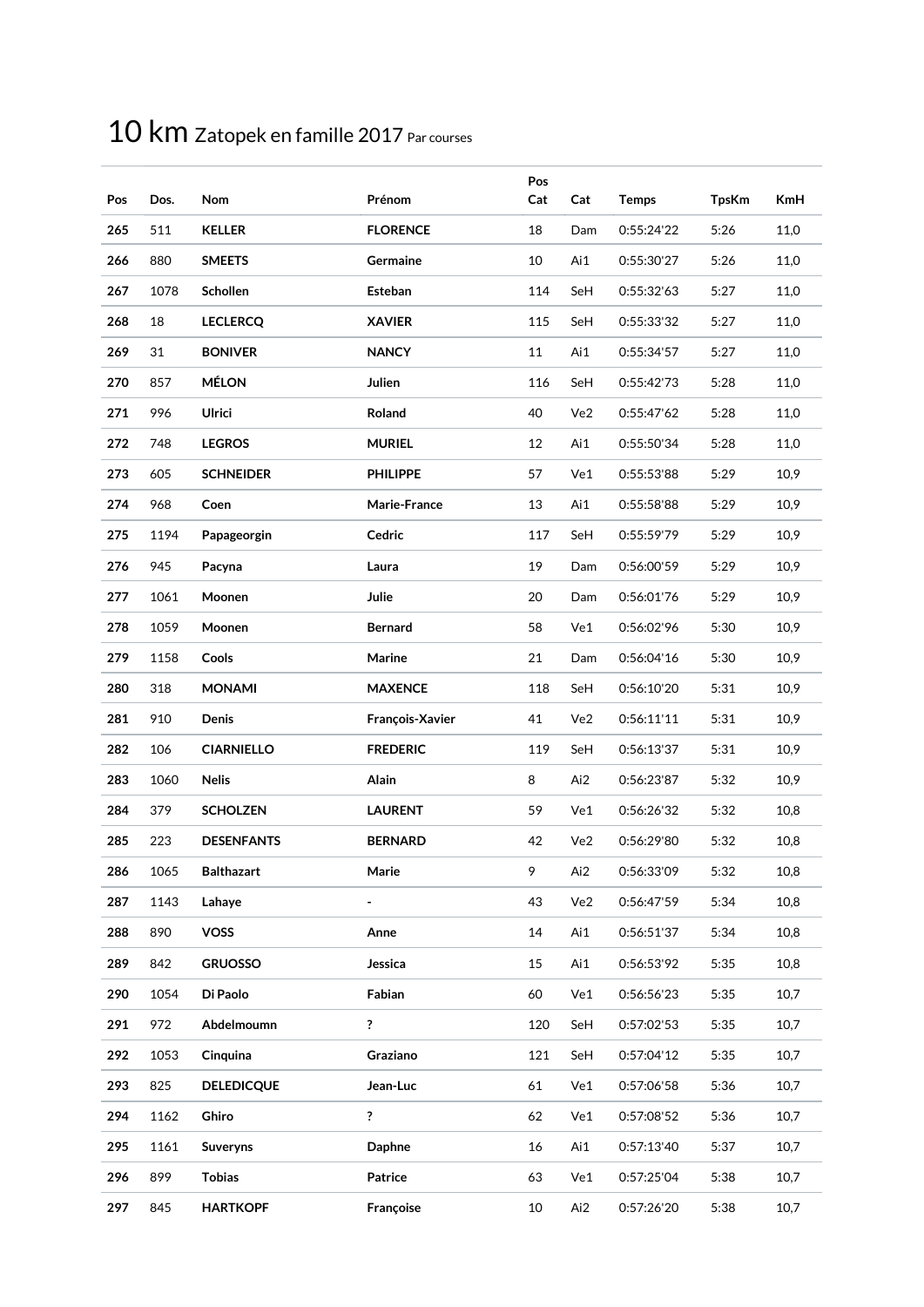# 10 km Zatopek en famille 2017 Par courses

| Pos | Dos. | Nom | Prénom | Pos Cat | Cat | Temps | TpsKm | KmH |
|---|---|---|---|---|---|---|---|---|
| **265** | 511 | **KELLER** | **FLORENCE** | 18 | Dam | 0:55:24'22 | 5:26 | 11,0 |
| **266** | 880 | **SMEETS** | **Germaine** | 10 | Ai1 | 0:55:30'27 | 5:26 | 11,0 |
| **267** | 1078 | **Schollen** | **Esteban** | 114 | SeH | 0:55:32'63 | 5:27 | 11,0 |
| **268** | 18 | **LECLERCQ** | **XAVIER** | 115 | SeH | 0:55:33'32 | 5:27 | 11,0 |
| **269** | 31 | **BONIVER** | **NANCY** | 11 | Ai1 | 0:55:34'57 | 5:27 | 11,0 |
| **270** | 857 | **MÉLON** | **Julien** | 116 | SeH | 0:55:42'73 | 5:28 | 11,0 |
| **271** | 996 | **Ulrici** | **Roland** | 40 | Ve2 | 0:55:47'62 | 5:28 | 11,0 |
| **272** | 748 | **LEGROS** | **MURIEL** | 12 | Ai1 | 0:55:50'34 | 5:28 | 11,0 |
| **273** | 605 | **SCHNEIDER** | **PHILIPPE** | 57 | Ve1 | 0:55:53'88 | 5:29 | 10,9 |
| **274** | 968 | **Coen** | **Marie-France** | 13 | Ai1 | 0:55:58'88 | 5:29 | 10,9 |
| **275** | 1194 | **Papageorgin** | **Cedric** | 117 | SeH | 0:55:59'79 | 5:29 | 10,9 |
| **276** | 945 | **Pacyna** | **Laura** | 19 | Dam | 0:56:00'59 | 5:29 | 10,9 |
| **277** | 1061 | **Moonen** | **Julie** | 20 | Dam | 0:56:01'76 | 5:29 | 10,9 |
| **278** | 1059 | **Moonen** | **Bernard** | 58 | Ve1 | 0:56:02'96 | 5:30 | 10,9 |
| **279** | 1158 | **Cools** | **Marine** | 21 | Dam | 0:56:04'16 | 5:30 | 10,9 |
| **280** | 318 | **MONAMI** | **MAXENCE** | 118 | SeH | 0:56:10'20 | 5:31 | 10,9 |
| **281** | 910 | **Denis** | **François-Xavier** | 41 | Ve2 | 0:56:11'11 | 5:31 | 10,9 |
| **282** | 106 | **CIARNIELLO** | **FREDERIC** | 119 | SeH | 0:56:13'37 | 5:31 | 10,9 |
| **283** | 1060 | **Nelis** | **Alain** | 8 | Ai2 | 0:56:23'87 | 5:32 | 10,9 |
| **284** | 379 | **SCHOLZEN** | **LAURENT** | 59 | Ve1 | 0:56:26'32 | 5:32 | 10,8 |
| **285** | 223 | **DESENFANTS** | **BERNARD** | 42 | Ve2 | 0:56:29'80 | 5:32 | 10,8 |
| **286** | 1065 | **Balthazart** | **Marie** | 9 | Ai2 | 0:56:33'09 | 5:32 | 10,8 |
| **287** | 1143 | **Lahaye** | **-** | 43 | Ve2 | 0:56:47'59 | 5:34 | 10,8 |
| **288** | 890 | **VOSS** | **Anne** | 14 | Ai1 | 0:56:51'37 | 5:34 | 10,8 |
| **289** | 842 | **GRUOSSO** | **Jessica** | 15 | Ai1 | 0:56:53'92 | 5:35 | 10,8 |
| **290** | 1054 | **Di Paolo** | **Fabian** | 60 | Ve1 | 0:56:56'23 | 5:35 | 10,7 |
| **291** | 972 | **Abdelmoumn** | **?** | 120 | SeH | 0:57:02'53 | 5:35 | 10,7 |
| **292** | 1053 | **Cinquina** | **Graziano** | 121 | SeH | 0:57:04'12 | 5:35 | 10,7 |
| **293** | 825 | **DELEDICQUE** | **Jean-Luc** | 61 | Ve1 | 0:57:06'58 | 5:36 | 10,7 |
| **294** | 1162 | **Ghiro** | **?** | 62 | Ve1 | 0:57:08'52 | 5:36 | 10,7 |
| **295** | 1161 | **Suveryns** | **Daphne** | 16 | Ai1 | 0:57:13'40 | 5:37 | 10,7 |
| **296** | 899 | **Tobias** | **Patrice** | 63 | Ve1 | 0:57:25'04 | 5:38 | 10,7 |
| **297** | 845 | **HARTKOPF** | **Françoise** | 10 | Ai2 | 0:57:26'20 | 5:38 | 10,7 |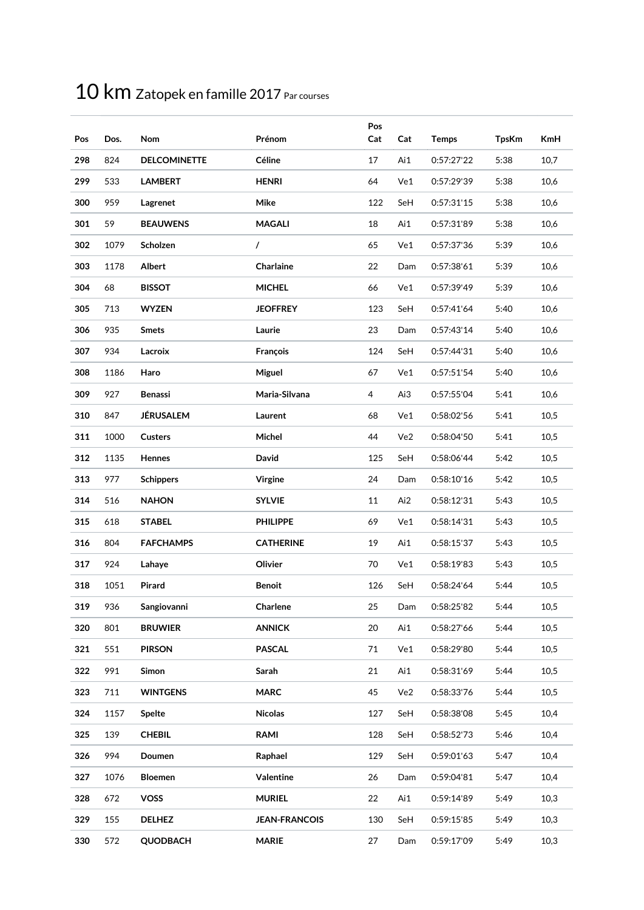# 10 km Zatopek en famille 2017 Par courses

| Pos | Dos. | Nom | Prénom | Pos Cat | Cat | Temps | TpsKm | KmH |
|---|---|---|---|---|---|---|---|---|
| **298** | 824 | **DELCOMINETTE** | **Céline** | 17 | Ai1 | 0:57:27'22 | 5:38 | 10,7 |
| **299** | 533 | **LAMBERT** | **HENRI** | 64 | Ve1 | 0:57:29'39 | 5:38 | 10,6 |
| **300** | 959 | **Lagrenet** | **Mike** | 122 | SeH | 0:57:31'15 | 5:38 | 10,6 |
| **301** | 59 | **BEAUWENS** | **MAGALI** | 18 | Ai1 | 0:57:31'89 | 5:38 | 10,6 |
| **302** | 1079 | **Scholzen** | **/** | 65 | Ve1 | 0:57:37'36 | 5:39 | 10,6 |
| **303** | 1178 | **Albert** | **Charlaine** | 22 | Dam | 0:57:38'61 | 5:39 | 10,6 |
| **304** | 68 | **BISSOT** | **MICHEL** | 66 | Ve1 | 0:57:39'49 | 5:39 | 10,6 |
| **305** | 713 | **WYZEN** | **JEOFFREY** | 123 | SeH | 0:57:41'64 | 5:40 | 10,6 |
| **306** | 935 | **Smets** | **Laurie** | 23 | Dam | 0:57:43'14 | 5:40 | 10,6 |
| **307** | 934 | **Lacroix** | **François** | 124 | SeH | 0:57:44'31 | 5:40 | 10,6 |
| **308** | 1186 | **Haro** | **Miguel** | 67 | Ve1 | 0:57:51'54 | 5:40 | 10,6 |
| **309** | 927 | **Benassi** | **Maria-Silvana** | 4 | Ai3 | 0:57:55'04 | 5:41 | 10,6 |
| **310** | 847 | **JÉRUSALEM** | **Laurent** | 68 | Ve1 | 0:58:02'56 | 5:41 | 10,5 |
| **311** | 1000 | **Custers** | **Michel** | 44 | Ve2 | 0:58:04'50 | 5:41 | 10,5 |
| **312** | 1135 | **Hennes** | **David** | 125 | SeH | 0:58:06'44 | 5:42 | 10,5 |
| **313** | 977 | **Schippers** | **Virgine** | 24 | Dam | 0:58:10'16 | 5:42 | 10,5 |
| **314** | 516 | **NAHON** | **SYLVIE** | 11 | Ai2 | 0:58:12'31 | 5:43 | 10,5 |
| **315** | 618 | **STABEL** | **PHILIPPE** | 69 | Ve1 | 0:58:14'31 | 5:43 | 10,5 |
| **316** | 804 | **FAFCHAMPS** | **CATHERINE** | 19 | Ai1 | 0:58:15'37 | 5:43 | 10,5 |
| **317** | 924 | **Lahaye** | **Olivier** | 70 | Ve1 | 0:58:19'83 | 5:43 | 10,5 |
| **318** | 1051 | **Pirard** | **Benoit** | 126 | SeH | 0:58:24'64 | 5:44 | 10,5 |
| **319** | 936 | **Sangiovanni** | **Charlene** | 25 | Dam | 0:58:25'82 | 5:44 | 10,5 |
| **320** | 801 | **BRUWIER** | **ANNICK** | 20 | Ai1 | 0:58:27'66 | 5:44 | 10,5 |
| **321** | 551 | **PIRSON** | **PASCAL** | 71 | Ve1 | 0:58:29'80 | 5:44 | 10,5 |
| **322** | 991 | **Simon** | **Sarah** | 21 | Ai1 | 0:58:31'69 | 5:44 | 10,5 |
| **323** | 711 | **WINTGENS** | **MARC** | 45 | Ve2 | 0:58:33'76 | 5:44 | 10,5 |
| **324** | 1157 | **Spelte** | **Nicolas** | 127 | SeH | 0:58:38'08 | 5:45 | 10,4 |
| **325** | 139 | **CHEBIL** | **RAMI** | 128 | SeH | 0:58:52'73 | 5:46 | 10,4 |
| **326** | 994 | **Doumen** | **Raphael** | 129 | SeH | 0:59:01'63 | 5:47 | 10,4 |
| **327** | 1076 | **Bloemen** | **Valentine** | 26 | Dam | 0:59:04'81 | 5:47 | 10,4 |
| **328** | 672 | **VOSS** | **MURIEL** | 22 | Ai1 | 0:59:14'89 | 5:49 | 10,3 |
| **329** | 155 | **DELHEZ** | **JEAN-FRANCOIS** | 130 | SeH | 0:59:15'85 | 5:49 | 10,3 |
| **330** | 572 | **QUODBACH** | **MARIE** | 27 | Dam | 0:59:17'09 | 5:49 | 10,3 |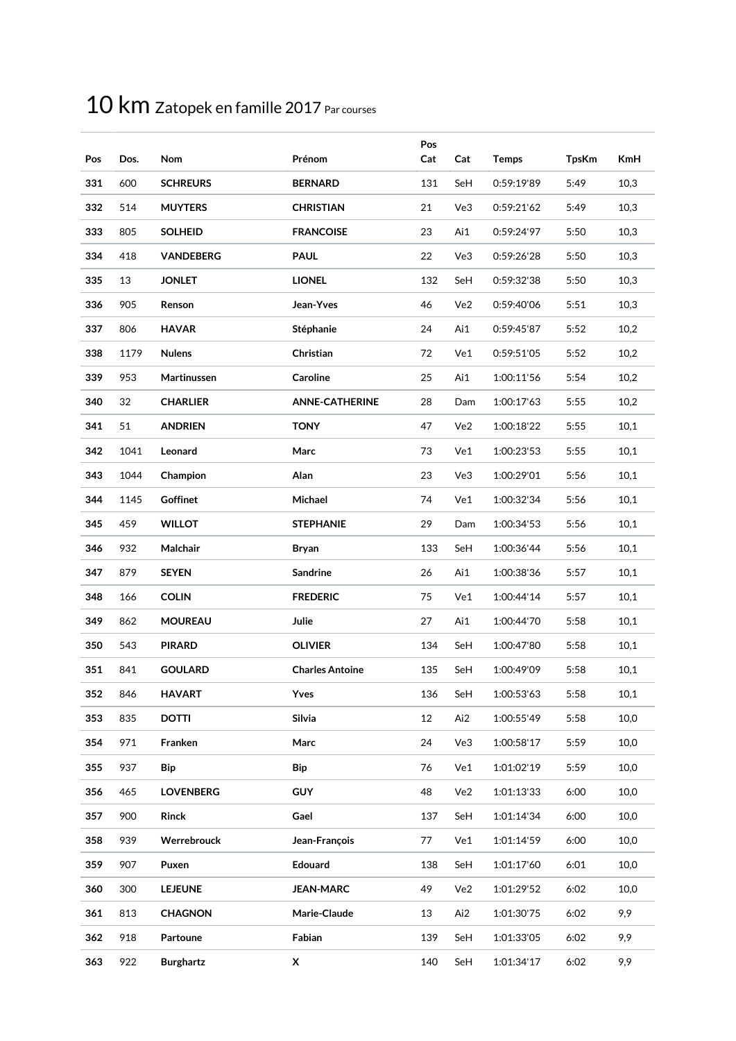# 10 km Zatopek en famille 2017 Par courses

| Pos | Dos. | Nom | Prénom | Pos Cat | Cat | Temps | TpsKm | KmH |
|---|---|---|---|---|---|---|---|---|
| **331** | 600 | **SCHREURS** | **BERNARD** | 131 | SeH | 0:59:19'89 | 5:49 | 10,3 |
| **332** | 514 | **MUYTERS** | **CHRISTIAN** | 21 | Ve3 | 0:59:21'62 | 5:49 | 10,3 |
| **333** | 805 | **SOLHEID** | **FRANCOISE** | 23 | Ai1 | 0:59:24'97 | 5:50 | 10,3 |
| **334** | 418 | **VANDEBERG** | **PAUL** | 22 | Ve3 | 0:59:26'28 | 5:50 | 10,3 |
| **335** | 13 | **JONLET** | **LIONEL** | 132 | SeH | 0:59:32'38 | 5:50 | 10,3 |
| **336** | 905 | **Renson** | **Jean-Yves** | 46 | Ve2 | 0:59:40'06 | 5:51 | 10,3 |
| **337** | 806 | **HAVAR** | **Stéphanie** | 24 | Ai1 | 0:59:45'87 | 5:52 | 10,2 |
| **338** | 1179 | **Nulens** | **Christian** | 72 | Ve1 | 0:59:51'05 | 5:52 | 10,2 |
| **339** | 953 | **Martinussen** | **Caroline** | 25 | Ai1 | 1:00:11'56 | 5:54 | 10,2 |
| **340** | 32 | **CHARLIER** | **ANNE-CATHERINE** | 28 | Dam | 1:00:17'63 | 5:55 | 10,2 |
| **341** | 51 | **ANDRIEN** | **TONY** | 47 | Ve2 | 1:00:18'22 | 5:55 | 10,1 |
| **342** | 1041 | **Leonard** | **Marc** | 73 | Ve1 | 1:00:23'53 | 5:55 | 10,1 |
| **343** | 1044 | **Champion** | **Alan** | 23 | Ve3 | 1:00:29'01 | 5:56 | 10,1 |
| **344** | 1145 | **Goffinet** | **Michael** | 74 | Ve1 | 1:00:32'34 | 5:56 | 10,1 |
| **345** | 459 | **WILLOT** | **STEPHANIE** | 29 | Dam | 1:00:34'53 | 5:56 | 10,1 |
| **346** | 932 | **Malchair** | **Bryan** | 133 | SeH | 1:00:36'44 | 5:56 | 10,1 |
| **347** | 879 | **SEYEN** | **Sandrine** | 26 | Ai1 | 1:00:38'36 | 5:57 | 10,1 |
| **348** | 166 | **COLIN** | **FREDERIC** | 75 | Ve1 | 1:00:44'14 | 5:57 | 10,1 |
| **349** | 862 | **MOUREAU** | **Julie** | 27 | Ai1 | 1:00:44'70 | 5:58 | 10,1 |
| **350** | 543 | **PIRARD** | **OLIVIER** | 134 | SeH | 1:00:47'80 | 5:58 | 10,1 |
| **351** | 841 | **GOULARD** | **Charles Antoine** | 135 | SeH | 1:00:49'09 | 5:58 | 10,1 |
| **352** | 846 | **HAVART** | **Yves** | 136 | SeH | 1:00:53'63 | 5:58 | 10,1 |
| **353** | 835 | **DOTTI** | **Silvia** | 12 | Ai2 | 1:00:55'49 | 5:58 | 10,0 |
| **354** | 971 | **Franken** | **Marc** | 24 | Ve3 | 1:00:58'17 | 5:59 | 10,0 |
| **355** | 937 | **Bip** | **Bip** | 76 | Ve1 | 1:01:02'19 | 5:59 | 10,0 |
| **356** | 465 | **LOVENBERG** | **GUY** | 48 | Ve2 | 1:01:13'33 | 6:00 | 10,0 |
| **357** | 900 | **Rinck** | **Gael** | 137 | SeH | 1:01:14'34 | 6:00 | 10,0 |
| **358** | 939 | **Werrebrouck** | **Jean-François** | 77 | Ve1 | 1:01:14'59 | 6:00 | 10,0 |
| **359** | 907 | **Puxen** | **Edouard** | 138 | SeH | 1:01:17'60 | 6:01 | 10,0 |
| **360** | 300 | **LEJEUNE** | **JEAN-MARC** | 49 | Ve2 | 1:01:29'52 | 6:02 | 10,0 |
| **361** | 813 | **CHAGNON** | **Marie-Claude** | 13 | Ai2 | 1:01:30'75 | 6:02 | 9,9 |
| **362** | 918 | **Partoune** | **Fabian** | 139 | SeH | 1:01:33'05 | 6:02 | 9,9 |
| **363** | 922 | **Burghartz** | **X** | 140 | SeH | 1:01:34'17 | 6:02 | 9,9 |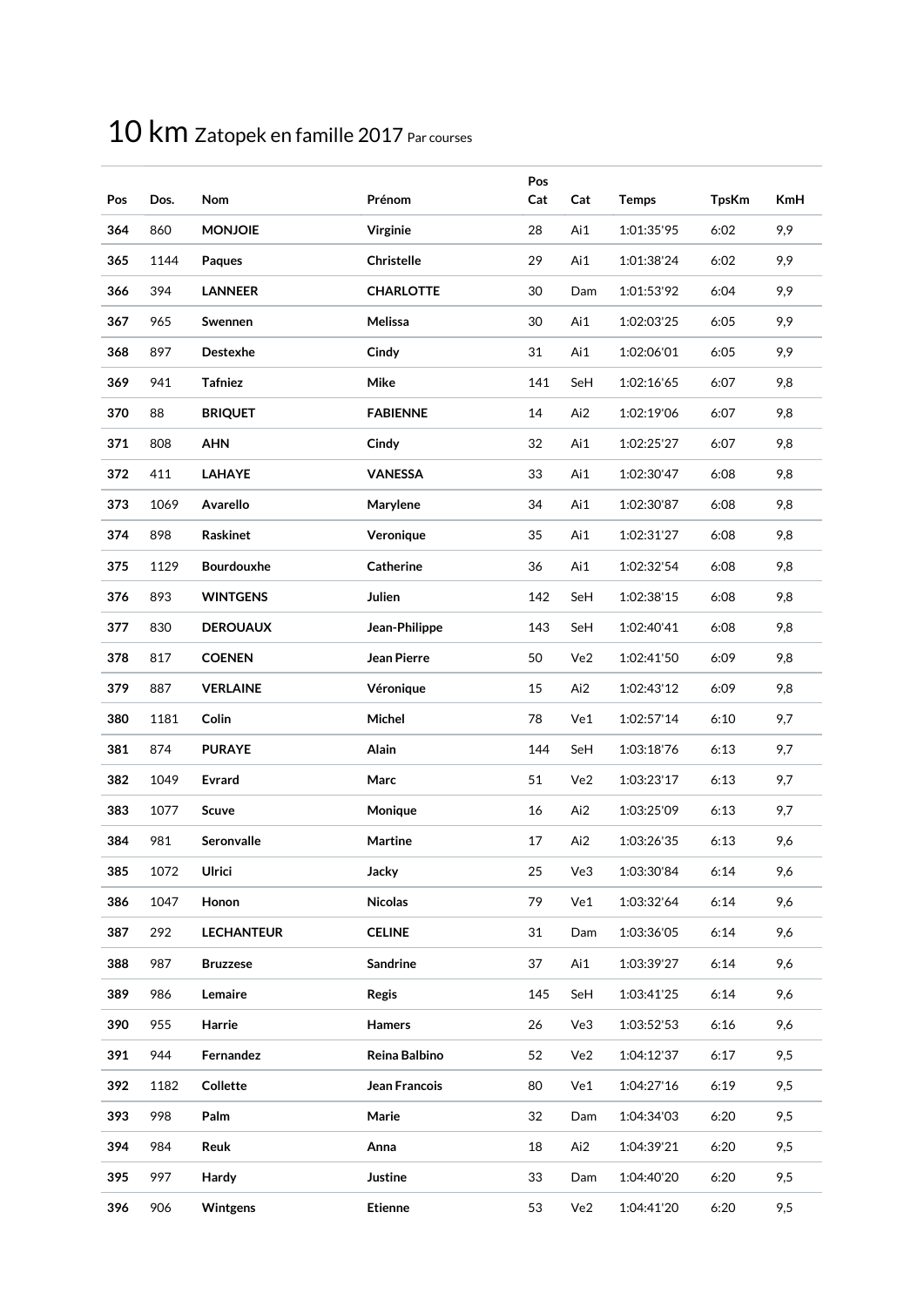# 10 km Zatopek en famille 2017 Par courses

| Pos | Dos. | Nom | Prénom | Pos Cat | Cat | Temps | TpsKm | KmH |
|---|---|---|---|---|---|---|---|---|
| **364** | 860 | **MONJOIE** | **Virginie** | 28 | Ai1 | 1:01:35'95 | 6:02 | 9,9 |
| **365** | 1144 | **Paques** | **Christelle** | 29 | Ai1 | 1:01:38'24 | 6:02 | 9,9 |
| **366** | 394 | **LANNEER** | **CHARLOTTE** | 30 | Dam | 1:01:53'92 | 6:04 | 9,9 |
| **367** | 965 | **Swennen** | **Melissa** | 30 | Ai1 | 1:02:03'25 | 6:05 | 9,9 |
| **368** | 897 | **Destexhe** | **Cindy** | 31 | Ai1 | 1:02:06'01 | 6:05 | 9,9 |
| **369** | 941 | **Tafniez** | **Mike** | 141 | SeH | 1:02:16'65 | 6:07 | 9,8 |
| **370** | 88 | **BRIQUET** | **FABIENNE** | 14 | Ai2 | 1:02:19'06 | 6:07 | 9,8 |
| **371** | 808 | **AHN** | **Cindy** | 32 | Ai1 | 1:02:25'27 | 6:07 | 9,8 |
| **372** | 411 | **LAHAYE** | **VANESSA** | 33 | Ai1 | 1:02:30'47 | 6:08 | 9,8 |
| **373** | 1069 | **Avarello** | **Marylene** | 34 | Ai1 | 1:02:30'87 | 6:08 | 9,8 |
| **374** | 898 | **Raskinet** | **Veronique** | 35 | Ai1 | 1:02:31'27 | 6:08 | 9,8 |
| **375** | 1129 | **Bourdouxhe** | **Catherine** | 36 | Ai1 | 1:02:32'54 | 6:08 | 9,8 |
| **376** | 893 | **WINTGENS** | **Julien** | 142 | SeH | 1:02:38'15 | 6:08 | 9,8 |
| **377** | 830 | **DEROUAUX** | **Jean-Philippe** | 143 | SeH | 1:02:40'41 | 6:08 | 9,8 |
| **378** | 817 | **COENEN** | **Jean Pierre** | 50 | Ve2 | 1:02:41'50 | 6:09 | 9,8 |
| **379** | 887 | **VERLAINE** | **Véronique** | 15 | Ai2 | 1:02:43'12 | 6:09 | 9,8 |
| **380** | 1181 | **Colin** | **Michel** | 78 | Ve1 | 1:02:57'14 | 6:10 | 9,7 |
| **381** | 874 | **PURAYE** | **Alain** | 144 | SeH | 1:03:18'76 | 6:13 | 9,7 |
| **382** | 1049 | **Evrard** | **Marc** | 51 | Ve2 | 1:03:23'17 | 6:13 | 9,7 |
| **383** | 1077 | **Scuve** | **Monique** | 16 | Ai2 | 1:03:25'09 | 6:13 | 9,7 |
| **384** | 981 | **Seronvalle** | **Martine** | 17 | Ai2 | 1:03:26'35 | 6:13 | 9,6 |
| **385** | 1072 | **Ulrici** | **Jacky** | 25 | Ve3 | 1:03:30'84 | 6:14 | 9,6 |
| **386** | 1047 | **Honon** | **Nicolas** | 79 | Ve1 | 1:03:32'64 | 6:14 | 9,6 |
| **387** | 292 | **LECHANTEUR** | **CELINE** | 31 | Dam | 1:03:36'05 | 6:14 | 9,6 |
| **388** | 987 | **Bruzzese** | **Sandrine** | 37 | Ai1 | 1:03:39'27 | 6:14 | 9,6 |
| **389** | 986 | **Lemaire** | **Regis** | 145 | SeH | 1:03:41'25 | 6:14 | 9,6 |
| **390** | 955 | **Harrie** | **Hamers** | 26 | Ve3 | 1:03:52'53 | 6:16 | 9,6 |
| **391** | 944 | **Fernandez** | **Reina Balbino** | 52 | Ve2 | 1:04:12'37 | 6:17 | 9,5 |
| **392** | 1182 | **Collette** | **Jean Francois** | 80 | Ve1 | 1:04:27'16 | 6:19 | 9,5 |
| **393** | 998 | **Palm** | **Marie** | 32 | Dam | 1:04:34'03 | 6:20 | 9,5 |
| **394** | 984 | **Reuk** | **Anna** | 18 | Ai2 | 1:04:39'21 | 6:20 | 9,5 |
| **395** | 997 | **Hardy** | **Justine** | 33 | Dam | 1:04:40'20 | 6:20 | 9,5 |
| **396** | 906 | **Wintgens** | **Etienne** | 53 | Ve2 | 1:04:41'20 | 6:20 | 9,5 |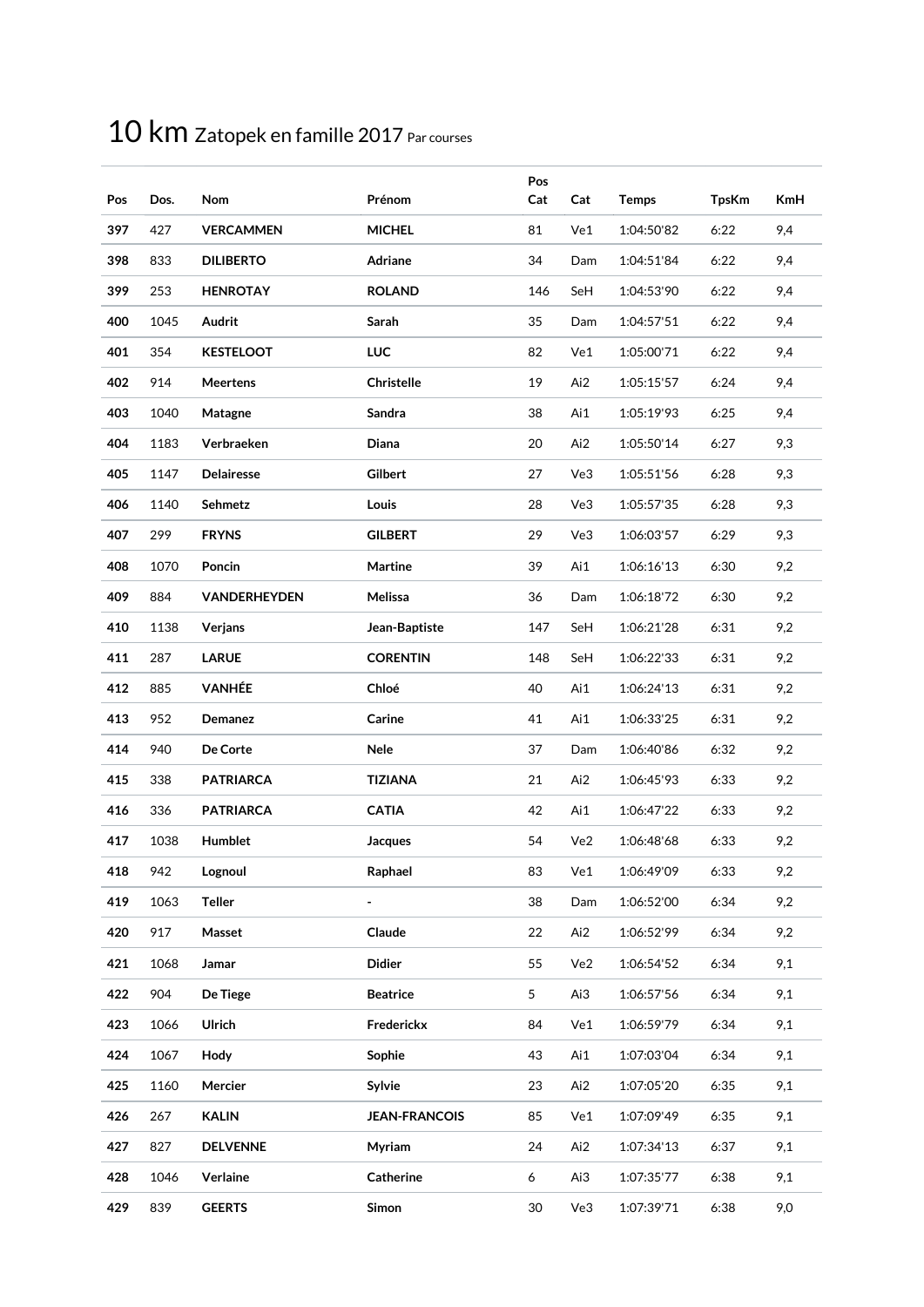# 10 km Zatopek en famille 2017 Par courses

| Pos | Dos. | Nom | Prénom | Pos Cat | Cat | Temps | TpsKm | KmH |
|---|---|---|---|---|---|---|---|---|
| **397** | 427 | **VERCAMMEN** | **MICHEL** | 81 | Ve1 | 1:04:50'82 | 6:22 | 9,4 |
| **398** | 833 | **DILIBERTO** | **Adriane** | 34 | Dam | 1:04:51'84 | 6:22 | 9,4 |
| **399** | 253 | **HENROTAY** | **ROLAND** | 146 | SeH | 1:04:53'90 | 6:22 | 9,4 |
| **400** | 1045 | **Audrit** | **Sarah** | 35 | Dam | 1:04:57'51 | 6:22 | 9,4 |
| **401** | 354 | **KESTELOOT** | **LUC** | 82 | Ve1 | 1:05:00'71 | 6:22 | 9,4 |
| **402** | 914 | **Meertens** | **Christelle** | 19 | Ai2 | 1:05:15'57 | 6:24 | 9,4 |
| **403** | 1040 | **Matagne** | **Sandra** | 38 | Ai1 | 1:05:19'93 | 6:25 | 9,4 |
| **404** | 1183 | **Verbraeken** | **Diana** | 20 | Ai2 | 1:05:50'14 | 6:27 | 9,3 |
| **405** | 1147 | **Delairesse** | **Gilbert** | 27 | Ve3 | 1:05:51'56 | 6:28 | 9,3 |
| **406** | 1140 | **Sehmetz** | **Louis** | 28 | Ve3 | 1:05:57'35 | 6:28 | 9,3 |
| **407** | 299 | **FRYNS** | **GILBERT** | 29 | Ve3 | 1:06:03'57 | 6:29 | 9,3 |
| **408** | 1070 | **Poncin** | **Martine** | 39 | Ai1 | 1:06:16'13 | 6:30 | 9,2 |
| **409** | 884 | **VANDERHEYDEN** | **Melissa** | 36 | Dam | 1:06:18'72 | 6:30 | 9,2 |
| **410** | 1138 | **Verjans** | **Jean-Baptiste** | 147 | SeH | 1:06:21'28 | 6:31 | 9,2 |
| **411** | 287 | **LARUE** | **CORENTIN** | 148 | SeH | 1:06:22'33 | 6:31 | 9,2 |
| **412** | 885 | **VANHÉE** | **Chloé** | 40 | Ai1 | 1:06:24'13 | 6:31 | 9,2 |
| **413** | 952 | **Demanez** | **Carine** | 41 | Ai1 | 1:06:33'25 | 6:31 | 9,2 |
| **414** | 940 | **De Corte** | **Nele** | 37 | Dam | 1:06:40'86 | 6:32 | 9,2 |
| **415** | 338 | **PATRIARCA** | **TIZIANA** | 21 | Ai2 | 1:06:45'93 | 6:33 | 9,2 |
| **416** | 336 | **PATRIARCA** | **CATIA** | 42 | Ai1 | 1:06:47'22 | 6:33 | 9,2 |
| **417** | 1038 | **Humblet** | **Jacques** | 54 | Ve2 | 1:06:48'68 | 6:33 | 9,2 |
| **418** | 942 | **Lognoul** | **Raphael** | 83 | Ve1 | 1:06:49'09 | 6:33 | 9,2 |
| **419** | 1063 | **Teller** | **-** | 38 | Dam | 1:06:52'00 | 6:34 | 9,2 |
| **420** | 917 | **Masset** | **Claude** | 22 | Ai2 | 1:06:52'99 | 6:34 | 9,2 |
| **421** | 1068 | **Jamar** | **Didier** | 55 | Ve2 | 1:06:54'52 | 6:34 | 9,1 |
| **422** | 904 | **De Tiege** | **Beatrice** | 5 | Ai3 | 1:06:57'56 | 6:34 | 9,1 |
| **423** | 1066 | **Ulrich** | **Frederickx** | 84 | Ve1 | 1:06:59'79 | 6:34 | 9,1 |
| **424** | 1067 | **Hody** | **Sophie** | 43 | Ai1 | 1:07:03'04 | 6:34 | 9,1 |
| **425** | 1160 | **Mercier** | **Sylvie** | 23 | Ai2 | 1:07:05'20 | 6:35 | 9,1 |
| **426** | 267 | **KALIN** | **JEAN-FRANCOIS** | 85 | Ve1 | 1:07:09'49 | 6:35 | 9,1 |
| **427** | 827 | **DELVENNE** | **Myriam** | 24 | Ai2 | 1:07:34'13 | 6:37 | 9,1 |
| **428** | 1046 | **Verlaine** | **Catherine** | 6 | Ai3 | 1:07:35'77 | 6:38 | 9,1 |
| **429** | 839 | **GEERTS** | **Simon** | 30 | Ve3 | 1:07:39'71 | 6:38 | 9,0 |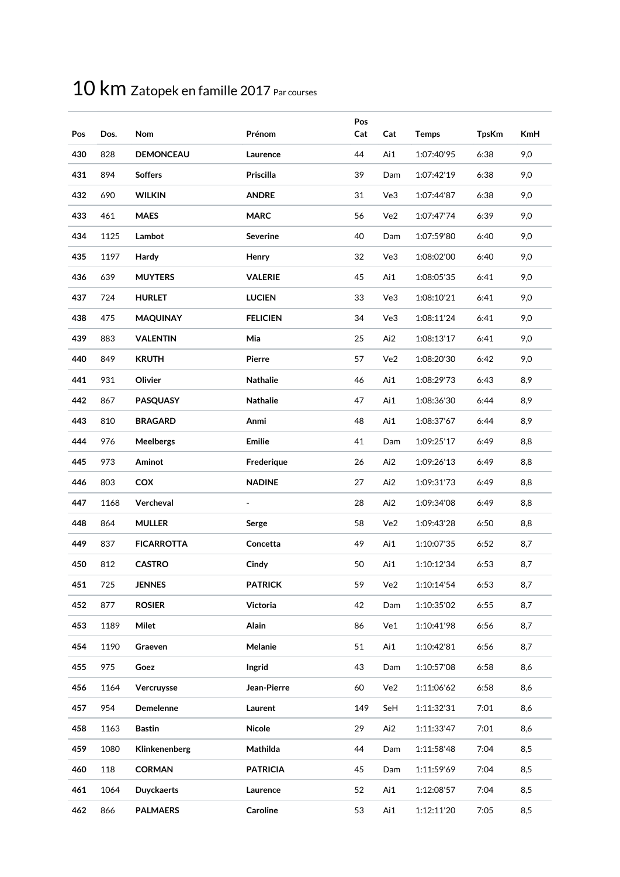# 10 km Zatopek en famille 2017 Par courses

| Pos | Dos. | Nom | Prénom | Pos Cat | Cat | Temps | TpsKm | KmH |
|---|---|---|---|---|---|---|---|---|
| **430** | 828 | **DEMONCEAU** | **Laurence** | 44 | Ai1 | 1:07:40'95 | 6:38 | 9,0 |
| **431** | 894 | **Soffers** | **Priscilla** | 39 | Dam | 1:07:42'19 | 6:38 | 9,0 |
| **432** | 690 | **WILKIN** | **ANDRE** | 31 | Ve3 | 1:07:44'87 | 6:38 | 9,0 |
| **433** | 461 | **MAES** | **MARC** | 56 | Ve2 | 1:07:47'74 | 6:39 | 9,0 |
| **434** | 1125 | **Lambot** | **Severine** | 40 | Dam | 1:07:59'80 | 6:40 | 9,0 |
| **435** | 1197 | **Hardy** | **Henry** | 32 | Ve3 | 1:08:02'00 | 6:40 | 9,0 |
| **436** | 639 | **MUYTERS** | **VALERIE** | 45 | Ai1 | 1:08:05'35 | 6:41 | 9,0 |
| **437** | 724 | **HURLET** | **LUCIEN** | 33 | Ve3 | 1:08:10'21 | 6:41 | 9,0 |
| **438** | 475 | **MAQUINAY** | **FELICIEN** | 34 | Ve3 | 1:08:11'24 | 6:41 | 9,0 |
| **439** | 883 | **VALENTIN** | **Mia** | 25 | Ai2 | 1:08:13'17 | 6:41 | 9,0 |
| **440** | 849 | **KRUTH** | **Pierre** | 57 | Ve2 | 1:08:20'30 | 6:42 | 9,0 |
| **441** | 931 | **Olivier** | **Nathalie** | 46 | Ai1 | 1:08:29'73 | 6:43 | 8,9 |
| **442** | 867 | **PASQUASY** | **Nathalie** | 47 | Ai1 | 1:08:36'30 | 6:44 | 8,9 |
| **443** | 810 | **BRAGARD** | **Anmi** | 48 | Ai1 | 1:08:37'67 | 6:44 | 8,9 |
| **444** | 976 | **Meelbergs** | **Emilie** | 41 | Dam | 1:09:25'17 | 6:49 | 8,8 |
| **445** | 973 | **Aminot** | **Frederique** | 26 | Ai2 | 1:09:26'13 | 6:49 | 8,8 |
| **446** | 803 | **COX** | **NADINE** | 27 | Ai2 | 1:09:31'73 | 6:49 | 8,8 |
| **447** | 1168 | **Vercheval** | **-** | 28 | Ai2 | 1:09:34'08 | 6:49 | 8,8 |
| **448** | 864 | **MULLER** | **Serge** | 58 | Ve2 | 1:09:43'28 | 6:50 | 8,8 |
| **449** | 837 | **FICARROTTA** | **Concetta** | 49 | Ai1 | 1:10:07'35 | 6:52 | 8,7 |
| **450** | 812 | **CASTRO** | **Cindy** | 50 | Ai1 | 1:10:12'34 | 6:53 | 8,7 |
| **451** | 725 | **JENNES** | **PATRICK** | 59 | Ve2 | 1:10:14'54 | 6:53 | 8,7 |
| **452** | 877 | **ROSIER** | **Victoria** | 42 | Dam | 1:10:35'02 | 6:55 | 8,7 |
| **453** | 1189 | **Milet** | **Alain** | 86 | Ve1 | 1:10:41'98 | 6:56 | 8,7 |
| **454** | 1190 | **Graeven** | **Melanie** | 51 | Ai1 | 1:10:42'81 | 6:56 | 8,7 |
| **455** | 975 | **Goez** | **Ingrid** | 43 | Dam | 1:10:57'08 | 6:58 | 8,6 |
| **456** | 1164 | **Vercruysse** | **Jean-Pierre** | 60 | Ve2 | 1:11:06'62 | 6:58 | 8,6 |
| **457** | 954 | **Demelenne** | **Laurent** | 149 | SeH | 1:11:32'31 | 7:01 | 8,6 |
| **458** | 1163 | **Bastin** | **Nicole** | 29 | Ai2 | 1:11:33'47 | 7:01 | 8,6 |
| **459** | 1080 | **Klinkenenberg** | **Mathilda** | 44 | Dam | 1:11:58'48 | 7:04 | 8,5 |
| **460** | 118 | **CORMAN** | **PATRICIA** | 45 | Dam | 1:11:59'69 | 7:04 | 8,5 |
| **461** | 1064 | **Duyckaerts** | **Laurence** | 52 | Ai1 | 1:12:08'57 | 7:04 | 8,5 |
| **462** | 866 | **PALMAERS** | **Caroline** | 53 | Ai1 | 1:12:11'20 | 7:05 | 8,5 |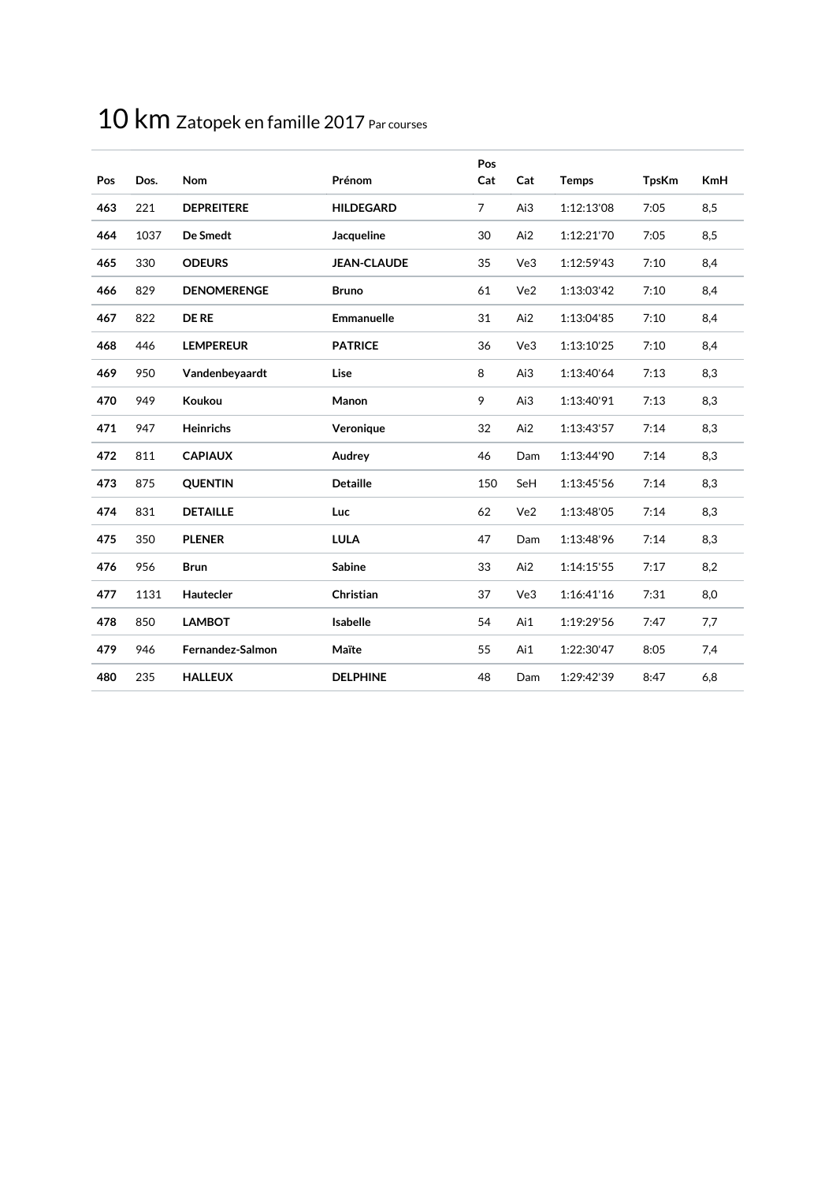# 10 km Zatopek en famille 2017 Par courses

| Pos | Dos. | Nom | Prénom | Pos Cat | Cat | Temps | TpsKm | KmH |
|---|---|---|---|---|---|---|---|---|
| **463** | 221 | **DEPREITERE** | **HILDEGARD** | 7 | Ai3 | 1:12:13'08 | 7:05 | 8,5 |
| **464** | 1037 | **De Smedt** | **Jacqueline** | 30 | Ai2 | 1:12:21'70 | 7:05 | 8,5 |
| **465** | 330 | **ODEURS** | **JEAN-CLAUDE** | 35 | Ve3 | 1:12:59'43 | 7:10 | 8,4 |
| **466** | 829 | **DENOMERENGE** | **Bruno** | 61 | Ve2 | 1:13:03'42 | 7:10 | 8,4 |
| **467** | 822 | **DE RE** | **Emmanuelle** | 31 | Ai2 | 1:13:04'85 | 7:10 | 8,4 |
| **468** | 446 | **LEMPEREUR** | **PATRICE** | 36 | Ve3 | 1:13:10'25 | 7:10 | 8,4 |
| **469** | 950 | **Vandenbeyaardt** | **Lise** | 8 | Ai3 | 1:13:40'64 | 7:13 | 8,3 |
| **470** | 949 | **Koukou** | **Manon** | 9 | Ai3 | 1:13:40'91 | 7:13 | 8,3 |
| **471** | 947 | **Heinrichs** | **Veronique** | 32 | Ai2 | 1:13:43'57 | 7:14 | 8,3 |
| **472** | 811 | **CAPIAUX** | **Audrey** | 46 | Dam | 1:13:44'90 | 7:14 | 8,3 |
| **473** | 875 | **QUENTIN** | **Detaille** | 150 | SeH | 1:13:45'56 | 7:14 | 8,3 |
| **474** | 831 | **DETAILLE** | **Luc** | 62 | Ve2 | 1:13:48'05 | 7:14 | 8,3 |
| **475** | 350 | **PLENER** | **LULA** | 47 | Dam | 1:13:48'96 | 7:14 | 8,3 |
| **476** | 956 | **Brun** | **Sabine** | 33 | Ai2 | 1:14:15'55 | 7:17 | 8,2 |
| **477** | 1131 | **Hautecler** | **Christian** | 37 | Ve3 | 1:16:41'16 | 7:31 | 8,0 |
| **478** | 850 | **LAMBOT** | **Isabelle** | 54 | Ai1 | 1:19:29'56 | 7:47 | 7,7 |
| **479** | 946 | **Fernandez-Salmon** | **Maïte** | 55 | Ai1 | 1:22:30'47 | 8:05 | 7,4 |
| **480** | 235 | **HALLEUX** | **DELPHINE** | 48 | Dam | 1:29:42'39 | 8:47 | 6,8 |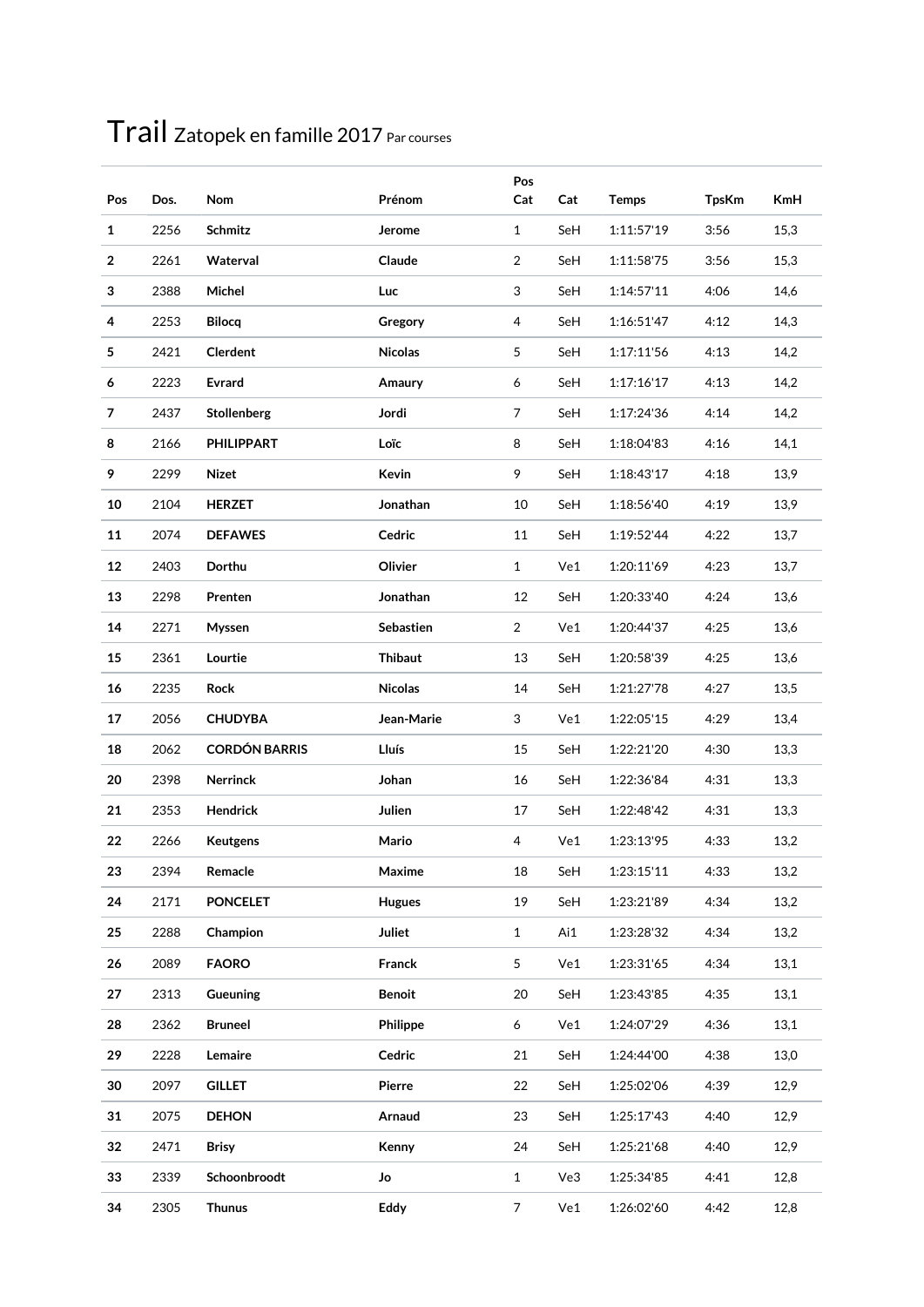# Trail Zatopek en famille 2017 Par courses

| Pos | Dos. | Nom | Prénom | Pos Cat | Cat | Temps | TpsKm | KmH |
|---|---|---|---|---|---|---|---|---|
| **1** | 2256 | **Schmitz** | **Jerome** | 1 | SeH | 1:11:57'19 | 3:56 | 15,3 |
| **2** | 2261 | **Waterval** | **Claude** | 2 | SeH | 1:11:58'75 | 3:56 | 15,3 |
| **3** | 2388 | **Michel** | **Luc** | 3 | SeH | 1:14:57'11 | 4:06 | 14,6 |
| **4** | 2253 | **Bilocq** | **Gregory** | 4 | SeH | 1:16:51'47 | 4:12 | 14,3 |
| **5** | 2421 | **Clerdent** | **Nicolas** | 5 | SeH | 1:17:11'56 | 4:13 | 14,2 |
| **6** | 2223 | **Evrard** | **Amaury** | 6 | SeH | 1:17:16'17 | 4:13 | 14,2 |
| **7** | 2437 | **Stollenberg** | **Jordi** | 7 | SeH | 1:17:24'36 | 4:14 | 14,2 |
| **8** | 2166 | **PHILIPPART** | **Loïc** | 8 | SeH | 1:18:04'83 | 4:16 | 14,1 |
| **9** | 2299 | **Nizet** | **Kevin** | 9 | SeH | 1:18:43'17 | 4:18 | 13,9 |
| **10** | 2104 | **HERZET** | **Jonathan** | 10 | SeH | 1:18:56'40 | 4:19 | 13,9 |
| **11** | 2074 | **DEFAWES** | **Cedric** | 11 | SeH | 1:19:52'44 | 4:22 | 13,7 |
| **12** | 2403 | **Dorthu** | **Olivier** | 1 | Ve1 | 1:20:11'69 | 4:23 | 13,7 |
| **13** | 2298 | **Prenten** | **Jonathan** | 12 | SeH | 1:20:33'40 | 4:24 | 13,6 |
| **14** | 2271 | **Myssen** | **Sebastien** | 2 | Ve1 | 1:20:44'37 | 4:25 | 13,6 |
| **15** | 2361 | **Lourtie** | **Thibaut** | 13 | SeH | 1:20:58'39 | 4:25 | 13,6 |
| **16** | 2235 | **Rock** | **Nicolas** | 14 | SeH | 1:21:27'78 | 4:27 | 13,5 |
| **17** | 2056 | **CHUDYBA** | **Jean-Marie** | 3 | Ve1 | 1:22:05'15 | 4:29 | 13,4 |
| **18** | 2062 | **CORDÓN BARRIS** | **Lluís** | 15 | SeH | 1:22:21'20 | 4:30 | 13,3 |
| **20** | 2398 | **Nerrinck** | **Johan** | 16 | SeH | 1:22:36'84 | 4:31 | 13,3 |
| **21** | 2353 | **Hendrick** | **Julien** | 17 | SeH | 1:22:48'42 | 4:31 | 13,3 |
| **22** | 2266 | **Keutgens** | **Mario** | 4 | Ve1 | 1:23:13'95 | 4:33 | 13,2 |
| **23** | 2394 | **Remacle** | **Maxime** | 18 | SeH | 1:23:15'11 | 4:33 | 13,2 |
| **24** | 2171 | **PONCELET** | **Hugues** | 19 | SeH | 1:23:21'89 | 4:34 | 13,2 |
| **25** | 2288 | **Champion** | **Juliet** | 1 | Ai1 | 1:23:28'32 | 4:34 | 13,2 |
| **26** | 2089 | **FAORO** | **Franck** | 5 | Ve1 | 1:23:31'65 | 4:34 | 13,1 |
| **27** | 2313 | **Gueuning** | **Benoit** | 20 | SeH | 1:23:43'85 | 4:35 | 13,1 |
| **28** | 2362 | **Bruneel** | **Philippe** | 6 | Ve1 | 1:24:07'29 | 4:36 | 13,1 |
| **29** | 2228 | **Lemaire** | **Cedric** | 21 | SeH | 1:24:44'00 | 4:38 | 13,0 |
| **30** | 2097 | **GILLET** | **Pierre** | 22 | SeH | 1:25:02'06 | 4:39 | 12,9 |
| **31** | 2075 | **DEHON** | **Arnaud** | 23 | SeH | 1:25:17'43 | 4:40 | 12,9 |
| **32** | 2471 | **Brisy** | **Kenny** | 24 | SeH | 1:25:21'68 | 4:40 | 12,9 |
| **33** | 2339 | **Schoonbroodt** | **Jo** | 1 | Ve3 | 1:25:34'85 | 4:41 | 12,8 |
| **34** | 2305 | **Thunus** | **Eddy** | 7 | Ve1 | 1:26:02'60 | 4:42 | 12,8 |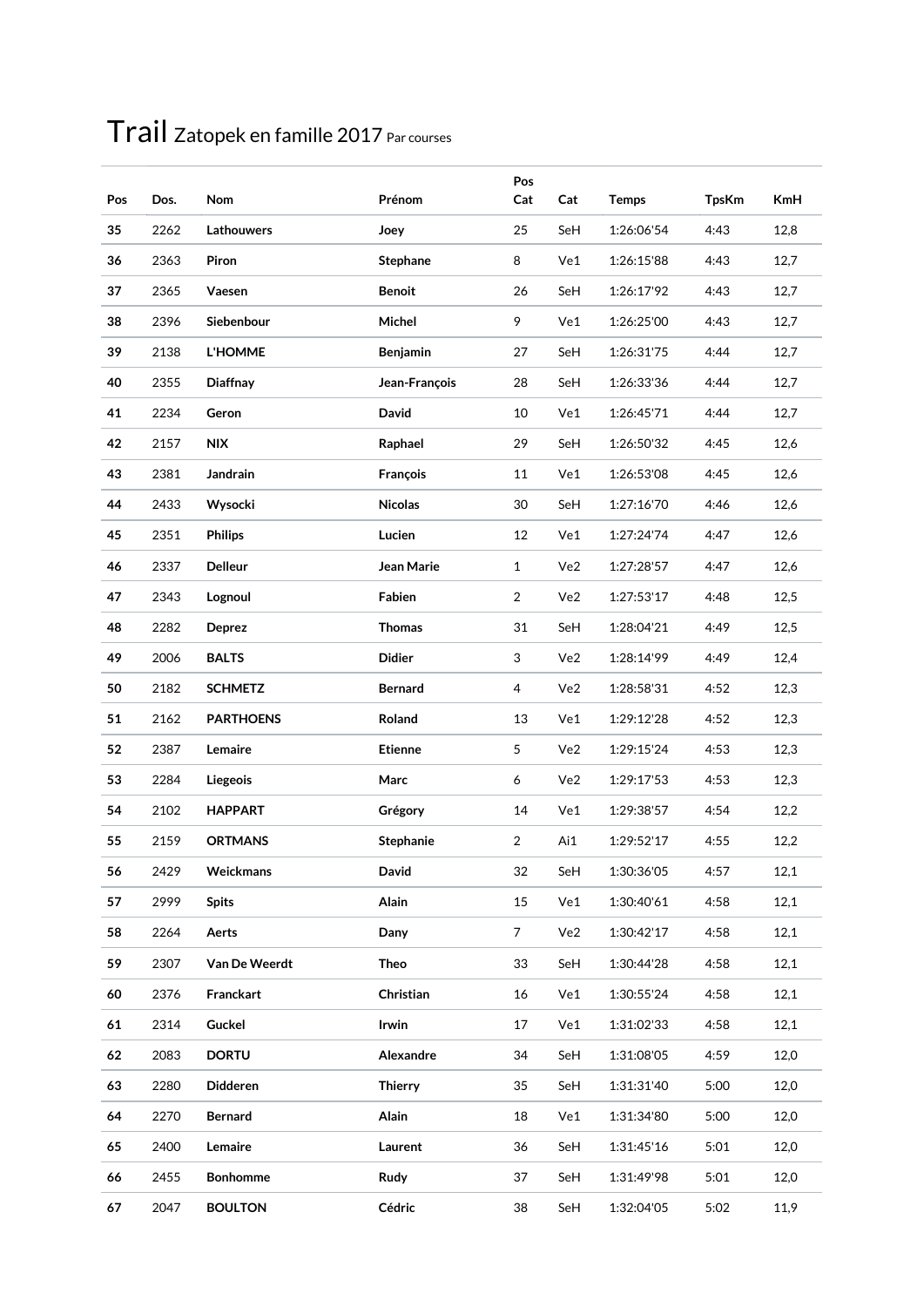# Trail Zatopek en famille 2017 Par courses

| Pos | Dos. | Nom | Prénom | Pos Cat | Cat | Temps | TpsKm | KmH |
|---|---|---|---|---|---|---|---|---|
| **35** | 2262 | **Lathouwers** | **Joey** | 25 | SeH | 1:26:06'54 | 4:43 | 12,8 |
| **36** | 2363 | **Piron** | **Stephane** | 8 | Ve1 | 1:26:15'88 | 4:43 | 12,7 |
| **37** | 2365 | **Vaesen** | **Benoit** | 26 | SeH | 1:26:17'92 | 4:43 | 12,7 |
| **38** | 2396 | **Siebenbour** | **Michel** | 9 | Ve1 | 1:26:25'00 | 4:43 | 12,7 |
| **39** | 2138 | **L'HOMME** | **Benjamin** | 27 | SeH | 1:26:31'75 | 4:44 | 12,7 |
| **40** | 2355 | **Diaffnay** | **Jean-François** | 28 | SeH | 1:26:33'36 | 4:44 | 12,7 |
| **41** | 2234 | **Geron** | **David** | 10 | Ve1 | 1:26:45'71 | 4:44 | 12,7 |
| **42** | 2157 | **NIX** | **Raphael** | 29 | SeH | 1:26:50'32 | 4:45 | 12,6 |
| **43** | 2381 | **Jandrain** | **François** | 11 | Ve1 | 1:26:53'08 | 4:45 | 12,6 |
| **44** | 2433 | **Wysocki** | **Nicolas** | 30 | SeH | 1:27:16'70 | 4:46 | 12,6 |
| **45** | 2351 | **Philips** | **Lucien** | 12 | Ve1 | 1:27:24'74 | 4:47 | 12,6 |
| **46** | 2337 | **Delleur** | **Jean Marie** | 1 | Ve2 | 1:27:28'57 | 4:47 | 12,6 |
| **47** | 2343 | **Lognoul** | **Fabien** | 2 | Ve2 | 1:27:53'17 | 4:48 | 12,5 |
| **48** | 2282 | **Deprez** | **Thomas** | 31 | SeH | 1:28:04'21 | 4:49 | 12,5 |
| **49** | 2006 | **BALTS** | **Didier** | 3 | Ve2 | 1:28:14'99 | 4:49 | 12,4 |
| **50** | 2182 | **SCHMETZ** | **Bernard** | 4 | Ve2 | 1:28:58'31 | 4:52 | 12,3 |
| **51** | 2162 | **PARTHOENS** | **Roland** | 13 | Ve1 | 1:29:12'28 | 4:52 | 12,3 |
| **52** | 2387 | **Lemaire** | **Etienne** | 5 | Ve2 | 1:29:15'24 | 4:53 | 12,3 |
| **53** | 2284 | **Liegeois** | **Marc** | 6 | Ve2 | 1:29:17'53 | 4:53 | 12,3 |
| **54** | 2102 | **HAPPART** | **Grégory** | 14 | Ve1 | 1:29:38'57 | 4:54 | 12,2 |
| **55** | 2159 | **ORTMANS** | **Stephanie** | 2 | Ai1 | 1:29:52'17 | 4:55 | 12,2 |
| **56** | 2429 | **Weickmans** | **David** | 32 | SeH | 1:30:36'05 | 4:57 | 12,1 |
| **57** | 2999 | **Spits** | **Alain** | 15 | Ve1 | 1:30:40'61 | 4:58 | 12,1 |
| **58** | 2264 | **Aerts** | **Dany** | 7 | Ve2 | 1:30:42'17 | 4:58 | 12,1 |
| **59** | 2307 | **Van De Weerdt** | **Theo** | 33 | SeH | 1:30:44'28 | 4:58 | 12,1 |
| **60** | 2376 | **Franckart** | **Christian** | 16 | Ve1 | 1:30:55'24 | 4:58 | 12,1 |
| **61** | 2314 | **Guckel** | **Irwin** | 17 | Ve1 | 1:31:02'33 | 4:58 | 12,1 |
| **62** | 2083 | **DORTU** | **Alexandre** | 34 | SeH | 1:31:08'05 | 4:59 | 12,0 |
| **63** | 2280 | **Didderen** | **Thierry** | 35 | SeH | 1:31:31'40 | 5:00 | 12,0 |
| **64** | 2270 | **Bernard** | **Alain** | 18 | Ve1 | 1:31:34'80 | 5:00 | 12,0 |
| **65** | 2400 | **Lemaire** | **Laurent** | 36 | SeH | 1:31:45'16 | 5:01 | 12,0 |
| **66** | 2455 | **Bonhomme** | **Rudy** | 37 | SeH | 1:31:49'98 | 5:01 | 12,0 |
| **67** | 2047 | **BOULTON** | **Cédric** | 38 | SeH | 1:32:04'05 | 5:02 | 11,9 |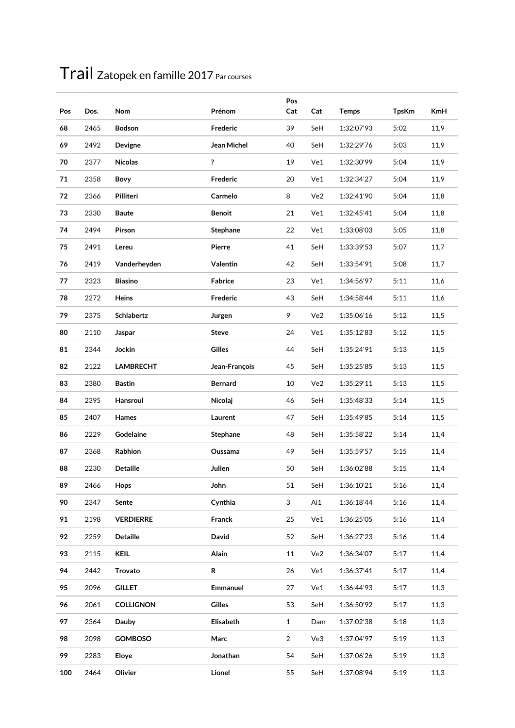# Trail Zatopek en famille 2017 Par courses

| Pos | Dos. | Nom | Prénom | Pos Cat | Cat | Temps | TpsKm | KmH |
|---|---|---|---|---|---|---|---|---|
| **68** | 2465 | **Bodson** | **Frederic** | 39 | SeH | 1:32:07'93 | 5:02 | 11,9 |
| **69** | 2492 | **Devigne** | **Jean Michel** | 40 | SeH | 1:32:29'76 | 5:03 | 11,9 |
| **70** | 2377 | **Nicolas** | **?** | 19 | Ve1 | 1:32:30'99 | 5:04 | 11,9 |
| **71** | 2358 | **Bovy** | **Frederic** | 20 | Ve1 | 1:32:34'27 | 5:04 | 11,9 |
| **72** | 2366 | **Pilliteri** | **Carmelo** | 8 | Ve2 | 1:32:41'90 | 5:04 | 11,8 |
| **73** | 2330 | **Baute** | **Benoit** | 21 | Ve1 | 1:32:45'41 | 5:04 | 11,8 |
| **74** | 2494 | **Pirson** | **Stephane** | 22 | Ve1 | 1:33:08'03 | 5:05 | 11,8 |
| **75** | 2491 | **Lereu** | **Pierre** | 41 | SeH | 1:33:39'53 | 5:07 | 11,7 |
| **76** | 2419 | **Vanderheyden** | **Valentin** | 42 | SeH | 1:33:54'91 | 5:08 | 11,7 |
| **77** | 2323 | **Biasino** | **Fabrice** | 23 | Ve1 | 1:34:56'97 | 5:11 | 11,6 |
| **78** | 2272 | **Heins** | **Frederic** | 43 | SeH | 1:34:58'44 | 5:11 | 11,6 |
| **79** | 2375 | **Schlabertz** | **Jurgen** | 9 | Ve2 | 1:35:06'16 | 5:12 | 11,5 |
| **80** | 2110 | **Jaspar** | **Steve** | 24 | Ve1 | 1:35:12'83 | 5:12 | 11,5 |
| **81** | 2344 | **Jockin** | **Gilles** | 44 | SeH | 1:35:24'91 | 5:13 | 11,5 |
| **82** | 2122 | **LAMBRECHT** | **Jean-François** | 45 | SeH | 1:35:25'85 | 5:13 | 11,5 |
| **83** | 2380 | **Bastin** | **Bernard** | 10 | Ve2 | 1:35:29'11 | 5:13 | 11,5 |
| **84** | 2395 | **Hansroul** | **Nicolaj** | 46 | SeH | 1:35:48'33 | 5:14 | 11,5 |
| **85** | 2407 | **Hames** | **Laurent** | 47 | SeH | 1:35:49'85 | 5:14 | 11,5 |
| **86** | 2229 | **Godelaine** | **Stephane** | 48 | SeH | 1:35:58'22 | 5:14 | 11,4 |
| **87** | 2368 | **Rabhion** | **Oussama** | 49 | SeH | 1:35:59'57 | 5:15 | 11,4 |
| **88** | 2230 | **Detaille** | **Julien** | 50 | SeH | 1:36:02'88 | 5:15 | 11,4 |
| **89** | 2466 | **Hops** | **John** | 51 | SeH | 1:36:10'21 | 5:16 | 11,4 |
| **90** | 2347 | **Sente** | **Cynthia** | 3 | Ai1 | 1:36:18'44 | 5:16 | 11,4 |
| **91** | 2198 | **VERDIERRE** | **Franck** | 25 | Ve1 | 1:36:25'05 | 5:16 | 11,4 |
| **92** | 2259 | **Detaille** | **David** | 52 | SeH | 1:36:27'23 | 5:16 | 11,4 |
| **93** | 2115 | **KEIL** | **Alain** | 11 | Ve2 | 1:36:34'07 | 5:17 | 11,4 |
| **94** | 2442 | **Trovato** | **R** | 26 | Ve1 | 1:36:37'41 | 5:17 | 11,4 |
| **95** | 2096 | **GILLET** | **Emmanuel** | 27 | Ve1 | 1:36:44'93 | 5:17 | 11,3 |
| **96** | 2061 | **COLLIGNON** | **Gilles** | 53 | SeH | 1:36:50'92 | 5:17 | 11,3 |
| **97** | 2364 | **Dauby** | **Elisabeth** | 1 | Dam | 1:37:02'38 | 5:18 | 11,3 |
| **98** | 2098 | **GOMBOSO** | **Marc** | 2 | Ve3 | 1:37:04'97 | 5:19 | 11,3 |
| **99** | 2283 | **Eloye** | **Jonathan** | 54 | SeH | 1:37:06'26 | 5:19 | 11,3 |
| **100** | 2464 | **Olivier** | **Lionel** | 55 | SeH | 1:37:08'94 | 5:19 | 11,3 |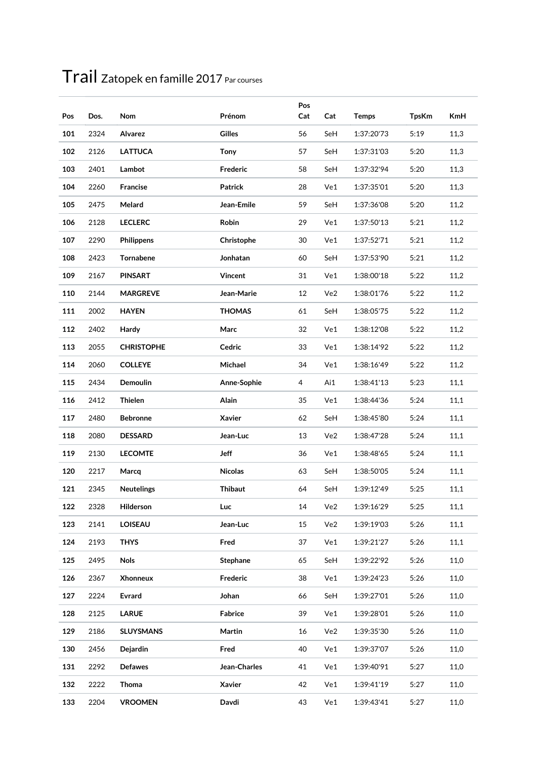# Trail Zatopek en famille 2017 Par courses

| Pos | Dos. | Nom | Prénom | Pos Cat | Cat | Temps | TpsKm | KmH |
|---|---|---|---|---|---|---|---|---|
| **101** | 2324 | **Alvarez** | **Gilles** | 56 | SeH | 1:37:20'73 | 5:19 | 11,3 |
| **102** | 2126 | **LATTUCA** | **Tony** | 57 | SeH | 1:37:31'03 | 5:20 | 11,3 |
| **103** | 2401 | **Lambot** | **Frederic** | 58 | SeH | 1:37:32'94 | 5:20 | 11,3 |
| **104** | 2260 | **Francise** | **Patrick** | 28 | Ve1 | 1:37:35'01 | 5:20 | 11,3 |
| **105** | 2475 | **Melard** | **Jean-Emile** | 59 | SeH | 1:37:36'08 | 5:20 | 11,2 |
| **106** | 2128 | **LECLERC** | **Robin** | 29 | Ve1 | 1:37:50'13 | 5:21 | 11,2 |
| **107** | 2290 | **Philippens** | **Christophe** | 30 | Ve1 | 1:37:52'71 | 5:21 | 11,2 |
| **108** | 2423 | **Tornabene** | **Jonhatan** | 60 | SeH | 1:37:53'90 | 5:21 | 11,2 |
| **109** | 2167 | **PINSART** | **Vincent** | 31 | Ve1 | 1:38:00'18 | 5:22 | 11,2 |
| **110** | 2144 | **MARGREVE** | **Jean-Marie** | 12 | Ve2 | 1:38:01'76 | 5:22 | 11,2 |
| **111** | 2002 | **HAYEN** | **THOMAS** | 61 | SeH | 1:38:05'75 | 5:22 | 11,2 |
| **112** | 2402 | **Hardy** | **Marc** | 32 | Ve1 | 1:38:12'08 | 5:22 | 11,2 |
| **113** | 2055 | **CHRISTOPHE** | **Cedric** | 33 | Ve1 | 1:38:14'92 | 5:22 | 11,2 |
| **114** | 2060 | **COLLEYE** | **Michael** | 34 | Ve1 | 1:38:16'49 | 5:22 | 11,2 |
| **115** | 2434 | **Demoulin** | **Anne-Sophie** | 4 | Ai1 | 1:38:41'13 | 5:23 | 11,1 |
| **116** | 2412 | **Thielen** | **Alain** | 35 | Ve1 | 1:38:44'36 | 5:24 | 11,1 |
| **117** | 2480 | **Bebronne** | **Xavier** | 62 | SeH | 1:38:45'80 | 5:24 | 11,1 |
| **118** | 2080 | **DESSARD** | **Jean-Luc** | 13 | Ve2 | 1:38:47'28 | 5:24 | 11,1 |
| **119** | 2130 | **LECOMTE** | **Jeff** | 36 | Ve1 | 1:38:48'65 | 5:24 | 11,1 |
| **120** | 2217 | **Marcq** | **Nicolas** | 63 | SeH | 1:38:50'05 | 5:24 | 11,1 |
| **121** | 2345 | **Neutelings** | **Thibaut** | 64 | SeH | 1:39:12'49 | 5:25 | 11,1 |
| **122** | 2328 | **Hilderson** | **Luc** | 14 | Ve2 | 1:39:16'29 | 5:25 | 11,1 |
| **123** | 2141 | **LOISEAU** | **Jean-Luc** | 15 | Ve2 | 1:39:19'03 | 5:26 | 11,1 |
| **124** | 2193 | **THYS** | **Fred** | 37 | Ve1 | 1:39:21'27 | 5:26 | 11,1 |
| **125** | 2495 | **Nols** | **Stephane** | 65 | SeH | 1:39:22'92 | 5:26 | 11,0 |
| **126** | 2367 | **Xhonneux** | **Frederic** | 38 | Ve1 | 1:39:24'23 | 5:26 | 11,0 |
| **127** | 2224 | **Evrard** | **Johan** | 66 | SeH | 1:39:27'01 | 5:26 | 11,0 |
| **128** | 2125 | **LARUE** | **Fabrice** | 39 | Ve1 | 1:39:28'01 | 5:26 | 11,0 |
| **129** | 2186 | **SLUYSMANS** | **Martin** | 16 | Ve2 | 1:39:35'30 | 5:26 | 11,0 |
| **130** | 2456 | **Dejardin** | **Fred** | 40 | Ve1 | 1:39:37'07 | 5:26 | 11,0 |
| **131** | 2292 | **Defawes** | **Jean-Charles** | 41 | Ve1 | 1:39:40'91 | 5:27 | 11,0 |
| **132** | 2222 | **Thoma** | **Xavier** | 42 | Ve1 | 1:39:41'19 | 5:27 | 11,0 |
| **133** | 2204 | **VROOMEN** | **Davdi** | 43 | Ve1 | 1:39:43'41 | 5:27 | 11,0 |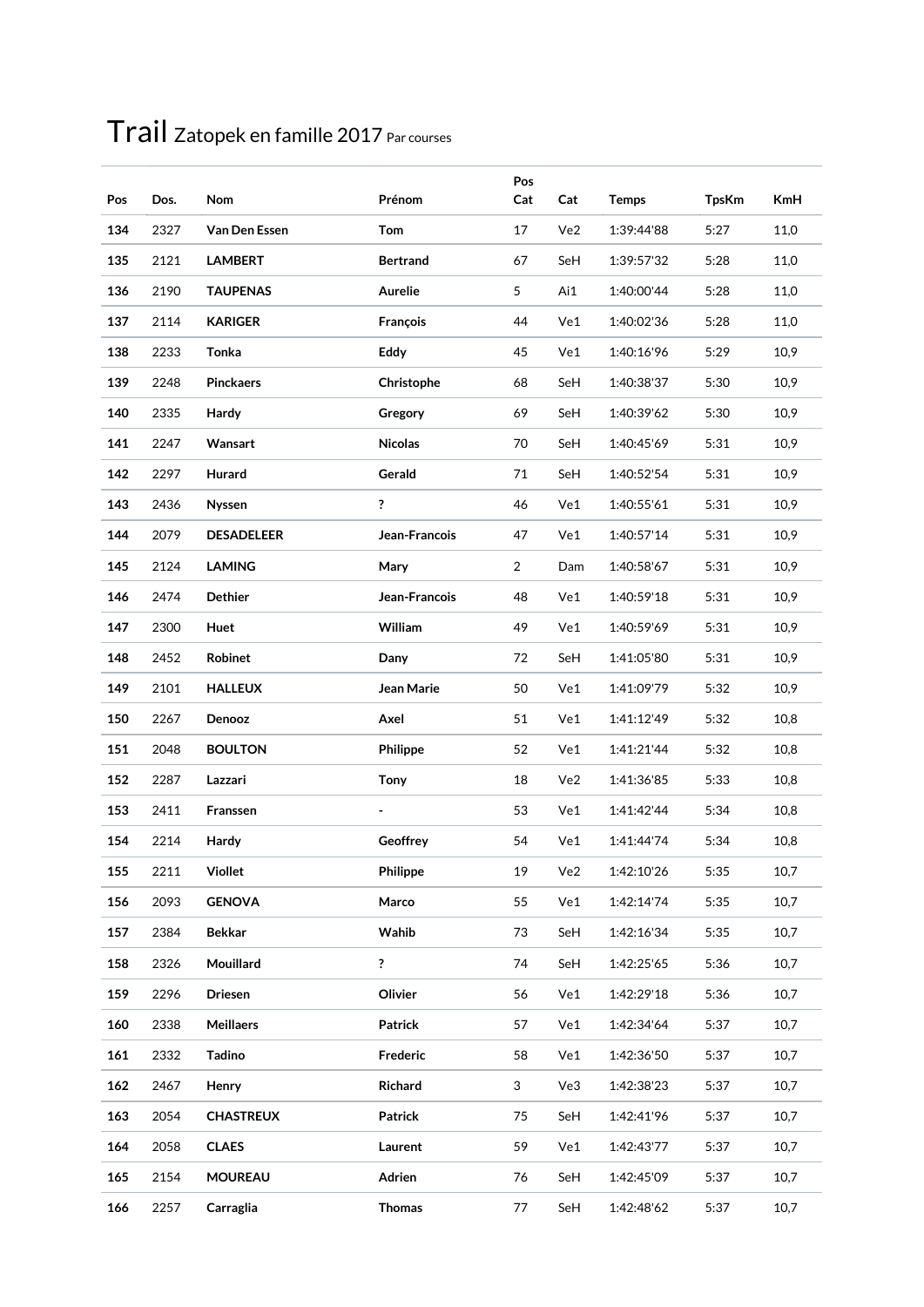# Trail Zatopek en famille 2017 Par courses

| Pos | Dos. | Nom | Prénom | Pos Cat | Cat | Temps | TpsKm | KmH |
|---|---|---|---|---|---|---|---|---|
| **134** | 2327 | **Van Den Essen** | **Tom** | 17 | Ve2 | 1:39:44'88 | 5:27 | 11,0 |
| **135** | 2121 | **LAMBERT** | **Bertrand** | 67 | SeH | 1:39:57'32 | 5:28 | 11,0 |
| **136** | 2190 | **TAUPENAS** | **Aurelie** | 5 | Ai1 | 1:40:00'44 | 5:28 | 11,0 |
| **137** | 2114 | **KARIGER** | **François** | 44 | Ve1 | 1:40:02'36 | 5:28 | 11,0 |
| **138** | 2233 | **Tonka** | **Eddy** | 45 | Ve1 | 1:40:16'96 | 5:29 | 10,9 |
| **139** | 2248 | **Pinckaers** | **Christophe** | 68 | SeH | 1:40:38'37 | 5:30 | 10,9 |
| **140** | 2335 | **Hardy** | **Gregory** | 69 | SeH | 1:40:39'62 | 5:30 | 10,9 |
| **141** | 2247 | **Wansart** | **Nicolas** | 70 | SeH | 1:40:45'69 | 5:31 | 10,9 |
| **142** | 2297 | **Hurard** | **Gerald** | 71 | SeH | 1:40:52'54 | 5:31 | 10,9 |
| **143** | 2436 | **Nyssen** | **?** | 46 | Ve1 | 1:40:55'61 | 5:31 | 10,9 |
| **144** | 2079 | **DESADELEER** | **Jean-Francois** | 47 | Ve1 | 1:40:57'14 | 5:31 | 10,9 |
| **145** | 2124 | **LAMING** | **Mary** | 2 | Dam | 1:40:58'67 | 5:31 | 10,9 |
| **146** | 2474 | **Dethier** | **Jean-Francois** | 48 | Ve1 | 1:40:59'18 | 5:31 | 10,9 |
| **147** | 2300 | **Huet** | **William** | 49 | Ve1 | 1:40:59'69 | 5:31 | 10,9 |
| **148** | 2452 | **Robinet** | **Dany** | 72 | SeH | 1:41:05'80 | 5:31 | 10,9 |
| **149** | 2101 | **HALLEUX** | **Jean Marie** | 50 | Ve1 | 1:41:09'79 | 5:32 | 10,9 |
| **150** | 2267 | **Denooz** | **Axel** | 51 | Ve1 | 1:41:12'49 | 5:32 | 10,8 |
| **151** | 2048 | **BOULTON** | **Philippe** | 52 | Ve1 | 1:41:21'44 | 5:32 | 10,8 |
| **152** | 2287 | **Lazzari** | **Tony** | 18 | Ve2 | 1:41:36'85 | 5:33 | 10,8 |
| **153** | 2411 | **Franssen** | **-** | 53 | Ve1 | 1:41:42'44 | 5:34 | 10,8 |
| **154** | 2214 | **Hardy** | **Geoffrey** | 54 | Ve1 | 1:41:44'74 | 5:34 | 10,8 |
| **155** | 2211 | **Viollet** | **Philippe** | 19 | Ve2 | 1:42:10'26 | 5:35 | 10,7 |
| **156** | 2093 | **GENOVA** | **Marco** | 55 | Ve1 | 1:42:14'74 | 5:35 | 10,7 |
| **157** | 2384 | **Bekkar** | **Wahib** | 73 | SeH | 1:42:16'34 | 5:35 | 10,7 |
| **158** | 2326 | **Mouillard** | **?** | 74 | SeH | 1:42:25'65 | 5:36 | 10,7 |
| **159** | 2296 | **Driesen** | **Olivier** | 56 | Ve1 | 1:42:29'18 | 5:36 | 10,7 |
| **160** | 2338 | **Meillaers** | **Patrick** | 57 | Ve1 | 1:42:34'64 | 5:37 | 10,7 |
| **161** | 2332 | **Tadino** | **Frederic** | 58 | Ve1 | 1:42:36'50 | 5:37 | 10,7 |
| **162** | 2467 | **Henry** | **Richard** | 3 | Ve3 | 1:42:38'23 | 5:37 | 10,7 |
| **163** | 2054 | **CHASTREUX** | **Patrick** | 75 | SeH | 1:42:41'96 | 5:37 | 10,7 |
| **164** | 2058 | **CLAES** | **Laurent** | 59 | Ve1 | 1:42:43'77 | 5:37 | 10,7 |
| **165** | 2154 | **MOUREAU** | **Adrien** | 76 | SeH | 1:42:45'09 | 5:37 | 10,7 |
| **166** | 2257 | **Carraglia** | **Thomas** | 77 | SeH | 1:42:48'62 | 5:37 | 10,7 |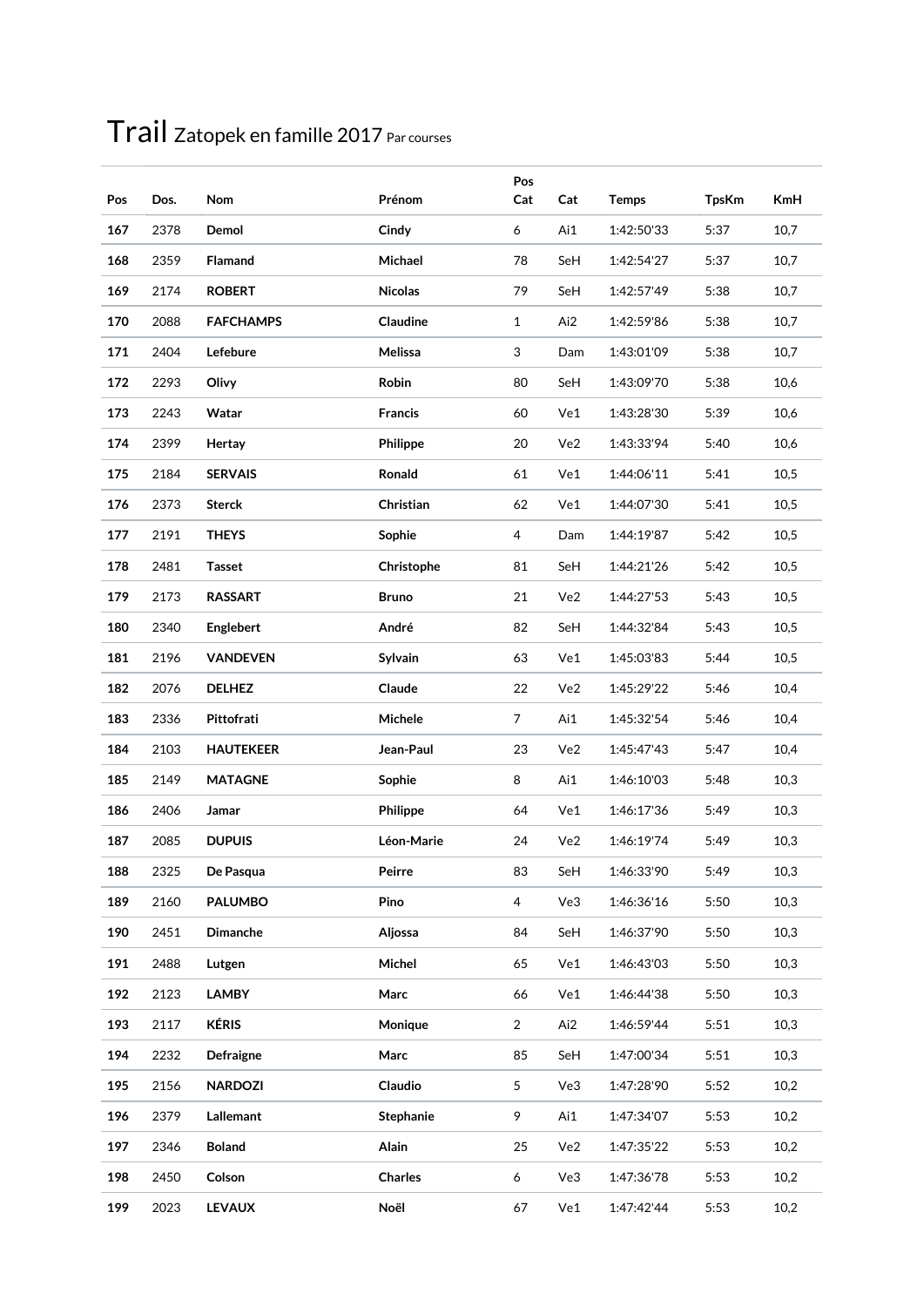# Trail Zatopek en famille 2017 Par courses

| Pos | Dos. | Nom | Prénom | Pos Cat | Cat | Temps | TpsKm | KmH |
|---|---|---|---|---|---|---|---|---|
| **167** | 2378 | **Demol** | **Cindy** | 6 | Ai1 | 1:42:50'33 | 5:37 | 10,7 |
| **168** | 2359 | **Flamand** | **Michael** | 78 | SeH | 1:42:54'27 | 5:37 | 10,7 |
| **169** | 2174 | **ROBERT** | **Nicolas** | 79 | SeH | 1:42:57'49 | 5:38 | 10,7 |
| **170** | 2088 | **FAFCHAMPS** | **Claudine** | 1 | Ai2 | 1:42:59'86 | 5:38 | 10,7 |
| **171** | 2404 | **Lefebure** | **Melissa** | 3 | Dam | 1:43:01'09 | 5:38 | 10,7 |
| **172** | 2293 | **Olivy** | **Robin** | 80 | SeH | 1:43:09'70 | 5:38 | 10,6 |
| **173** | 2243 | **Watar** | **Francis** | 60 | Ve1 | 1:43:28'30 | 5:39 | 10,6 |
| **174** | 2399 | **Hertay** | **Philippe** | 20 | Ve2 | 1:43:33'94 | 5:40 | 10,6 |
| **175** | 2184 | **SERVAIS** | **Ronald** | 61 | Ve1 | 1:44:06'11 | 5:41 | 10,5 |
| **176** | 2373 | **Sterck** | **Christian** | 62 | Ve1 | 1:44:07'30 | 5:41 | 10,5 |
| **177** | 2191 | **THEYS** | **Sophie** | 4 | Dam | 1:44:19'87 | 5:42 | 10,5 |
| **178** | 2481 | **Tasset** | **Christophe** | 81 | SeH | 1:44:21'26 | 5:42 | 10,5 |
| **179** | 2173 | **RASSART** | **Bruno** | 21 | Ve2 | 1:44:27'53 | 5:43 | 10,5 |
| **180** | 2340 | **Englebert** | **André** | 82 | SeH | 1:44:32'84 | 5:43 | 10,5 |
| **181** | 2196 | **VANDEVEN** | **Sylvain** | 63 | Ve1 | 1:45:03'83 | 5:44 | 10,5 |
| **182** | 2076 | **DELHEZ** | **Claude** | 22 | Ve2 | 1:45:29'22 | 5:46 | 10,4 |
| **183** | 2336 | **Pittofrati** | **Michele** | 7 | Ai1 | 1:45:32'54 | 5:46 | 10,4 |
| **184** | 2103 | **HAUTEKEER** | **Jean-Paul** | 23 | Ve2 | 1:45:47'43 | 5:47 | 10,4 |
| **185** | 2149 | **MATAGNE** | **Sophie** | 8 | Ai1 | 1:46:10'03 | 5:48 | 10,3 |
| **186** | 2406 | **Jamar** | **Philippe** | 64 | Ve1 | 1:46:17'36 | 5:49 | 10,3 |
| **187** | 2085 | **DUPUIS** | **Léon-Marie** | 24 | Ve2 | 1:46:19'74 | 5:49 | 10,3 |
| **188** | 2325 | **De Pasqua** | **Peirre** | 83 | SeH | 1:46:33'90 | 5:49 | 10,3 |
| **189** | 2160 | **PALUMBO** | **Pino** | 4 | Ve3 | 1:46:36'16 | 5:50 | 10,3 |
| **190** | 2451 | **Dimanche** | **Aljossa** | 84 | SeH | 1:46:37'90 | 5:50 | 10,3 |
| **191** | 2488 | **Lutgen** | **Michel** | 65 | Ve1 | 1:46:43'03 | 5:50 | 10,3 |
| **192** | 2123 | **LAMBY** | **Marc** | 66 | Ve1 | 1:46:44'38 | 5:50 | 10,3 |
| **193** | 2117 | **KÉRIS** | **Monique** | 2 | Ai2 | 1:46:59'44 | 5:51 | 10,3 |
| **194** | 2232 | **Defraigne** | **Marc** | 85 | SeH | 1:47:00'34 | 5:51 | 10,3 |
| **195** | 2156 | **NARDOZI** | **Claudio** | 5 | Ve3 | 1:47:28'90 | 5:52 | 10,2 |
| **196** | 2379 | **Lallemant** | **Stephanie** | 9 | Ai1 | 1:47:34'07 | 5:53 | 10,2 |
| **197** | 2346 | **Boland** | **Alain** | 25 | Ve2 | 1:47:35'22 | 5:53 | 10,2 |
| **198** | 2450 | **Colson** | **Charles** | 6 | Ve3 | 1:47:36'78 | 5:53 | 10,2 |
| **199** | 2023 | **LEVAUX** | **Noël** | 67 | Ve1 | 1:47:42'44 | 5:53 | 10,2 |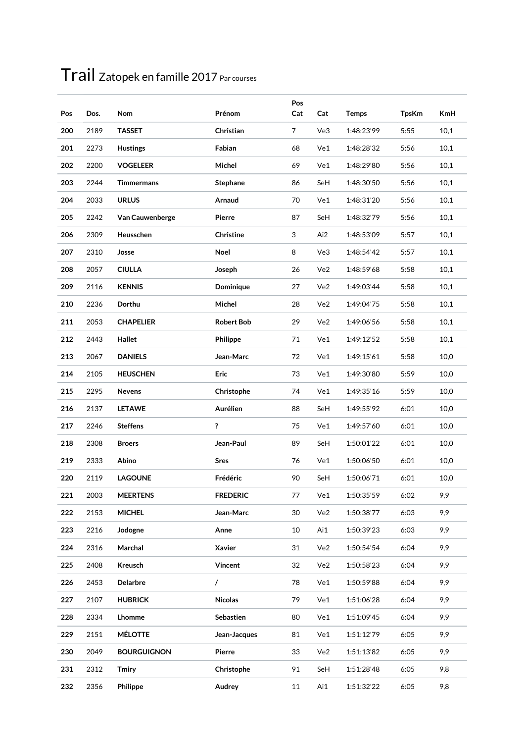# Trail Zatopek en famille 2017 Par courses

| Pos | Dos. | Nom | Prénom | Pos Cat | Cat | Temps | TpsKm | KmH |
|---|---|---|---|---|---|---|---|---|
| 200 | 2189 | TASSET | Christian | 7 | Ve3 | 1:48:23'99 | 5:55 | 10,1 |
| 201 | 2273 | Hustings | Fabian | 68 | Ve1 | 1:48:28'32 | 5:56 | 10,1 |
| 202 | 2200 | VOGELEER | Michel | 69 | Ve1 | 1:48:29'80 | 5:56 | 10,1 |
| 203 | 2244 | Timmermans | Stephane | 86 | SeH | 1:48:30'50 | 5:56 | 10,1 |
| 204 | 2033 | URLUS | Arnaud | 70 | Ve1 | 1:48:31'20 | 5:56 | 10,1 |
| 205 | 2242 | Van Cauwenberge | Pierre | 87 | SeH | 1:48:32'79 | 5:56 | 10,1 |
| 206 | 2309 | Heusschen | Christine | 3 | Ai2 | 1:48:53'09 | 5:57 | 10,1 |
| 207 | 2310 | Josse | Noel | 8 | Ve3 | 1:48:54'42 | 5:57 | 10,1 |
| 208 | 2057 | CIULLA | Joseph | 26 | Ve2 | 1:48:59'68 | 5:58 | 10,1 |
| 209 | 2116 | KENNIS | Dominique | 27 | Ve2 | 1:49:03'44 | 5:58 | 10,1 |
| 210 | 2236 | Dorthu | Michel | 28 | Ve2 | 1:49:04'75 | 5:58 | 10,1 |
| 211 | 2053 | CHAPELIER | Robert Bob | 29 | Ve2 | 1:49:06'56 | 5:58 | 10,1 |
| 212 | 2443 | Hallet | Philippe | 71 | Ve1 | 1:49:12'52 | 5:58 | 10,1 |
| 213 | 2067 | DANIELS | Jean-Marc | 72 | Ve1 | 1:49:15'61 | 5:58 | 10,0 |
| 214 | 2105 | HEUSCHEN | Eric | 73 | Ve1 | 1:49:30'80 | 5:59 | 10,0 |
| 215 | 2295 | Nevens | Christophe | 74 | Ve1 | 1:49:35'16 | 5:59 | 10,0 |
| 216 | 2137 | LETAWE | Aurélien | 88 | SeH | 1:49:55'92 | 6:01 | 10,0 |
| 217 | 2246 | Steffens | ? | 75 | Ve1 | 1:49:57'60 | 6:01 | 10,0 |
| 218 | 2308 | Broers | Jean-Paul | 89 | SeH | 1:50:01'22 | 6:01 | 10,0 |
| 219 | 2333 | Abino | Sres | 76 | Ve1 | 1:50:06'50 | 6:01 | 10,0 |
| 220 | 2119 | LAGOUNE | Frédéric | 90 | SeH | 1:50:06'71 | 6:01 | 10,0 |
| 221 | 2003 | MEERTENS | FREDERIC | 77 | Ve1 | 1:50:35'59 | 6:02 | 9,9 |
| 222 | 2153 | MICHEL | Jean-Marc | 30 | Ve2 | 1:50:38'77 | 6:03 | 9,9 |
| 223 | 2216 | Jodogne | Anne | 10 | Ai1 | 1:50:39'23 | 6:03 | 9,9 |
| 224 | 2316 | Marchal | Xavier | 31 | Ve2 | 1:50:54'54 | 6:04 | 9,9 |
| 225 | 2408 | Kreusch | Vincent | 32 | Ve2 | 1:50:58'23 | 6:04 | 9,9 |
| 226 | 2453 | Delarbre | / | 78 | Ve1 | 1:50:59'88 | 6:04 | 9,9 |
| 227 | 2107 | HUBRICK | Nicolas | 79 | Ve1 | 1:51:06'28 | 6:04 | 9,9 |
| 228 | 2334 | Lhomme | Sebastien | 80 | Ve1 | 1:51:09'45 | 6:04 | 9,9 |
| 229 | 2151 | MÉLOTTE | Jean-Jacques | 81 | Ve1 | 1:51:12'79 | 6:05 | 9,9 |
| 230 | 2049 | BOURGUIGNON | Pierre | 33 | Ve2 | 1:51:13'82 | 6:05 | 9,9 |
| 231 | 2312 | Tmiry | Christophe | 91 | SeH | 1:51:28'48 | 6:05 | 9,8 |
| 232 | 2356 | Philippe | Audrey | 11 | Ai1 | 1:51:32'22 | 6:05 | 9,8 |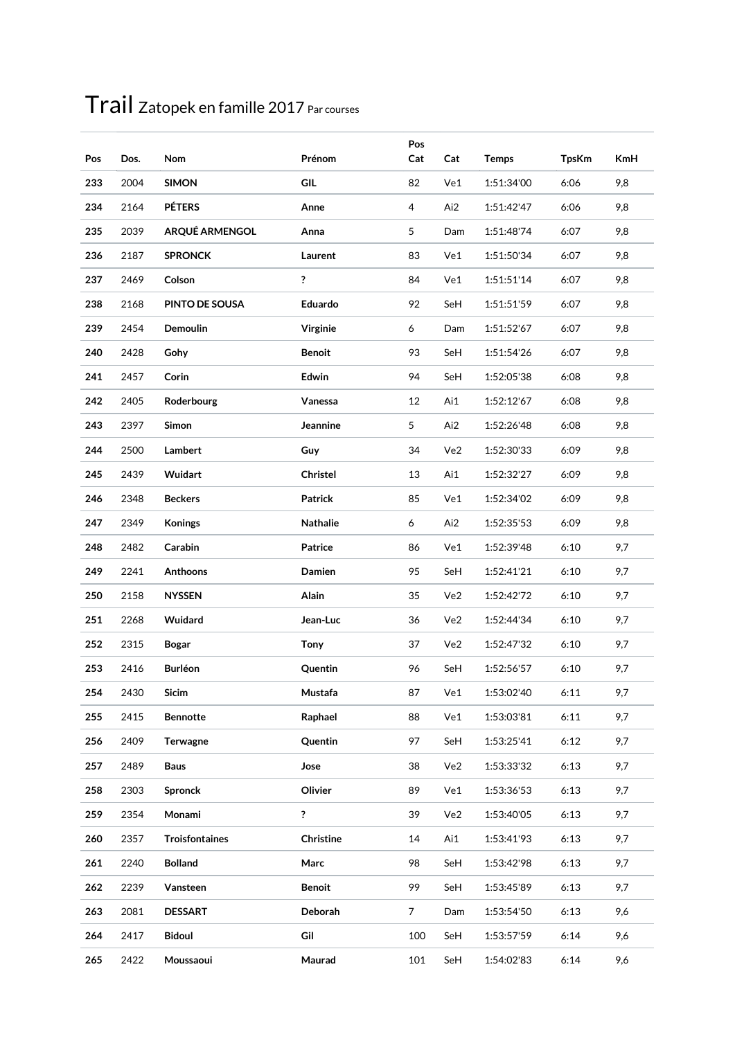# Trail Zatopek en famille 2017 Par courses

| Pos | Dos. | Nom | Prénom | Pos Cat | Cat | Temps | TpsKm | KmH |
|---|---|---|---|---|---|---|---|---|
| **233** | 2004 | **SIMON** | **GIL** | 82 | Ve1 | 1:51:34'00 | 6:06 | 9,8 |
| **234** | 2164 | **PÉTERS** | **Anne** | 4 | Ai2 | 1:51:42'47 | 6:06 | 9,8 |
| **235** | 2039 | **ARQUÉ ARMENGOL** | **Anna** | 5 | Dam | 1:51:48'74 | 6:07 | 9,8 |
| **236** | 2187 | **SPRONCK** | **Laurent** | 83 | Ve1 | 1:51:50'34 | 6:07 | 9,8 |
| **237** | 2469 | **Colson** | **?** | 84 | Ve1 | 1:51:51'14 | 6:07 | 9,8 |
| **238** | 2168 | **PINTO DE SOUSA** | **Eduardo** | 92 | SeH | 1:51:51'59 | 6:07 | 9,8 |
| **239** | 2454 | **Demoulin** | **Virginie** | 6 | Dam | 1:51:52'67 | 6:07 | 9,8 |
| **240** | 2428 | **Gohy** | **Benoit** | 93 | SeH | 1:51:54'26 | 6:07 | 9,8 |
| **241** | 2457 | **Corin** | **Edwin** | 94 | SeH | 1:52:05'38 | 6:08 | 9,8 |
| **242** | 2405 | **Roderbourg** | **Vanessa** | 12 | Ai1 | 1:52:12'67 | 6:08 | 9,8 |
| **243** | 2397 | **Simon** | **Jeannine** | 5 | Ai2 | 1:52:26'48 | 6:08 | 9,8 |
| **244** | 2500 | **Lambert** | **Guy** | 34 | Ve2 | 1:52:30'33 | 6:09 | 9,8 |
| **245** | 2439 | **Wuidart** | **Christel** | 13 | Ai1 | 1:52:32'27 | 6:09 | 9,8 |
| **246** | 2348 | **Beckers** | **Patrick** | 85 | Ve1 | 1:52:34'02 | 6:09 | 9,8 |
| **247** | 2349 | **Konings** | **Nathalie** | 6 | Ai2 | 1:52:35'53 | 6:09 | 9,8 |
| **248** | 2482 | **Carabin** | **Patrice** | 86 | Ve1 | 1:52:39'48 | 6:10 | 9,7 |
| **249** | 2241 | **Anthoons** | **Damien** | 95 | SeH | 1:52:41'21 | 6:10 | 9,7 |
| **250** | 2158 | **NYSSEN** | **Alain** | 35 | Ve2 | 1:52:42'72 | 6:10 | 9,7 |
| **251** | 2268 | **Wuidard** | **Jean-Luc** | 36 | Ve2 | 1:52:44'34 | 6:10 | 9,7 |
| **252** | 2315 | **Bogar** | **Tony** | 37 | Ve2 | 1:52:47'32 | 6:10 | 9,7 |
| **253** | 2416 | **Burléon** | **Quentin** | 96 | SeH | 1:52:56'57 | 6:10 | 9,7 |
| **254** | 2430 | **Sicim** | **Mustafa** | 87 | Ve1 | 1:53:02'40 | 6:11 | 9,7 |
| **255** | 2415 | **Bennotte** | **Raphael** | 88 | Ve1 | 1:53:03'81 | 6:11 | 9,7 |
| **256** | 2409 | **Terwagne** | **Quentin** | 97 | SeH | 1:53:25'41 | 6:12 | 9,7 |
| **257** | 2489 | **Baus** | **Jose** | 38 | Ve2 | 1:53:33'32 | 6:13 | 9,7 |
| **258** | 2303 | **Spronck** | **Olivier** | 89 | Ve1 | 1:53:36'53 | 6:13 | 9,7 |
| **259** | 2354 | **Monami** | **?** | 39 | Ve2 | 1:53:40'05 | 6:13 | 9,7 |
| **260** | 2357 | **Troisfontaines** | **Christine** | 14 | Ai1 | 1:53:41'93 | 6:13 | 9,7 |
| **261** | 2240 | **Bolland** | **Marc** | 98 | SeH | 1:53:42'98 | 6:13 | 9,7 |
| **262** | 2239 | **Vansteen** | **Benoit** | 99 | SeH | 1:53:45'89 | 6:13 | 9,7 |
| **263** | 2081 | **DESSART** | **Deborah** | 7 | Dam | 1:53:54'50 | 6:13 | 9,6 |
| **264** | 2417 | **Bidoul** | **Gil** | 100 | SeH | 1:53:57'59 | 6:14 | 9,6 |
| **265** | 2422 | **Moussaoui** | **Maurad** | 101 | SeH | 1:54:02'83 | 6:14 | 9,6 |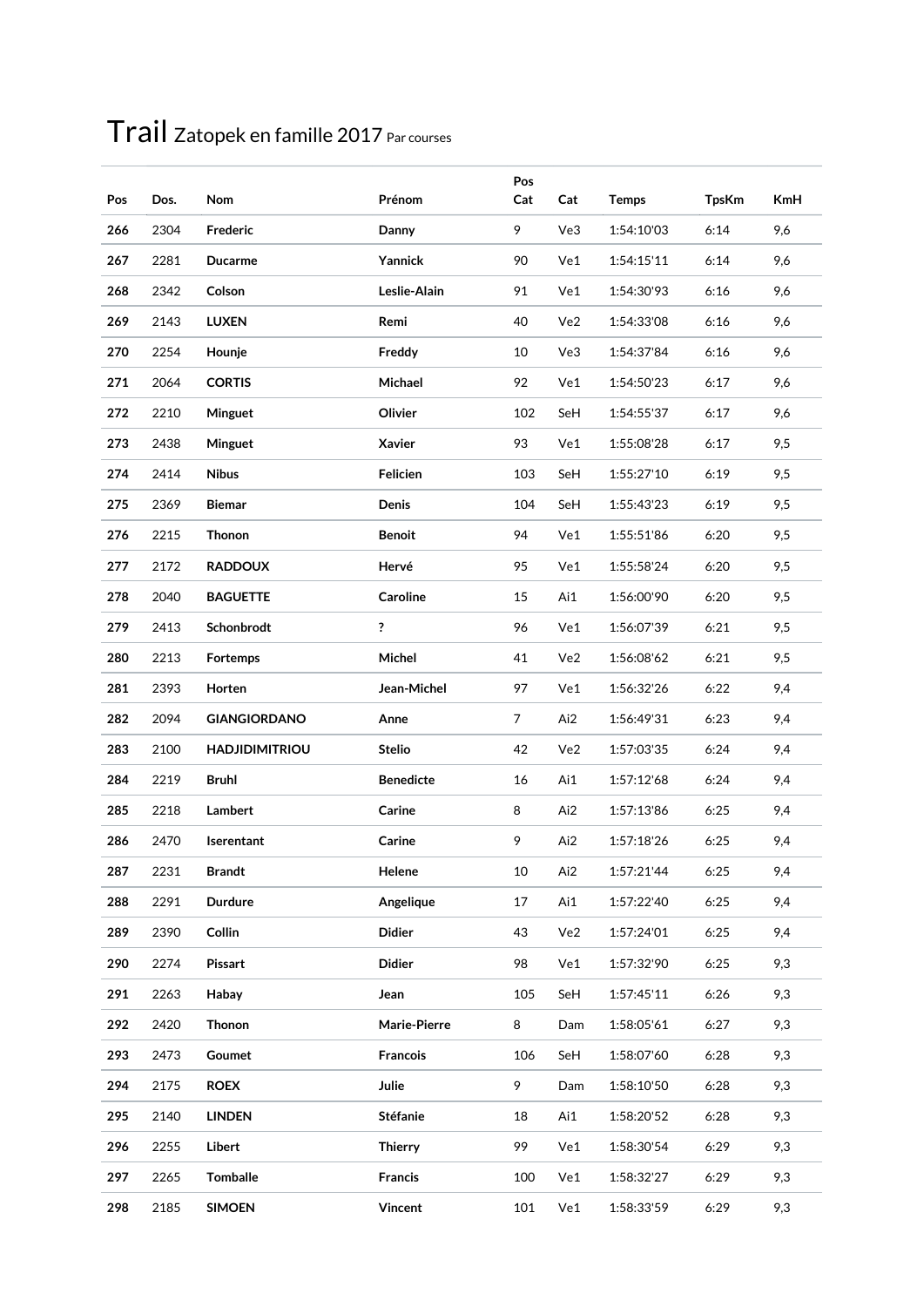# Trail Zatopek en famille 2017 Par courses

| Pos | Dos. | Nom | Prénom | Pos Cat | Cat | Temps | TpsKm | KmH |
|---|---|---|---|---|---|---|---|---|
| **266** | 2304 | **Frederic** | **Danny** | 9 | Ve3 | 1:54:10'03 | 6:14 | 9,6 |
| **267** | 2281 | **Ducarme** | **Yannick** | 90 | Ve1 | 1:54:15'11 | 6:14 | 9,6 |
| **268** | 2342 | **Colson** | **Leslie-Alain** | 91 | Ve1 | 1:54:30'93 | 6:16 | 9,6 |
| **269** | 2143 | **LUXEN** | **Remi** | 40 | Ve2 | 1:54:33'08 | 6:16 | 9,6 |
| **270** | 2254 | **Hounje** | **Freddy** | 10 | Ve3 | 1:54:37'84 | 6:16 | 9,6 |
| **271** | 2064 | **CORTIS** | **Michael** | 92 | Ve1 | 1:54:50'23 | 6:17 | 9,6 |
| **272** | 2210 | **Minguet** | **Olivier** | 102 | SeH | 1:54:55'37 | 6:17 | 9,6 |
| **273** | 2438 | **Minguet** | **Xavier** | 93 | Ve1 | 1:55:08'28 | 6:17 | 9,5 |
| **274** | 2414 | **Nibus** | **Felicien** | 103 | SeH | 1:55:27'10 | 6:19 | 9,5 |
| **275** | 2369 | **Biemar** | **Denis** | 104 | SeH | 1:55:43'23 | 6:19 | 9,5 |
| **276** | 2215 | **Thonon** | **Benoit** | 94 | Ve1 | 1:55:51'86 | 6:20 | 9,5 |
| **277** | 2172 | **RADDOUX** | **Hervé** | 95 | Ve1 | 1:55:58'24 | 6:20 | 9,5 |
| **278** | 2040 | **BAGUETTE** | **Caroline** | 15 | Ai1 | 1:56:00'90 | 6:20 | 9,5 |
| **279** | 2413 | **Schonbrodt** | **?** | 96 | Ve1 | 1:56:07'39 | 6:21 | 9,5 |
| **280** | 2213 | **Fortemps** | **Michel** | 41 | Ve2 | 1:56:08'62 | 6:21 | 9,5 |
| **281** | 2393 | **Horten** | **Jean-Michel** | 97 | Ve1 | 1:56:32'26 | 6:22 | 9,4 |
| **282** | 2094 | **GIANGIORDANO** | **Anne** | 7 | Ai2 | 1:56:49'31 | 6:23 | 9,4 |
| **283** | 2100 | **HADJIDIMITRIOU** | **Stelio** | 42 | Ve2 | 1:57:03'35 | 6:24 | 9,4 |
| **284** | 2219 | **Bruhl** | **Benedicte** | 16 | Ai1 | 1:57:12'68 | 6:24 | 9,4 |
| **285** | 2218 | **Lambert** | **Carine** | 8 | Ai2 | 1:57:13'86 | 6:25 | 9,4 |
| **286** | 2470 | **Iserentant** | **Carine** | 9 | Ai2 | 1:57:18'26 | 6:25 | 9,4 |
| **287** | 2231 | **Brandt** | **Helene** | 10 | Ai2 | 1:57:21'44 | 6:25 | 9,4 |
| **288** | 2291 | **Durdure** | **Angelique** | 17 | Ai1 | 1:57:22'40 | 6:25 | 9,4 |
| **289** | 2390 | **Collin** | **Didier** | 43 | Ve2 | 1:57:24'01 | 6:25 | 9,4 |
| **290** | 2274 | **Pissart** | **Didier** | 98 | Ve1 | 1:57:32'90 | 6:25 | 9,3 |
| **291** | 2263 | **Habay** | **Jean** | 105 | SeH | 1:57:45'11 | 6:26 | 9,3 |
| **292** | 2420 | **Thonon** | **Marie-Pierre** | 8 | Dam | 1:58:05'61 | 6:27 | 9,3 |
| **293** | 2473 | **Goumet** | **Francois** | 106 | SeH | 1:58:07'60 | 6:28 | 9,3 |
| **294** | 2175 | **ROEX** | **Julie** | 9 | Dam | 1:58:10'50 | 6:28 | 9,3 |
| **295** | 2140 | **LINDEN** | **Stéfanie** | 18 | Ai1 | 1:58:20'52 | 6:28 | 9,3 |
| **296** | 2255 | **Libert** | **Thierry** | 99 | Ve1 | 1:58:30'54 | 6:29 | 9,3 |
| **297** | 2265 | **Tomballe** | **Francis** | 100 | Ve1 | 1:58:32'27 | 6:29 | 9,3 |
| **298** | 2185 | **SIMOEN** | **Vincent** | 101 | Ve1 | 1:58:33'59 | 6:29 | 9,3 |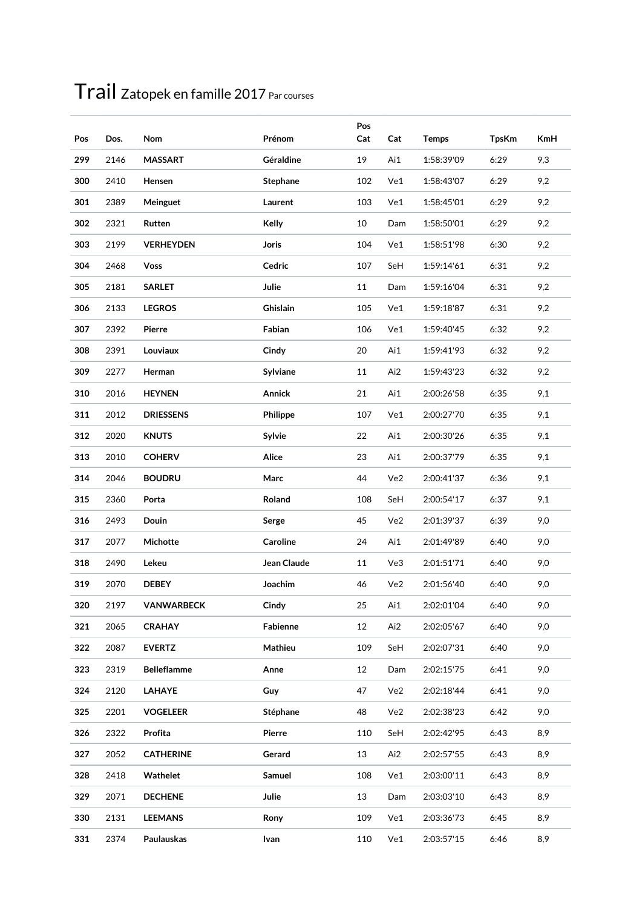# Trail Zatopek en famille 2017 Par courses

| Pos | Dos. | Nom | Prénom | Pos Cat | Cat | Temps | TpsKm | KmH |
|---|---|---|---|---|---|---|---|---|
| **299** | 2146 | **MASSART** | **Géraldine** | 19 | Ai1 | 1:58:39'09 | 6:29 | 9,3 |
| **300** | 2410 | **Hensen** | **Stephane** | 102 | Ve1 | 1:58:43'07 | 6:29 | 9,2 |
| **301** | 2389 | **Meinguet** | **Laurent** | 103 | Ve1 | 1:58:45'01 | 6:29 | 9,2 |
| **302** | 2321 | **Rutten** | **Kelly** | 10 | Dam | 1:58:50'01 | 6:29 | 9,2 |
| **303** | 2199 | **VERHEYDEN** | **Joris** | 104 | Ve1 | 1:58:51'98 | 6:30 | 9,2 |
| **304** | 2468 | **Voss** | **Cedric** | 107 | SeH | 1:59:14'61 | 6:31 | 9,2 |
| **305** | 2181 | **SARLET** | **Julie** | 11 | Dam | 1:59:16'04 | 6:31 | 9,2 |
| **306** | 2133 | **LEGROS** | **Ghislain** | 105 | Ve1 | 1:59:18'87 | 6:31 | 9,2 |
| **307** | 2392 | **Pierre** | **Fabian** | 106 | Ve1 | 1:59:40'45 | 6:32 | 9,2 |
| **308** | 2391 | **Louviaux** | **Cindy** | 20 | Ai1 | 1:59:41'93 | 6:32 | 9,2 |
| **309** | 2277 | **Herman** | **Sylviane** | 11 | Ai2 | 1:59:43'23 | 6:32 | 9,2 |
| **310** | 2016 | **HEYNEN** | **Annick** | 21 | Ai1 | 2:00:26'58 | 6:35 | 9,1 |
| **311** | 2012 | **DRIESSENS** | **Philippe** | 107 | Ve1 | 2:00:27'70 | 6:35 | 9,1 |
| **312** | 2020 | **KNUTS** | **Sylvie** | 22 | Ai1 | 2:00:30'26 | 6:35 | 9,1 |
| **313** | 2010 | **COHERV** | **Alice** | 23 | Ai1 | 2:00:37'79 | 6:35 | 9,1 |
| **314** | 2046 | **BOUDRU** | **Marc** | 44 | Ve2 | 2:00:41'37 | 6:36 | 9,1 |
| **315** | 2360 | **Porta** | **Roland** | 108 | SeH | 2:00:54'17 | 6:37 | 9,1 |
| **316** | 2493 | **Douin** | **Serge** | 45 | Ve2 | 2:01:39'37 | 6:39 | 9,0 |
| **317** | 2077 | **Michotte** | **Caroline** | 24 | Ai1 | 2:01:49'89 | 6:40 | 9,0 |
| **318** | 2490 | **Lekeu** | **Jean Claude** | 11 | Ve3 | 2:01:51'71 | 6:40 | 9,0 |
| **319** | 2070 | **DEBEY** | **Joachim** | 46 | Ve2 | 2:01:56'40 | 6:40 | 9,0 |
| **320** | 2197 | **VANWARBECK** | **Cindy** | 25 | Ai1 | 2:02:01'04 | 6:40 | 9,0 |
| **321** | 2065 | **CRAHAY** | **Fabienne** | 12 | Ai2 | 2:02:05'67 | 6:40 | 9,0 |
| **322** | 2087 | **EVERTZ** | **Mathieu** | 109 | SeH | 2:02:07'31 | 6:40 | 9,0 |
| **323** | 2319 | **Belleflamme** | **Anne** | 12 | Dam | 2:02:15'75 | 6:41 | 9,0 |
| **324** | 2120 | **LAHAYE** | **Guy** | 47 | Ve2 | 2:02:18'44 | 6:41 | 9,0 |
| **325** | 2201 | **VOGELEER** | **Stéphane** | 48 | Ve2 | 2:02:38'23 | 6:42 | 9,0 |
| **326** | 2322 | **Profita** | **Pierre** | 110 | SeH | 2:02:42'95 | 6:43 | 8,9 |
| **327** | 2052 | **CATHERINE** | **Gerard** | 13 | Ai2 | 2:02:57'55 | 6:43 | 8,9 |
| **328** | 2418 | **Wathelet** | **Samuel** | 108 | Ve1 | 2:03:00'11 | 6:43 | 8,9 |
| **329** | 2071 | **DECHENE** | **Julie** | 13 | Dam | 2:03:03'10 | 6:43 | 8,9 |
| **330** | 2131 | **LEEMANS** | **Rony** | 109 | Ve1 | 2:03:36'73 | 6:45 | 8,9 |
| **331** | 2374 | **Paulauskas** | **Ivan** | 110 | Ve1 | 2:03:57'15 | 6:46 | 8,9 |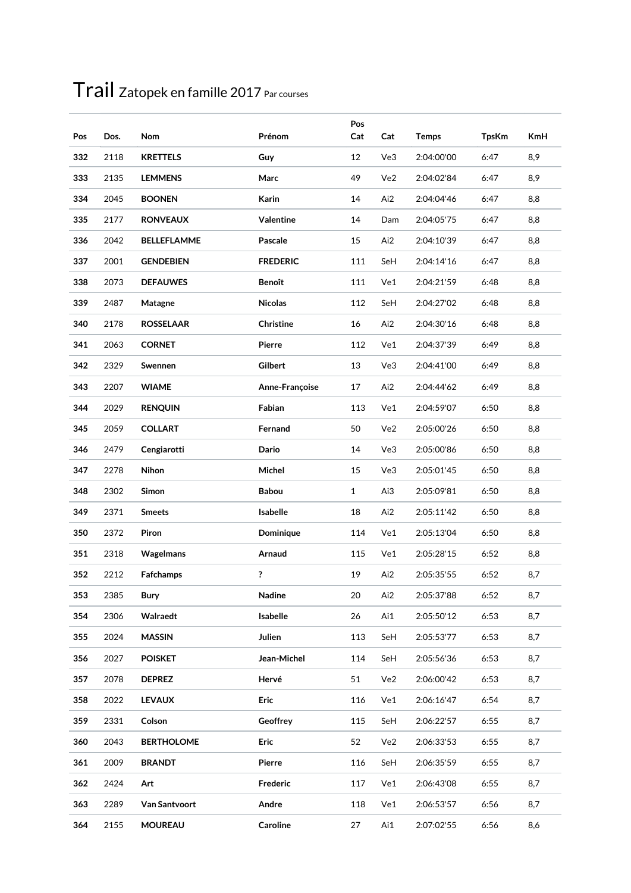# Trail Zatopek en famille 2017 Par courses

| Pos | Dos. | Nom | Prénom | Pos Cat | Cat | Temps | TpsKm | KmH |
|---|---|---|---|---|---|---|---|---|
| **332** | 2118 | **KRETTELS** | **Guy** | 12 | Ve3 | 2:04:00'00 | 6:47 | 8,9 |
| **333** | 2135 | **LEMMENS** | **Marc** | 49 | Ve2 | 2:04:02'84 | 6:47 | 8,9 |
| **334** | 2045 | **BOONEN** | **Karin** | 14 | Ai2 | 2:04:04'46 | 6:47 | 8,8 |
| **335** | 2177 | **RONVEAUX** | **Valentine** | 14 | Dam | 2:04:05'75 | 6:47 | 8,8 |
| **336** | 2042 | **BELLEFLAMME** | **Pascale** | 15 | Ai2 | 2:04:10'39 | 6:47 | 8,8 |
| **337** | 2001 | **GENDEBIEN** | **FREDERIC** | 111 | SeH | 2:04:14'16 | 6:47 | 8,8 |
| **338** | 2073 | **DEFAUWES** | **Benoît** | 111 | Ve1 | 2:04:21'59 | 6:48 | 8,8 |
| **339** | 2487 | **Matagne** | **Nicolas** | 112 | SeH | 2:04:27'02 | 6:48 | 8,8 |
| **340** | 2178 | **ROSSELAAR** | **Christine** | 16 | Ai2 | 2:04:30'16 | 6:48 | 8,8 |
| **341** | 2063 | **CORNET** | **Pierre** | 112 | Ve1 | 2:04:37'39 | 6:49 | 8,8 |
| **342** | 2329 | **Swennen** | **Gilbert** | 13 | Ve3 | 2:04:41'00 | 6:49 | 8,8 |
| **343** | 2207 | **WIAME** | **Anne-Françoise** | 17 | Ai2 | 2:04:44'62 | 6:49 | 8,8 |
| **344** | 2029 | **RENQUIN** | **Fabian** | 113 | Ve1 | 2:04:59'07 | 6:50 | 8,8 |
| **345** | 2059 | **COLLART** | **Fernand** | 50 | Ve2 | 2:05:00'26 | 6:50 | 8,8 |
| **346** | 2479 | **Cengiarotti** | **Dario** | 14 | Ve3 | 2:05:00'86 | 6:50 | 8,8 |
| **347** | 2278 | **Nihon** | **Michel** | 15 | Ve3 | 2:05:01'45 | 6:50 | 8,8 |
| **348** | 2302 | **Simon** | **Babou** | 1 | Ai3 | 2:05:09'81 | 6:50 | 8,8 |
| **349** | 2371 | **Smeets** | **Isabelle** | 18 | Ai2 | 2:05:11'42 | 6:50 | 8,8 |
| **350** | 2372 | **Piron** | **Dominique** | 114 | Ve1 | 2:05:13'04 | 6:50 | 8,8 |
| **351** | 2318 | **Wagelmans** | **Arnaud** | 115 | Ve1 | 2:05:28'15 | 6:52 | 8,8 |
| **352** | 2212 | **Fafchamps** | **?** | 19 | Ai2 | 2:05:35'55 | 6:52 | 8,7 |
| **353** | 2385 | **Bury** | **Nadine** | 20 | Ai2 | 2:05:37'88 | 6:52 | 8,7 |
| **354** | 2306 | **Walraedt** | **Isabelle** | 26 | Ai1 | 2:05:50'12 | 6:53 | 8,7 |
| **355** | 2024 | **MASSIN** | **Julien** | 113 | SeH | 2:05:53'77 | 6:53 | 8,7 |
| **356** | 2027 | **POISKET** | **Jean-Michel** | 114 | SeH | 2:05:56'36 | 6:53 | 8,7 |
| **357** | 2078 | **DEPREZ** | **Hervé** | 51 | Ve2 | 2:06:00'42 | 6:53 | 8,7 |
| **358** | 2022 | **LEVAUX** | **Eric** | 116 | Ve1 | 2:06:16'47 | 6:54 | 8,7 |
| **359** | 2331 | **Colson** | **Geoffrey** | 115 | SeH | 2:06:22'57 | 6:55 | 8,7 |
| **360** | 2043 | **BERTHOLOME** | **Eric** | 52 | Ve2 | 2:06:33'53 | 6:55 | 8,7 |
| **361** | 2009 | **BRANDT** | **Pierre** | 116 | SeH | 2:06:35'59 | 6:55 | 8,7 |
| **362** | 2424 | **Art** | **Frederic** | 117 | Ve1 | 2:06:43'08 | 6:55 | 8,7 |
| **363** | 2289 | **Van Santvoort** | **Andre** | 118 | Ve1 | 2:06:53'57 | 6:56 | 8,7 |
| **364** | 2155 | **MOUREAU** | **Caroline** | 27 | Ai1 | 2:07:02'55 | 6:56 | 8,6 |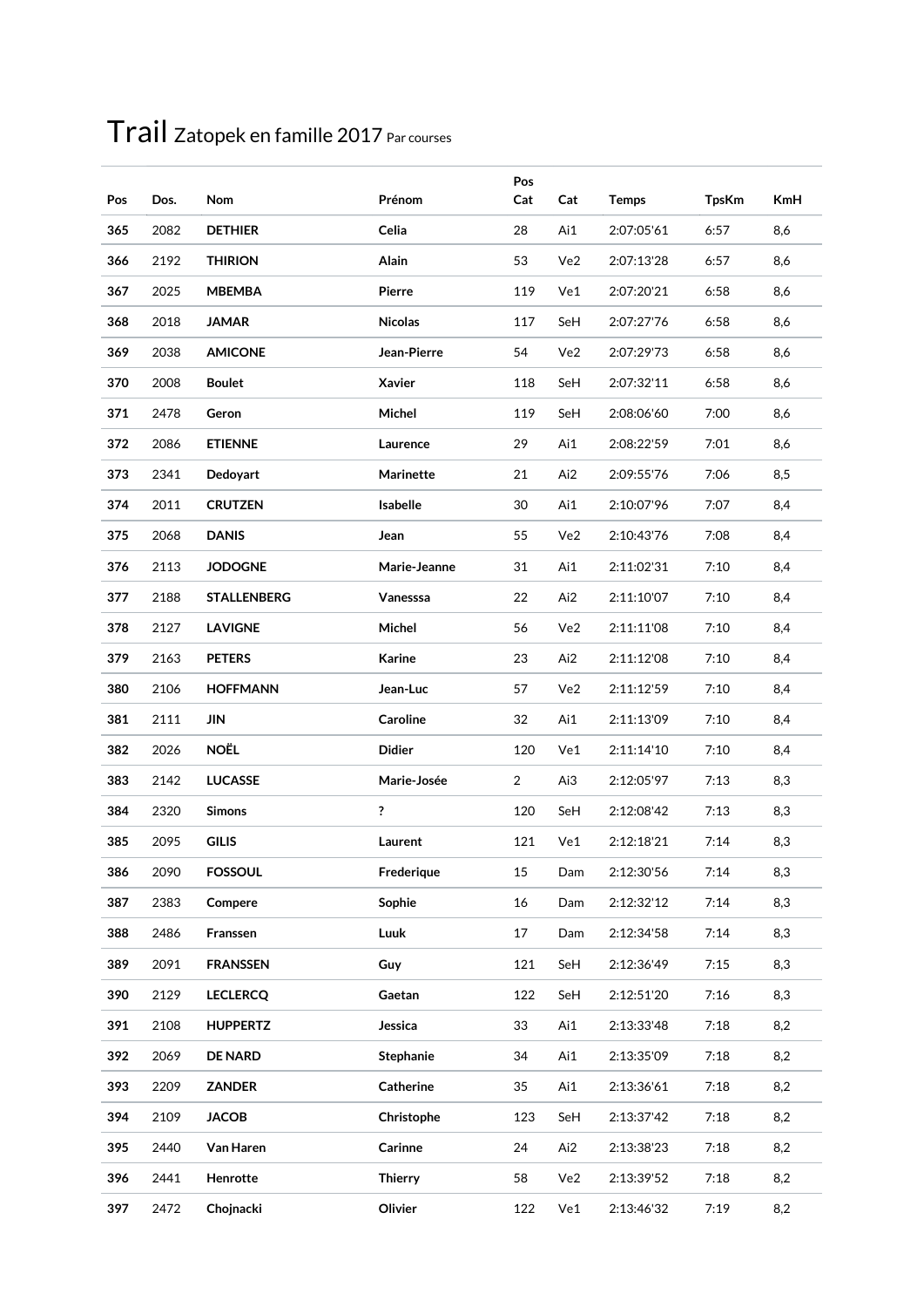# Trail Zatopek en famille 2017 Par courses

| Pos | Dos. | Nom | Prénom | Pos Cat | Cat | Temps | TpsKm | KmH |
|---|---|---|---|---|---|---|---|---|
| **365** | 2082 | **DETHIER** | **Celia** | 28 | Ai1 | 2:07:05'61 | 6:57 | 8,6 |
| **366** | 2192 | **THIRION** | **Alain** | 53 | Ve2 | 2:07:13'28 | 6:57 | 8,6 |
| **367** | 2025 | **MBEMBA** | **Pierre** | 119 | Ve1 | 2:07:20'21 | 6:58 | 8,6 |
| **368** | 2018 | **JAMAR** | **Nicolas** | 117 | SeH | 2:07:27'76 | 6:58 | 8,6 |
| **369** | 2038 | **AMICONE** | **Jean-Pierre** | 54 | Ve2 | 2:07:29'73 | 6:58 | 8,6 |
| **370** | 2008 | **Boulet** | **Xavier** | 118 | SeH | 2:07:32'11 | 6:58 | 8,6 |
| **371** | 2478 | **Geron** | **Michel** | 119 | SeH | 2:08:06'60 | 7:00 | 8,6 |
| **372** | 2086 | **ETIENNE** | **Laurence** | 29 | Ai1 | 2:08:22'59 | 7:01 | 8,6 |
| **373** | 2341 | **Dedoyart** | **Marinette** | 21 | Ai2 | 2:09:55'76 | 7:06 | 8,5 |
| **374** | 2011 | **CRUTZEN** | **Isabelle** | 30 | Ai1 | 2:10:07'96 | 7:07 | 8,4 |
| **375** | 2068 | **DANIS** | **Jean** | 55 | Ve2 | 2:10:43'76 | 7:08 | 8,4 |
| **376** | 2113 | **JODOGNE** | **Marie-Jeanne** | 31 | Ai1 | 2:11:02'31 | 7:10 | 8,4 |
| **377** | 2188 | **STALLENBERG** | **Vanesssa** | 22 | Ai2 | 2:11:10'07 | 7:10 | 8,4 |
| **378** | 2127 | **LAVIGNE** | **Michel** | 56 | Ve2 | 2:11:11'08 | 7:10 | 8,4 |
| **379** | 2163 | **PETERS** | **Karine** | 23 | Ai2 | 2:11:12'08 | 7:10 | 8,4 |
| **380** | 2106 | **HOFFMANN** | **Jean-Luc** | 57 | Ve2 | 2:11:12'59 | 7:10 | 8,4 |
| **381** | 2111 | **JIN** | **Caroline** | 32 | Ai1 | 2:11:13'09 | 7:10 | 8,4 |
| **382** | 2026 | **NOËL** | **Didier** | 120 | Ve1 | 2:11:14'10 | 7:10 | 8,4 |
| **383** | 2142 | **LUCASSE** | **Marie-Josée** | 2 | Ai3 | 2:12:05'97 | 7:13 | 8,3 |
| **384** | 2320 | **Simons** | **?** | 120 | SeH | 2:12:08'42 | 7:13 | 8,3 |
| **385** | 2095 | **GILIS** | **Laurent** | 121 | Ve1 | 2:12:18'21 | 7:14 | 8,3 |
| **386** | 2090 | **FOSSOUL** | **Frederique** | 15 | Dam | 2:12:30'56 | 7:14 | 8,3 |
| **387** | 2383 | **Compere** | **Sophie** | 16 | Dam | 2:12:32'12 | 7:14 | 8,3 |
| **388** | 2486 | **Franssen** | **Luuk** | 17 | Dam | 2:12:34'58 | 7:14 | 8,3 |
| **389** | 2091 | **FRANSSEN** | **Guy** | 121 | SeH | 2:12:36'49 | 7:15 | 8,3 |
| **390** | 2129 | **LECLERCQ** | **Gaetan** | 122 | SeH | 2:12:51'20 | 7:16 | 8,3 |
| **391** | 2108 | **HUPPERTZ** | **Jessica** | 33 | Ai1 | 2:13:33'48 | 7:18 | 8,2 |
| **392** | 2069 | **DE NARD** | **Stephanie** | 34 | Ai1 | 2:13:35'09 | 7:18 | 8,2 |
| **393** | 2209 | **ZANDER** | **Catherine** | 35 | Ai1 | 2:13:36'61 | 7:18 | 8,2 |
| **394** | 2109 | **JACOB** | **Christophe** | 123 | SeH | 2:13:37'42 | 7:18 | 8,2 |
| **395** | 2440 | **Van Haren** | **Carinne** | 24 | Ai2 | 2:13:38'23 | 7:18 | 8,2 |
| **396** | 2441 | **Henrotte** | **Thierry** | 58 | Ve2 | 2:13:39'52 | 7:18 | 8,2 |
| **397** | 2472 | **Chojnacki** | **Olivier** | 122 | Ve1 | 2:13:46'32 | 7:19 | 8,2 |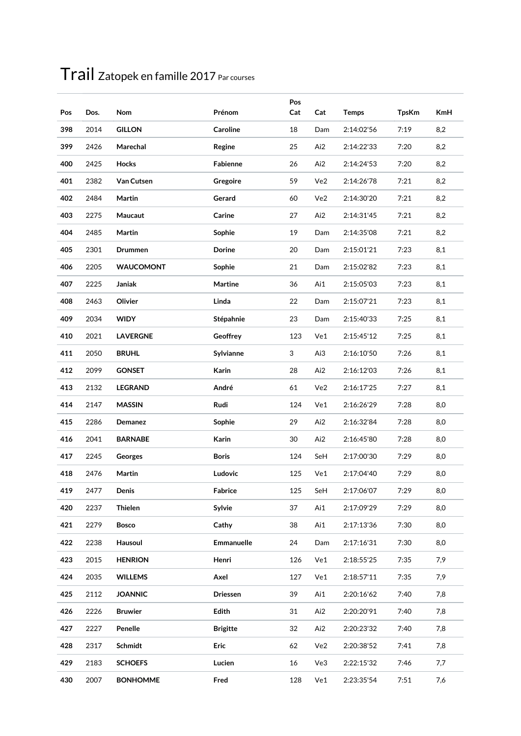# Trail Zatopek en famille 2017 Par courses

| Pos | Dos. | Nom | Prénom | Pos Cat | Cat | Temps | TpsKm | KmH |
|---|---|---|---|---|---|---|---|---|
| **398** | 2014 | **GILLON** | **Caroline** | 18 | Dam | 2:14:02'56 | 7:19 | 8,2 |
| **399** | 2426 | **Marechal** | **Regine** | 25 | Ai2 | 2:14:22'33 | 7:20 | 8,2 |
| **400** | 2425 | **Hocks** | **Fabienne** | 26 | Ai2 | 2:14:24'53 | 7:20 | 8,2 |
| **401** | 2382 | **Van Cutsen** | **Gregoire** | 59 | Ve2 | 2:14:26'78 | 7:21 | 8,2 |
| **402** | 2484 | **Martin** | **Gerard** | 60 | Ve2 | 2:14:30'20 | 7:21 | 8,2 |
| **403** | 2275 | **Maucaut** | **Carine** | 27 | Ai2 | 2:14:31'45 | 7:21 | 8,2 |
| **404** | 2485 | **Martin** | **Sophie** | 19 | Dam | 2:14:35'08 | 7:21 | 8,2 |
| **405** | 2301 | **Drummen** | **Dorine** | 20 | Dam | 2:15:01'21 | 7:23 | 8,1 |
| **406** | 2205 | **WAUCOMONT** | **Sophie** | 21 | Dam | 2:15:02'82 | 7:23 | 8,1 |
| **407** | 2225 | **Janiak** | **Martine** | 36 | Ai1 | 2:15:05'03 | 7:23 | 8,1 |
| **408** | 2463 | **Olivier** | **Linda** | 22 | Dam | 2:15:07'21 | 7:23 | 8,1 |
| **409** | 2034 | **WIDY** | **Stépahnie** | 23 | Dam | 2:15:40'33 | 7:25 | 8,1 |
| **410** | 2021 | **LAVERGNE** | **Geoffrey** | 123 | Ve1 | 2:15:45'12 | 7:25 | 8,1 |
| **411** | 2050 | **BRUHL** | **Sylvianne** | 3 | Ai3 | 2:16:10'50 | 7:26 | 8,1 |
| **412** | 2099 | **GONSET** | **Karin** | 28 | Ai2 | 2:16:12'03 | 7:26 | 8,1 |
| **413** | 2132 | **LEGRAND** | **André** | 61 | Ve2 | 2:16:17'25 | 7:27 | 8,1 |
| **414** | 2147 | **MASSIN** | **Rudi** | 124 | Ve1 | 2:16:26'29 | 7:28 | 8,0 |
| **415** | 2286 | **Demanez** | **Sophie** | 29 | Ai2 | 2:16:32'84 | 7:28 | 8,0 |
| **416** | 2041 | **BARNABE** | **Karin** | 30 | Ai2 | 2:16:45'80 | 7:28 | 8,0 |
| **417** | 2245 | **Georges** | **Boris** | 124 | SeH | 2:17:00'30 | 7:29 | 8,0 |
| **418** | 2476 | **Martin** | **Ludovic** | 125 | Ve1 | 2:17:04'40 | 7:29 | 8,0 |
| **419** | 2477 | **Denis** | **Fabrice** | 125 | SeH | 2:17:06'07 | 7:29 | 8,0 |
| **420** | 2237 | **Thielen** | **Sylvie** | 37 | Ai1 | 2:17:09'29 | 7:29 | 8,0 |
| **421** | 2279 | **Bosco** | **Cathy** | 38 | Ai1 | 2:17:13'36 | 7:30 | 8,0 |
| **422** | 2238 | **Hausoul** | **Emmanuelle** | 24 | Dam | 2:17:16'31 | 7:30 | 8,0 |
| **423** | 2015 | **HENRION** | **Henri** | 126 | Ve1 | 2:18:55'25 | 7:35 | 7,9 |
| **424** | 2035 | **WILLEMS** | **Axel** | 127 | Ve1 | 2:18:57'11 | 7:35 | 7,9 |
| **425** | 2112 | **JOANNIC** | **Driessen** | 39 | Ai1 | 2:20:16'62 | 7:40 | 7,8 |
| **426** | 2226 | **Bruwier** | **Edith** | 31 | Ai2 | 2:20:20'91 | 7:40 | 7,8 |
| **427** | 2227 | **Penelle** | **Brigitte** | 32 | Ai2 | 2:20:23'32 | 7:40 | 7,8 |
| **428** | 2317 | **Schmidt** | **Eric** | 62 | Ve2 | 2:20:38'52 | 7:41 | 7,8 |
| **429** | 2183 | **SCHOEFS** | **Lucien** | 16 | Ve3 | 2:22:15'32 | 7:46 | 7,7 |
| **430** | 2007 | **BONHOMME** | **Fred** | 128 | Ve1 | 2:23:35'54 | 7:51 | 7,6 |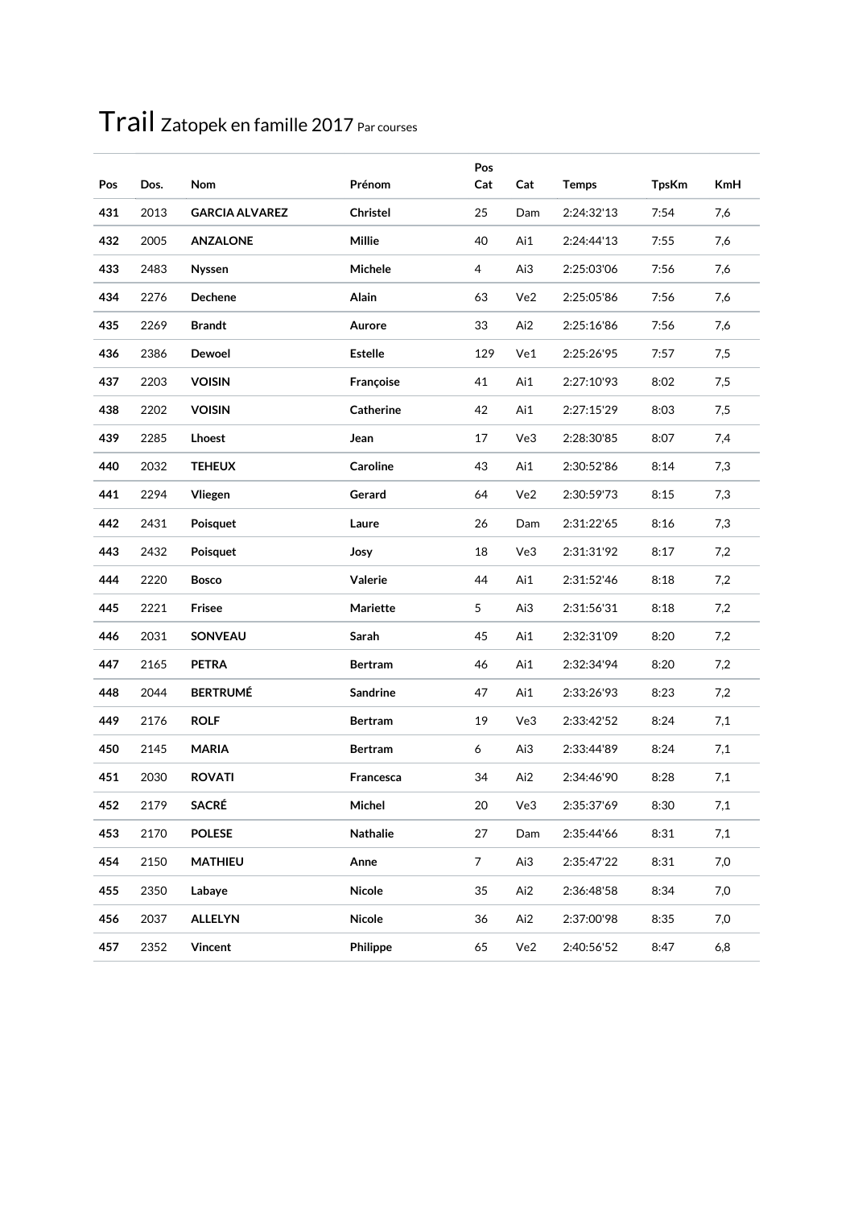# Trail Zatopek en famille 2017 Par courses

| Pos | Dos. | Nom | Prénom | Pos Cat | Cat | Temps | TpsKm | KmH |
|---|---|---|---|---|---|---|---|---|
| **431** | 2013 | **GARCIA ALVAREZ** | **Christel** | 25 | Dam | 2:24:32'13 | 7:54 | 7,6 |
| **432** | 2005 | **ANZALONE** | **Millie** | 40 | Ai1 | 2:24:44'13 | 7:55 | 7,6 |
| **433** | 2483 | **Nyssen** | **Michele** | 4 | Ai3 | 2:25:03'06 | 7:56 | 7,6 |
| **434** | 2276 | **Dechene** | **Alain** | 63 | Ve2 | 2:25:05'86 | 7:56 | 7,6 |
| **435** | 2269 | **Brandt** | **Aurore** | 33 | Ai2 | 2:25:16'86 | 7:56 | 7,6 |
| **436** | 2386 | **Dewoel** | **Estelle** | 129 | Ve1 | 2:25:26'95 | 7:57 | 7,5 |
| **437** | 2203 | **VOISIN** | **Françoise** | 41 | Ai1 | 2:27:10'93 | 8:02 | 7,5 |
| **438** | 2202 | **VOISIN** | **Catherine** | 42 | Ai1 | 2:27:15'29 | 8:03 | 7,5 |
| **439** | 2285 | **Lhoest** | **Jean** | 17 | Ve3 | 2:28:30'85 | 8:07 | 7,4 |
| **440** | 2032 | **TEHEUX** | **Caroline** | 43 | Ai1 | 2:30:52'86 | 8:14 | 7,3 |
| **441** | 2294 | **Vliegen** | **Gerard** | 64 | Ve2 | 2:30:59'73 | 8:15 | 7,3 |
| **442** | 2431 | **Poisquet** | **Laure** | 26 | Dam | 2:31:22'65 | 8:16 | 7,3 |
| **443** | 2432 | **Poisquet** | **Josy** | 18 | Ve3 | 2:31:31'92 | 8:17 | 7,2 |
| **444** | 2220 | **Bosco** | **Valerie** | 44 | Ai1 | 2:31:52'46 | 8:18 | 7,2 |
| **445** | 2221 | **Frisee** | **Mariette** | 5 | Ai3 | 2:31:56'31 | 8:18 | 7,2 |
| **446** | 2031 | **SONVEAU** | **Sarah** | 45 | Ai1 | 2:32:31'09 | 8:20 | 7,2 |
| **447** | 2165 | **PETRA** | **Bertram** | 46 | Ai1 | 2:32:34'94 | 8:20 | 7,2 |
| **448** | 2044 | **BERTRUMÉ** | **Sandrine** | 47 | Ai1 | 2:33:26'93 | 8:23 | 7,2 |
| **449** | 2176 | **ROLF** | **Bertram** | 19 | Ve3 | 2:33:42'52 | 8:24 | 7,1 |
| **450** | 2145 | **MARIA** | **Bertram** | 6 | Ai3 | 2:33:44'89 | 8:24 | 7,1 |
| **451** | 2030 | **ROVATI** | **Francesca** | 34 | Ai2 | 2:34:46'90 | 8:28 | 7,1 |
| **452** | 2179 | **SACRÉ** | **Michel** | 20 | Ve3 | 2:35:37'69 | 8:30 | 7,1 |
| **453** | 2170 | **POLESE** | **Nathalie** | 27 | Dam | 2:35:44'66 | 8:31 | 7,1 |
| **454** | 2150 | **MATHIEU** | **Anne** | 7 | Ai3 | 2:35:47'22 | 8:31 | 7,0 |
| **455** | 2350 | **Labaye** | **Nicole** | 35 | Ai2 | 2:36:48'58 | 8:34 | 7,0 |
| **456** | 2037 | **ALLELYN** | **Nicole** | 36 | Ai2 | 2:37:00'98 | 8:35 | 7,0 |
| **457** | 2352 | **Vincent** | **Philippe** | 65 | Ve2 | 2:40:56'52 | 8:47 | 6,8 |